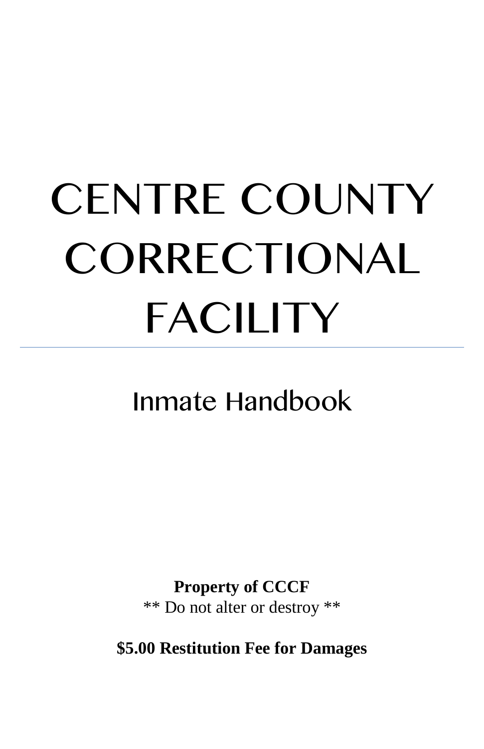# CENTRE COUNTY CORRECTIONAL FACILITY

---

## Inmate Handbook

**Property of CCCF**
** Do not alter or destroy **

**$5.00 Restitution Fee for Damages**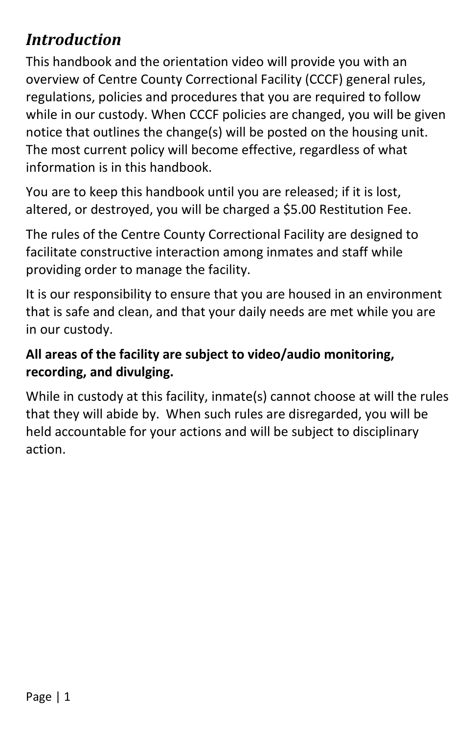## *Introduction*

This handbook and the orientation video will provide you with an overview of Centre County Correctional Facility (CCCF) general rules, regulations, policies and procedures that you are required to follow while in our custody. When CCCF policies are changed, you will be given notice that outlines the change(s) will be posted on the housing unit. The most current policy will become effective, regardless of what information is in this handbook.

You are to keep this handbook until you are released; if it is lost, altered, or destroyed, you will be charged a $5.00 Restitution Fee.

The rules of the Centre County Correctional Facility are designed to facilitate constructive interaction among inmates and staff while providing order to manage the facility.

It is our responsibility to ensure that you are housed in an environment that is safe and clean, and that your daily needs are met while you are in our custody.

**All areas of the facility are subject to video/audio monitoring, recording, and divulging.**

While in custody at this facility, inmate(s) cannot choose at will the rules that they will abide by. When such rules are disregarded, you will be held accountable for your actions and will be subject to disciplinary action.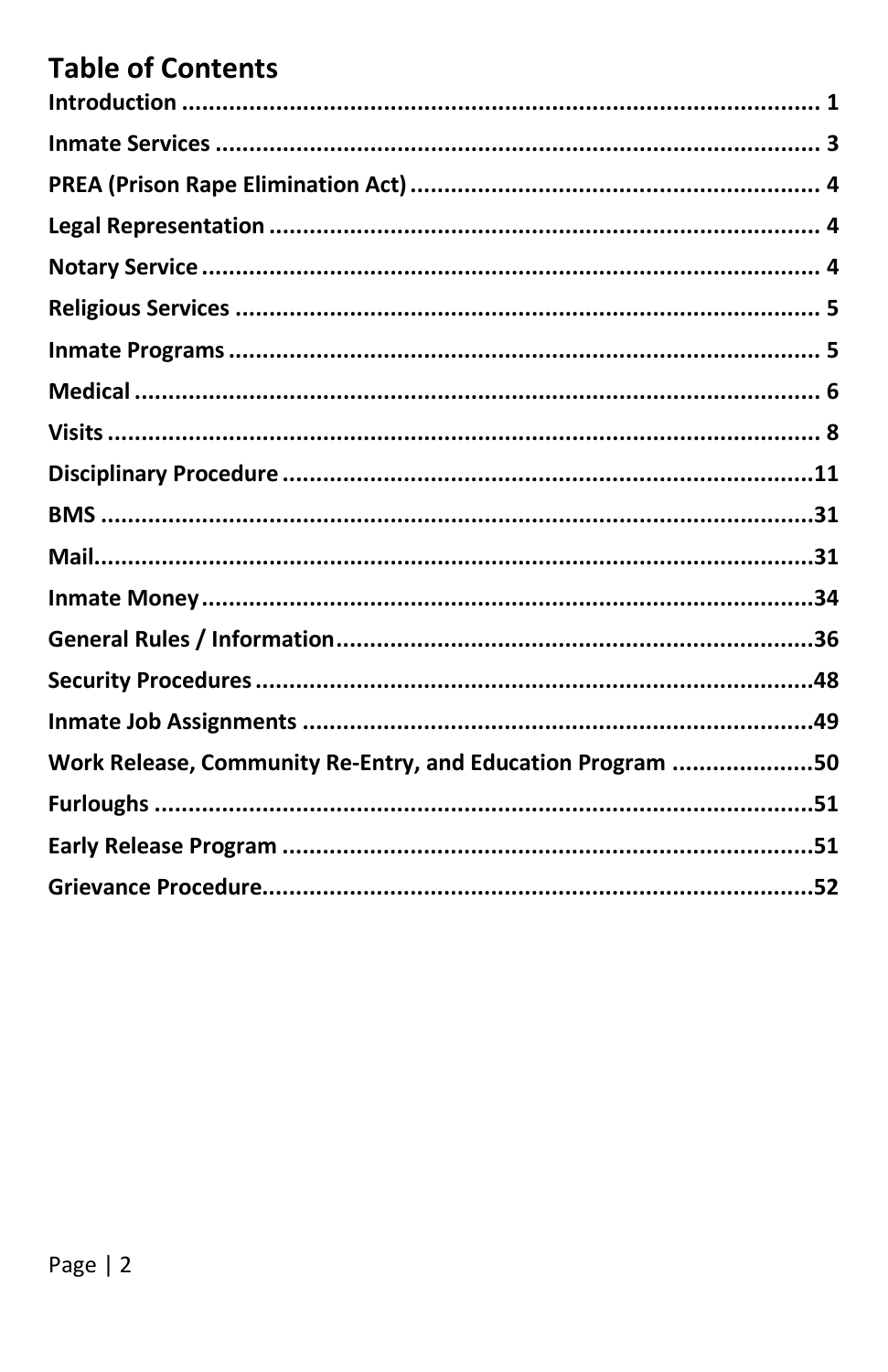## Table of Contents

**Introduction** ........................................................................................ **1**
**Inmate Services** ................................................................................... **3**
**PREA (Prison Rape Elimination Act)** .................................................. **4**
**Legal Representation** ......................................................................... **4**
**Notary Service** .................................................................................... **4**
**Religious Services** .............................................................................. **5**
**Inmate Programs** ................................................................................ **5**
**Medical** ................................................................................................ **6**
**Visits** ................................................................................................... **8**
**Disciplinary Procedure** ...................................................................... **11**
**BMS** ..................................................................................................... **31**
**Mail** ...................................................................................................... **31**
**Inmate Money** ..................................................................................... **34**
**General Rules / Information** .............................................................. **36**
**Security Procedures** ........................................................................... **48**
**Inmate Job Assignments** .................................................................... **49**
**Work Release, Community Re-Entry, and Education Program** ......... **50**
**Furloughs** ............................................................................................ **51**
**Early Release Program** ...................................................................... **51**
**Grievance Procedure** .......................................................................... **52**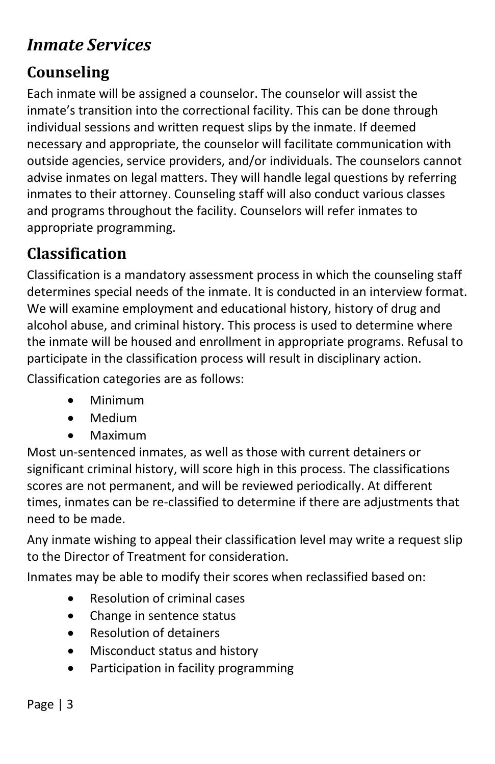## *Inmate Services*

### Counseling

Each inmate will be assigned a counselor. The counselor will assist the inmate's transition into the correctional facility. This can be done through individual sessions and written request slips by the inmate. If deemed necessary and appropriate, the counselor will facilitate communication with outside agencies, service providers, and/or individuals. The counselors cannot advise inmates on legal matters. They will handle legal questions by referring inmates to their attorney. Counseling staff will also conduct various classes and programs throughout the facility. Counselors will refer inmates to appropriate programming.

### Classification

Classification is a mandatory assessment process in which the counseling staff determines special needs of the inmate. It is conducted in an interview format. We will examine employment and educational history, history of drug and alcohol abuse, and criminal history. This process is used to determine where the inmate will be housed and enrollment in appropriate programs. Refusal to participate in the classification process will result in disciplinary action.

Classification categories are as follows:

- Minimum
- Medium
- Maximum

Most un-sentenced inmates, as well as those with current detainers or significant criminal history, will score high in this process. The classifications scores are not permanent, and will be reviewed periodically. At different times, inmates can be re-classified to determine if there are adjustments that need to be made.

Any inmate wishing to appeal their classification level may write a request slip to the Director of Treatment for consideration.

Inmates may be able to modify their scores when reclassified based on:

- Resolution of criminal cases
- Change in sentence status
- Resolution of detainers
- Misconduct status and history
- Participation in facility programming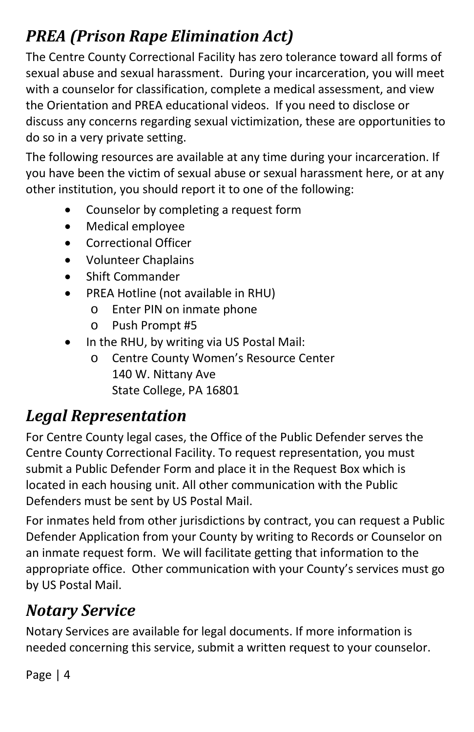## *PREA (Prison Rape Elimination Act)*

The Centre County Correctional Facility has zero tolerance toward all forms of sexual abuse and sexual harassment. During your incarceration, you will meet with a counselor for classification, complete a medical assessment, and view the Orientation and PREA educational videos. If you need to disclose or discuss any concerns regarding sexual victimization, these are opportunities to do so in a very private setting.

The following resources are available at any time during your incarceration. If you have been the victim of sexual abuse or sexual harassment here, or at any other institution, you should report it to one of the following:

- Counselor by completing a request form
- Medical employee
- Correctional Officer
- Volunteer Chaplains
- Shift Commander
- PREA Hotline (not available in RHU)
  - Enter PIN on inmate phone
  - Push Prompt #5
- In the RHU, by writing via US Postal Mail:
  - Centre County Women's Resource Center
    140 W. Nittany Ave
    State College, PA 16801

## *Legal Representation*

For Centre County legal cases, the Office of the Public Defender serves the Centre County Correctional Facility. To request representation, you must submit a Public Defender Form and place it in the Request Box which is located in each housing unit. All other communication with the Public Defenders must be sent by US Postal Mail.

For inmates held from other jurisdictions by contract, you can request a Public Defender Application from your County by writing to Records or Counselor on an inmate request form. We will facilitate getting that information to the appropriate office. Other communication with your County's services must go by US Postal Mail.

## *Notary Service*

Notary Services are available for legal documents. If more information is needed concerning this service, submit a written request to your counselor.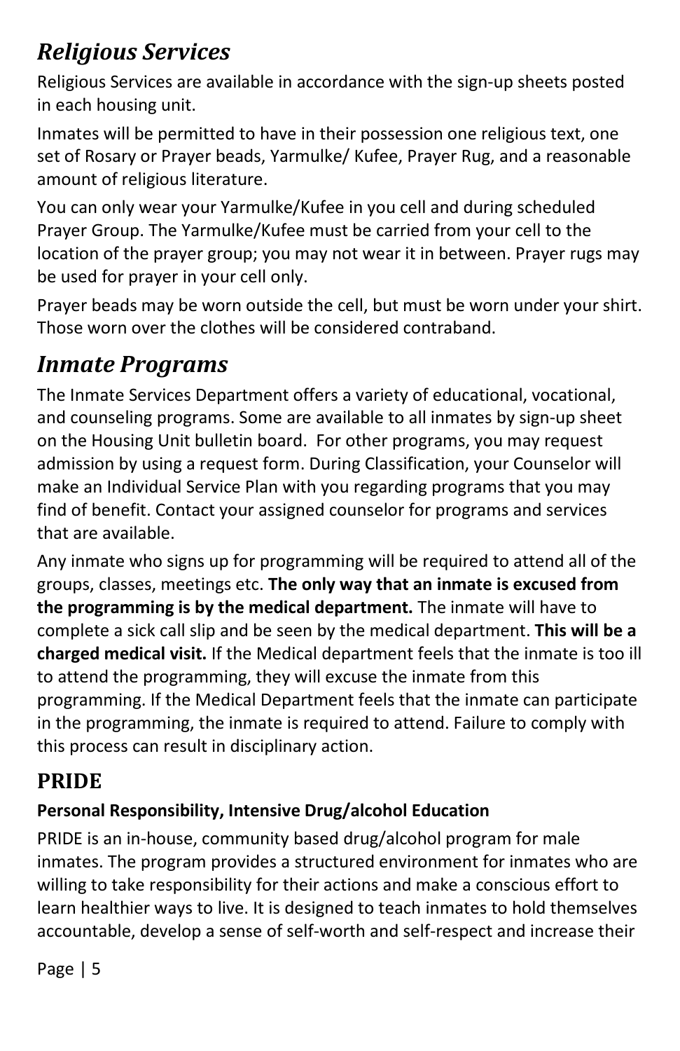## *Religious Services*

Religious Services are available in accordance with the sign-up sheets posted in each housing unit.

Inmates will be permitted to have in their possession one religious text, one set of Rosary or Prayer beads, Yarmulke/ Kufee, Prayer Rug, and a reasonable amount of religious literature.

You can only wear your Yarmulke/Kufee in you cell and during scheduled Prayer Group. The Yarmulke/Kufee must be carried from your cell to the location of the prayer group; you may not wear it in between. Prayer rugs may be used for prayer in your cell only.

Prayer beads may be worn outside the cell, but must be worn under your shirt. Those worn over the clothes will be considered contraband.

## *Inmate Programs*

The Inmate Services Department offers a variety of educational, vocational, and counseling programs. Some are available to all inmates by sign-up sheet on the Housing Unit bulletin board. For other programs, you may request admission by using a request form. During Classification, your Counselor will make an Individual Service Plan with you regarding programs that you may find of benefit. Contact your assigned counselor for programs and services that are available.

Any inmate who signs up for programming will be required to attend all of the groups, classes, meetings etc. **The only way that an inmate is excused from the programming is by the medical department.** The inmate will have to complete a sick call slip and be seen by the medical department. **This will be a charged medical visit.** If the Medical department feels that the inmate is too ill to attend the programming, they will excuse the inmate from this programming. If the Medical Department feels that the inmate can participate in the programming, the inmate is required to attend. Failure to comply with this process can result in disciplinary action.

## PRIDE

**Personal Responsibility, Intensive Drug/alcohol Education**

PRIDE is an in-house, community based drug/alcohol program for male inmates. The program provides a structured environment for inmates who are willing to take responsibility for their actions and make a conscious effort to learn healthier ways to live. It is designed to teach inmates to hold themselves accountable, develop a sense of self-worth and self-respect and increase their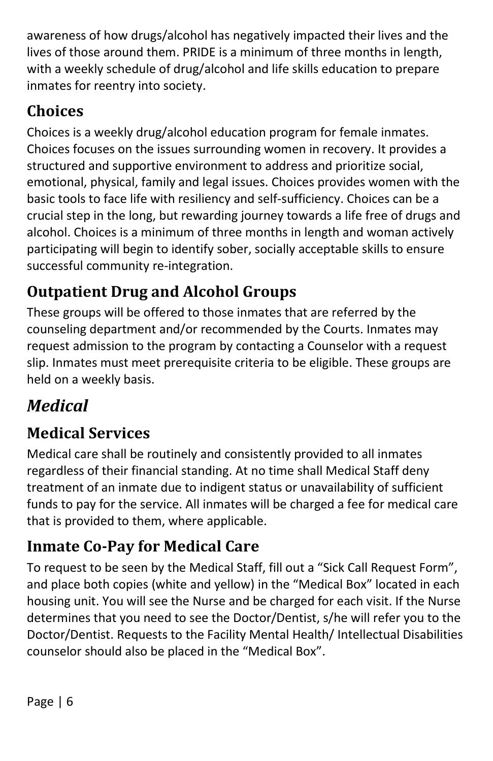awareness of how drugs/alcohol has negatively impacted their lives and the lives of those around them. PRIDE is a minimum of three months in length, with a weekly schedule of drug/alcohol and life skills education to prepare inmates for reentry into society.

## Choices

Choices is a weekly drug/alcohol education program for female inmates. Choices focuses on the issues surrounding women in recovery. It provides a structured and supportive environment to address and prioritize social, emotional, physical, family and legal issues. Choices provides women with the basic tools to face life with resiliency and self-sufficiency. Choices can be a crucial step in the long, but rewarding journey towards a life free of drugs and alcohol. Choices is a minimum of three months in length and woman actively participating will begin to identify sober, socially acceptable skills to ensure successful community re-integration.

## Outpatient Drug and Alcohol Groups

These groups will be offered to those inmates that are referred by the counseling department and/or recommended by the Courts. Inmates may request admission to the program by contacting a Counselor with a request slip. Inmates must meet prerequisite criteria to be eligible. These groups are held on a weekly basis.

# *Medical*

## Medical Services

Medical care shall be routinely and consistently provided to all inmates regardless of their financial standing. At no time shall Medical Staff deny treatment of an inmate due to indigent status or unavailability of sufficient funds to pay for the service. All inmates will be charged a fee for medical care that is provided to them, where applicable.

## Inmate Co-Pay for Medical Care

To request to be seen by the Medical Staff, fill out a "Sick Call Request Form", and place both copies (white and yellow) in the "Medical Box" located in each housing unit. You will see the Nurse and be charged for each visit. If the Nurse determines that you need to see the Doctor/Dentist, s/he will refer you to the Doctor/Dentist. Requests to the Facility Mental Health/ Intellectual Disabilities counselor should also be placed in the "Medical Box".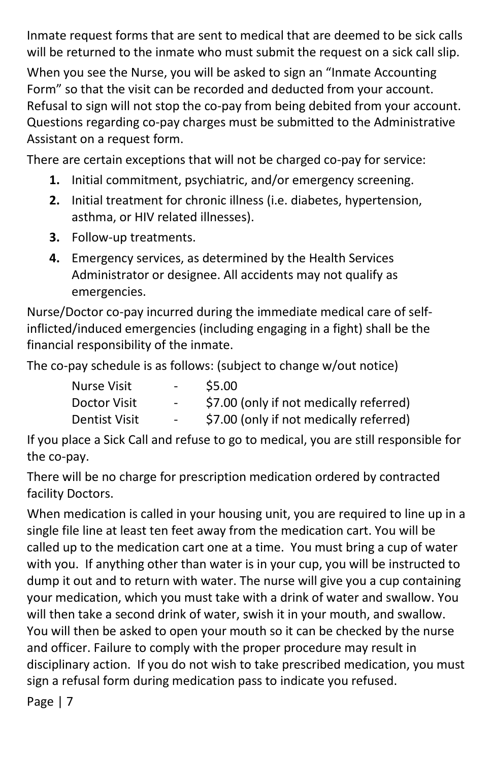Inmate request forms that are sent to medical that are deemed to be sick calls will be returned to the inmate who must submit the request on a sick call slip.

When you see the Nurse, you will be asked to sign an "Inmate Accounting Form" so that the visit can be recorded and deducted from your account. Refusal to sign will not stop the co-pay from being debited from your account. Questions regarding co-pay charges must be submitted to the Administrative Assistant on a request form.

There are certain exceptions that will not be charged co-pay for service:

1. Initial commitment, psychiatric, and/or emergency screening.
2. Initial treatment for chronic illness (i.e. diabetes, hypertension, asthma, or HIV related illnesses).
3. Follow-up treatments.
4. Emergency services, as determined by the Health Services Administrator or designee. All accidents may not qualify as emergencies.

Nurse/Doctor co-pay incurred during the immediate medical care of self-inflicted/induced emergencies (including engaging in a fight) shall be the financial responsibility of the inmate.

The co-pay schedule is as follows: (subject to change w/out notice)

| | | |
|---|---|---|
| Nurse Visit | - | $5.00 |
| Doctor Visit | - | $7.00 (only if not medically referred) |
| Dentist Visit | - | $7.00 (only if not medically referred) |

If you place a Sick Call and refuse to go to medical, you are still responsible for the co-pay.

There will be no charge for prescription medication ordered by contracted facility Doctors.

When medication is called in your housing unit, you are required to line up in a single file line at least ten feet away from the medication cart. You will be called up to the medication cart one at a time. You must bring a cup of water with you. If anything other than water is in your cup, you will be instructed to dump it out and to return with water. The nurse will give you a cup containing your medication, which you must take with a drink of water and swallow. You will then take a second drink of water, swish it in your mouth, and swallow. You will then be asked to open your mouth so it can be checked by the nurse and officer. Failure to comply with the proper procedure may result in disciplinary action. If you do not wish to take prescribed medication, you must sign a refusal form during medication pass to indicate you refused.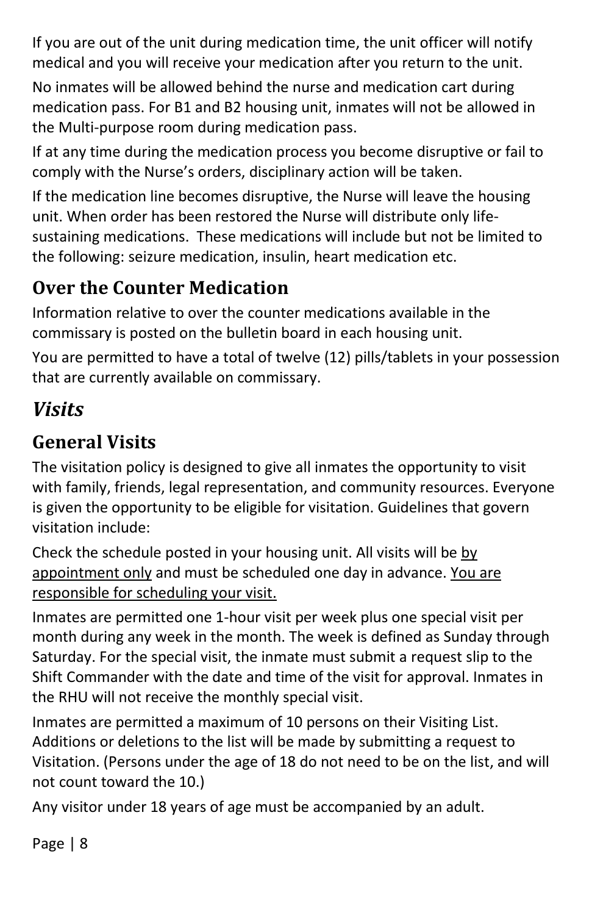If you are out of the unit during medication time, the unit officer will notify medical and you will receive your medication after you return to the unit.

No inmates will be allowed behind the nurse and medication cart during medication pass. For B1 and B2 housing unit, inmates will not be allowed in the Multi-purpose room during medication pass.

If at any time during the medication process you become disruptive or fail to comply with the Nurse's orders, disciplinary action will be taken.

If the medication line becomes disruptive, the Nurse will leave the housing unit. When order has been restored the Nurse will distribute only life-sustaining medications. These medications will include but not be limited to the following: seizure medication, insulin, heart medication etc.

## Over the Counter Medication

Information relative to over the counter medications available in the commissary is posted on the bulletin board in each housing unit.

You are permitted to have a total of twelve (12) pills/tablets in your possession that are currently available on commissary.

# *Visits*

## General Visits

The visitation policy is designed to give all inmates the opportunity to visit with family, friends, legal representation, and community resources. Everyone is given the opportunity to be eligible for visitation. Guidelines that govern visitation include:

Check the schedule posted in your housing unit. All visits will be <u>by appointment only</u> and must be scheduled one day in advance. <u>You are responsible for scheduling your visit.</u>

Inmates are permitted one 1-hour visit per week plus one special visit per month during any week in the month. The week is defined as Sunday through Saturday. For the special visit, the inmate must submit a request slip to the Shift Commander with the date and time of the visit for approval. Inmates in the RHU will not receive the monthly special visit.

Inmates are permitted a maximum of 10 persons on their Visiting List. Additions or deletions to the list will be made by submitting a request to Visitation. (Persons under the age of 18 do not need to be on the list, and will not count toward the 10.)

Any visitor under 18 years of age must be accompanied by an adult.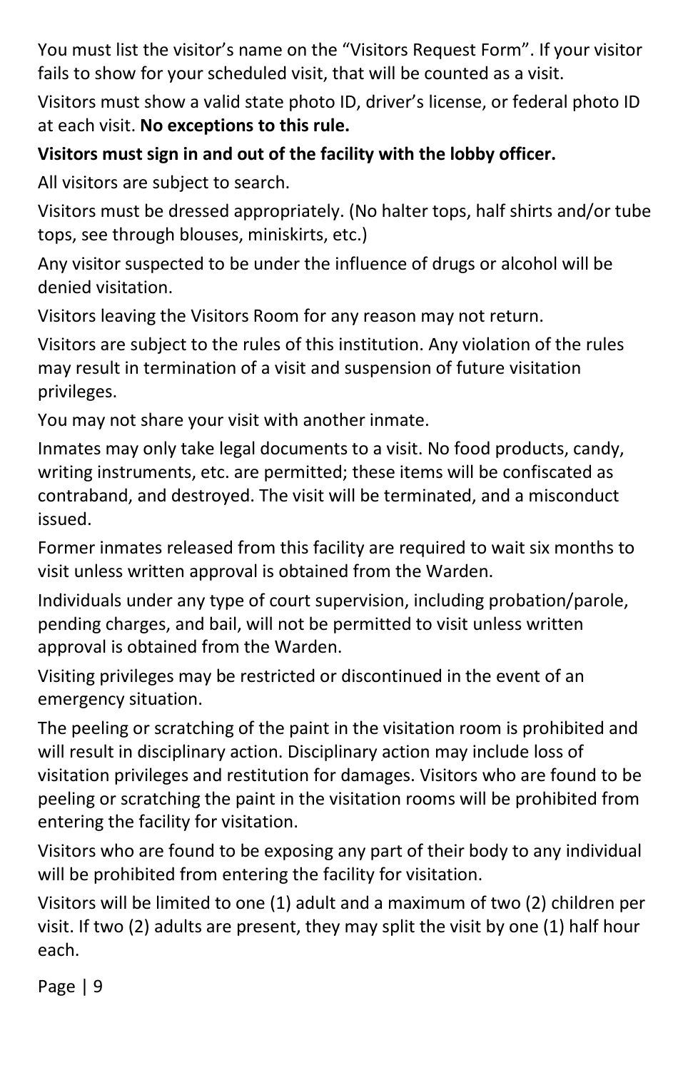You must list the visitor's name on the "Visitors Request Form". If your visitor fails to show for your scheduled visit, that will be counted as a visit.

Visitors must show a valid state photo ID, driver's license, or federal photo ID at each visit. **No exceptions to this rule.**

**Visitors must sign in and out of the facility with the lobby officer.**

All visitors are subject to search.

Visitors must be dressed appropriately. (No halter tops, half shirts and/or tube tops, see through blouses, miniskirts, etc.)

Any visitor suspected to be under the influence of drugs or alcohol will be denied visitation.

Visitors leaving the Visitors Room for any reason may not return.

Visitors are subject to the rules of this institution. Any violation of the rules may result in termination of a visit and suspension of future visitation privileges.

You may not share your visit with another inmate.

Inmates may only take legal documents to a visit. No food products, candy, writing instruments, etc. are permitted; these items will be confiscated as contraband, and destroyed. The visit will be terminated, and a misconduct issued.

Former inmates released from this facility are required to wait six months to visit unless written approval is obtained from the Warden.

Individuals under any type of court supervision, including probation/parole, pending charges, and bail, will not be permitted to visit unless written approval is obtained from the Warden.

Visiting privileges may be restricted or discontinued in the event of an emergency situation.

The peeling or scratching of the paint in the visitation room is prohibited and will result in disciplinary action. Disciplinary action may include loss of visitation privileges and restitution for damages. Visitors who are found to be peeling or scratching the paint in the visitation rooms will be prohibited from entering the facility for visitation.

Visitors who are found to be exposing any part of their body to any individual will be prohibited from entering the facility for visitation.

Visitors will be limited to one (1) adult and a maximum of two (2) children per visit. If two (2) adults are present, they may split the visit by one (1) half hour each.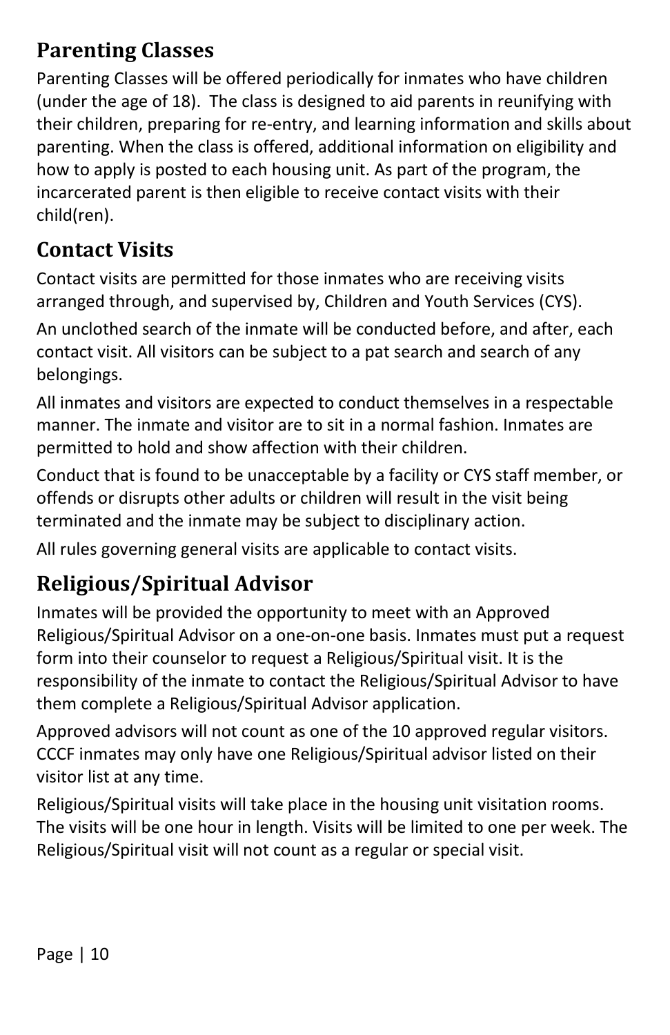## Parenting Classes

Parenting Classes will be offered periodically for inmates who have children (under the age of 18). The class is designed to aid parents in reunifying with their children, preparing for re-entry, and learning information and skills about parenting. When the class is offered, additional information on eligibility and how to apply is posted to each housing unit. As part of the program, the incarcerated parent is then eligible to receive contact visits with their child(ren).

## Contact Visits

Contact visits are permitted for those inmates who are receiving visits arranged through, and supervised by, Children and Youth Services (CYS).

An unclothed search of the inmate will be conducted before, and after, each contact visit. All visitors can be subject to a pat search and search of any belongings.

All inmates and visitors are expected to conduct themselves in a respectable manner. The inmate and visitor are to sit in a normal fashion. Inmates are permitted to hold and show affection with their children.

Conduct that is found to be unacceptable by a facility or CYS staff member, or offends or disrupts other adults or children will result in the visit being terminated and the inmate may be subject to disciplinary action.

All rules governing general visits are applicable to contact visits.

## Religious/Spiritual Advisor

Inmates will be provided the opportunity to meet with an Approved Religious/Spiritual Advisor on a one-on-one basis. Inmates must put a request form into their counselor to request a Religious/Spiritual visit. It is the responsibility of the inmate to contact the Religious/Spiritual Advisor to have them complete a Religious/Spiritual Advisor application.

Approved advisors will not count as one of the 10 approved regular visitors. CCCF inmates may only have one Religious/Spiritual advisor listed on their visitor list at any time.

Religious/Spiritual visits will take place in the housing unit visitation rooms. The visits will be one hour in length. Visits will be limited to one per week. The Religious/Spiritual visit will not count as a regular or special visit.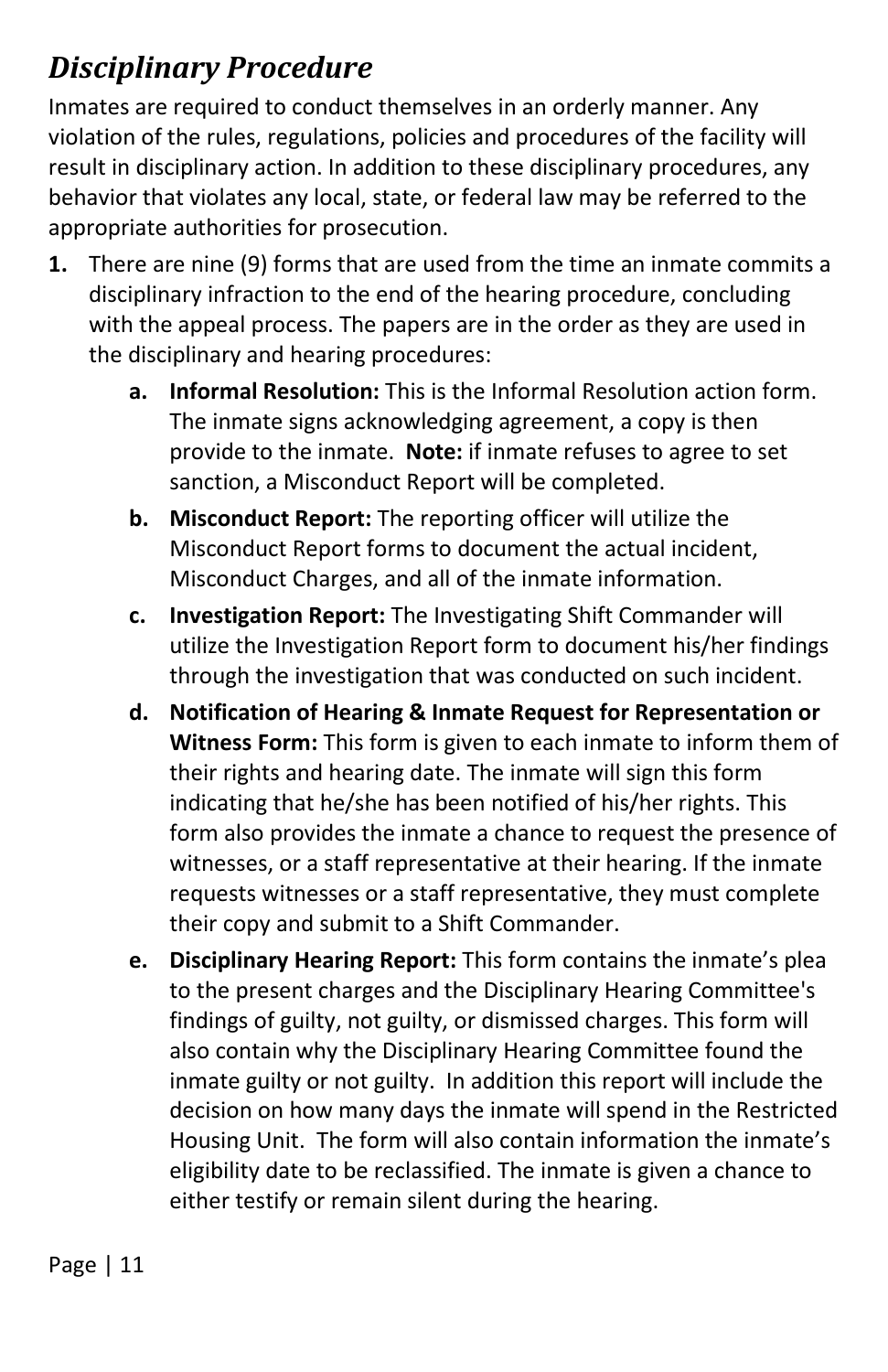## *Disciplinary Procedure*

Inmates are required to conduct themselves in an orderly manner. Any violation of the rules, regulations, policies and procedures of the facility will result in disciplinary action. In addition to these disciplinary procedures, any behavior that violates any local, state, or federal law may be referred to the appropriate authorities for prosecution.

1. There are nine (9) forms that are used from the time an inmate commits a disciplinary infraction to the end of the hearing procedure, concluding with the appeal process. The papers are in the order as they are used in the disciplinary and hearing procedures:
   a. **Informal Resolution:** This is the Informal Resolution action form. The inmate signs acknowledging agreement, a copy is then provide to the inmate. **Note:** if inmate refuses to agree to set sanction, a Misconduct Report will be completed.
   b. **Misconduct Report:** The reporting officer will utilize the Misconduct Report forms to document the actual incident, Misconduct Charges, and all of the inmate information.
   c. **Investigation Report:** The Investigating Shift Commander will utilize the Investigation Report form to document his/her findings through the investigation that was conducted on such incident.
   d. **Notification of Hearing & Inmate Request for Representation or Witness Form:** This form is given to each inmate to inform them of their rights and hearing date. The inmate will sign this form indicating that he/she has been notified of his/her rights. This form also provides the inmate a chance to request the presence of witnesses, or a staff representative at their hearing. If the inmate requests witnesses or a staff representative, they must complete their copy and submit to a Shift Commander.
   e. **Disciplinary Hearing Report:** This form contains the inmate's plea to the present charges and the Disciplinary Hearing Committee's findings of guilty, not guilty, or dismissed charges. This form will also contain why the Disciplinary Hearing Committee found the inmate guilty or not guilty. In addition this report will include the decision on how many days the inmate will spend in the Restricted Housing Unit. The form will also contain information the inmate's eligibility date to be reclassified. The inmate is given a chance to either testify or remain silent during the hearing.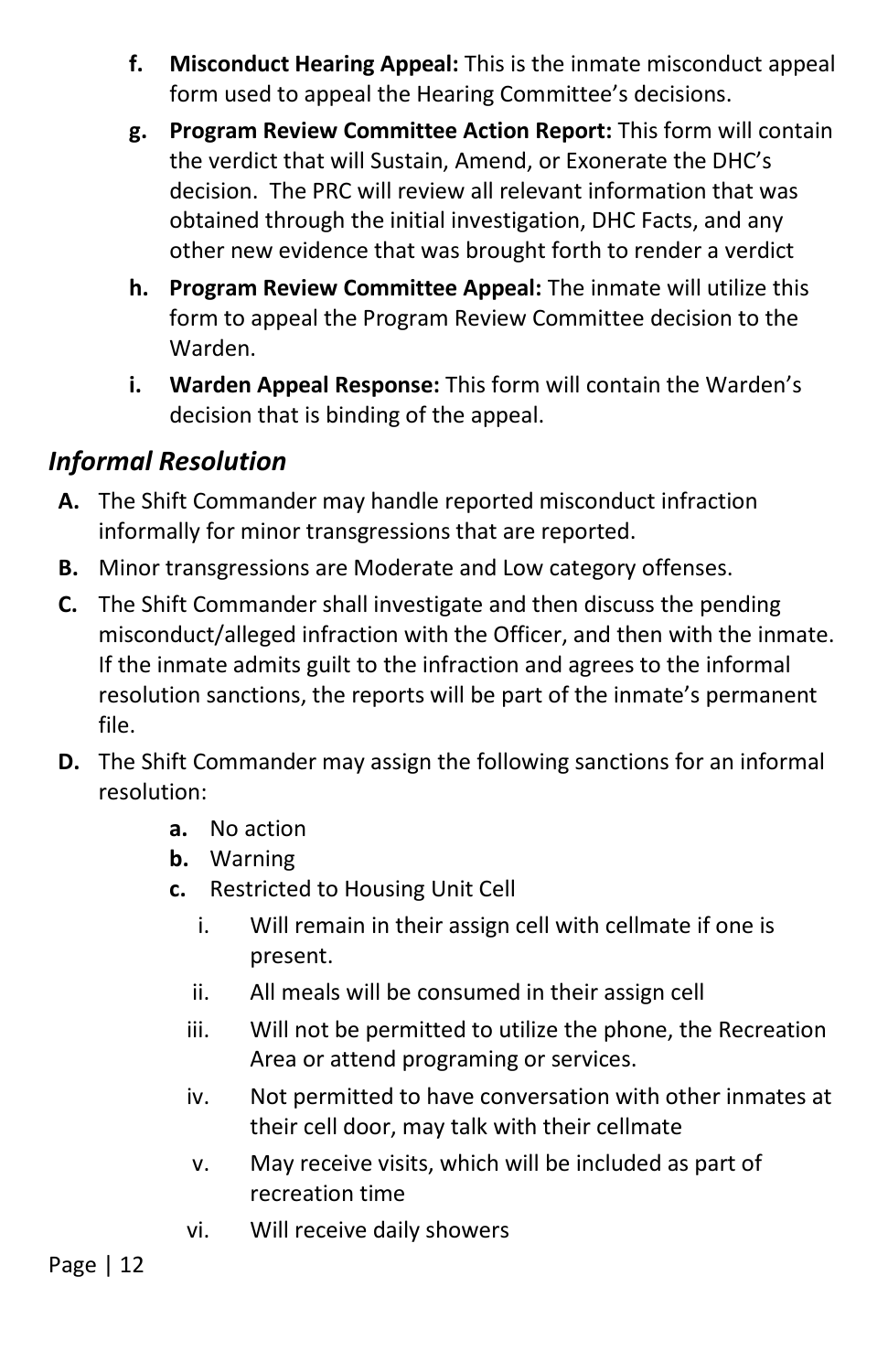- **f. Misconduct Hearing Appeal:** This is the inmate misconduct appeal form used to appeal the Hearing Committee's decisions.
- **g. Program Review Committee Action Report:** This form will contain the verdict that will Sustain, Amend, or Exonerate the DHC's decision. The PRC will review all relevant information that was obtained through the initial investigation, DHC Facts, and any other new evidence that was brought forth to render a verdict
- **h. Program Review Committee Appeal:** The inmate will utilize this form to appeal the Program Review Committee decision to the Warden.
- **i. Warden Appeal Response:** This form will contain the Warden's decision that is binding of the appeal.

## *Informal Resolution*

**A.** The Shift Commander may handle reported misconduct infraction informally for minor transgressions that are reported.

**B.** Minor transgressions are Moderate and Low category offenses.

**C.** The Shift Commander shall investigate and then discuss the pending misconduct/alleged infraction with the Officer, and then with the inmate. If the inmate admits guilt to the infraction and agrees to the informal resolution sanctions, the reports will be part of the inmate's permanent file.

**D.** The Shift Commander may assign the following sanctions for an informal resolution:

- **a.** No action
- **b.** Warning
- **c.** Restricted to Housing Unit Cell
  - i. Will remain in their assign cell with cellmate if one is present.
  - ii. All meals will be consumed in their assign cell
  - iii. Will not be permitted to utilize the phone, the Recreation Area or attend programing or services.
  - iv. Not permitted to have conversation with other inmates at their cell door, may talk with their cellmate
  - v. May receive visits, which will be included as part of recreation time
  - vi. Will receive daily showers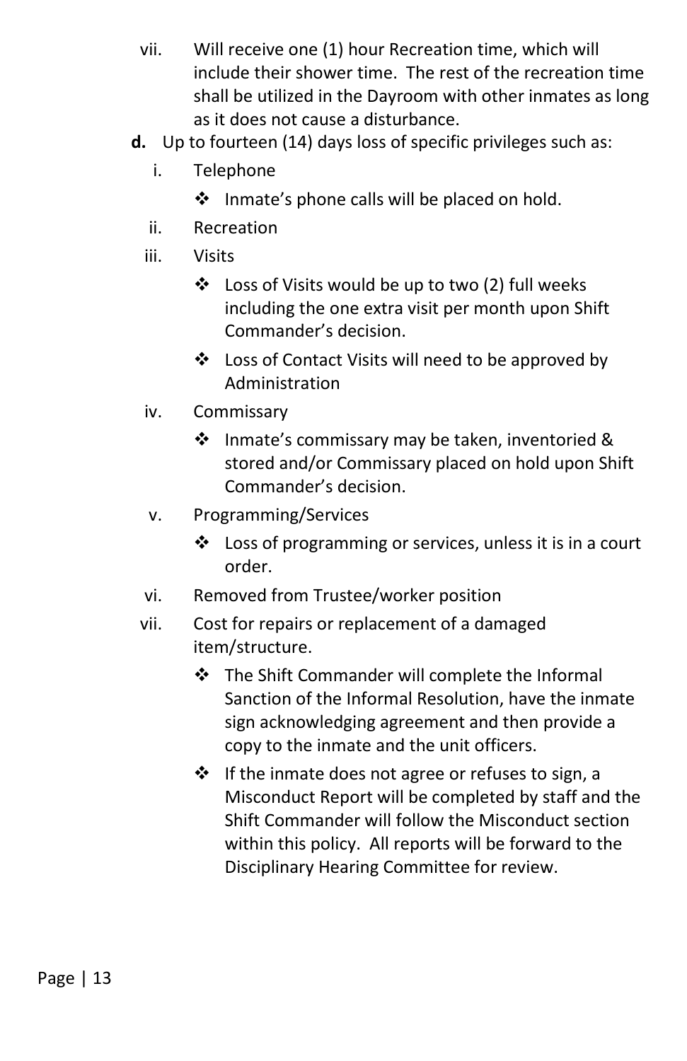vii. Will receive one (1) hour Recreation time, which will include their shower time. The rest of the recreation time shall be utilized in the Dayroom with other inmates as long as it does not cause a disturbance.

**d.** Up to fourteen (14) days loss of specific privileges such as:

i. Telephone

- ❖ Inmate's phone calls will be placed on hold.

ii. Recreation

iii. Visits

- ❖ Loss of Visits would be up to two (2) full weeks including the one extra visit per month upon Shift Commander's decision.
- ❖ Loss of Contact Visits will need to be approved by Administration

iv. Commissary

- ❖ Inmate's commissary may be taken, inventoried & stored and/or Commissary placed on hold upon Shift Commander's decision.

v. Programming/Services

- ❖ Loss of programming or services, unless it is in a court order.

vi. Removed from Trustee/worker position

vii. Cost for repairs or replacement of a damaged item/structure.

- ❖ The Shift Commander will complete the Informal Sanction of the Informal Resolution, have the inmate sign acknowledging agreement and then provide a copy to the inmate and the unit officers.
- ❖ If the inmate does not agree or refuses to sign, a Misconduct Report will be completed by staff and the Shift Commander will follow the Misconduct section within this policy. All reports will be forward to the Disciplinary Hearing Committee for review.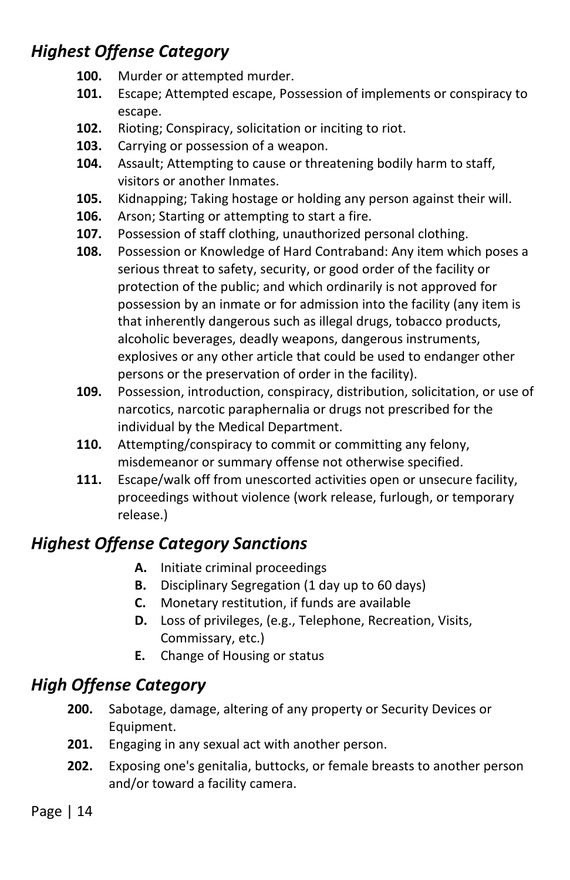## *Highest Offense Category*

**100.** Murder or attempted murder.

**101.** Escape; Attempted escape, Possession of implements or conspiracy to escape.

**102.** Rioting; Conspiracy, solicitation or inciting to riot.

**103.** Carrying or possession of a weapon.

**104.** Assault; Attempting to cause or threatening bodily harm to staff, visitors or another Inmates.

**105.** Kidnapping; Taking hostage or holding any person against their will.

**106.** Arson; Starting or attempting to start a fire.

**107.** Possession of staff clothing, unauthorized personal clothing.

**108.** Possession or Knowledge of Hard Contraband: Any item which poses a serious threat to safety, security, or good order of the facility or protection of the public; and which ordinarily is not approved for possession by an inmate or for admission into the facility (any item is that inherently dangerous such as illegal drugs, tobacco products, alcoholic beverages, deadly weapons, dangerous instruments, explosives or any other article that could be used to endanger other persons or the preservation of order in the facility).

**109.** Possession, introduction, conspiracy, distribution, solicitation, or use of narcotics, narcotic paraphernalia or drugs not prescribed for the individual by the Medical Department.

**110.** Attempting/conspiracy to commit or committing any felony, misdemeanor or summary offense not otherwise specified.

**111.** Escape/walk off from unescorted activities open or unsecure facility, proceedings without violence (work release, furlough, or temporary release.)

## *Highest Offense Category Sanctions*

**A.** Initiate criminal proceedings

**B.** Disciplinary Segregation (1 day up to 60 days)

**C.** Monetary restitution, if funds are available

**D.** Loss of privileges, (e.g., Telephone, Recreation, Visits, Commissary, etc.)

**E.** Change of Housing or status

## *High Offense Category*

**200.** Sabotage, damage, altering of any property or Security Devices or Equipment.

**201.** Engaging in any sexual act with another person.

**202.** Exposing one's genitalia, buttocks, or female breasts to another person and/or toward a facility camera.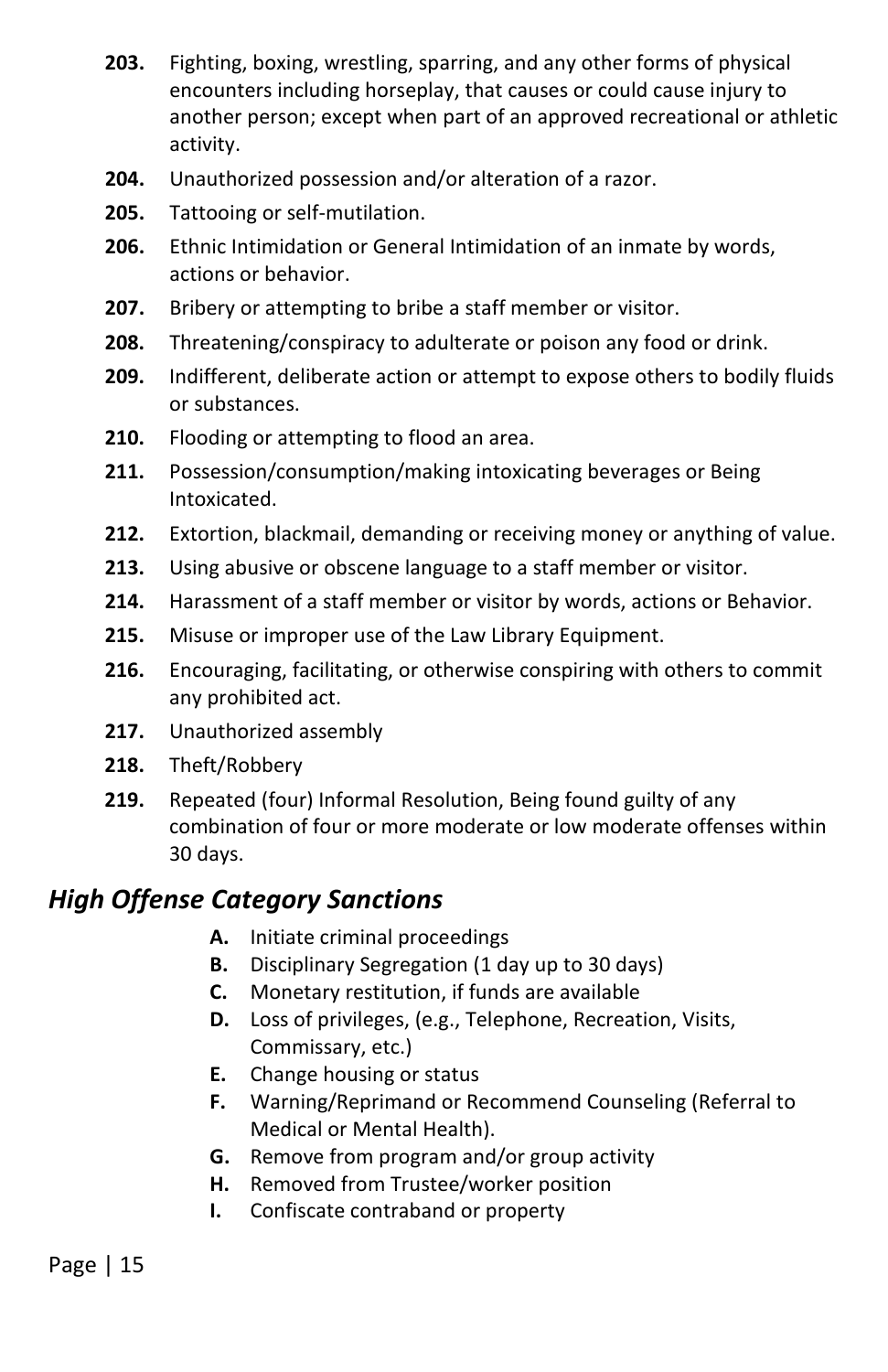**203.** Fighting, boxing, wrestling, sparring, and any other forms of physical encounters including horseplay, that causes or could cause injury to another person; except when part of an approved recreational or athletic activity.

**204.** Unauthorized possession and/or alteration of a razor.

**205.** Tattooing or self-mutilation.

**206.** Ethnic Intimidation or General Intimidation of an inmate by words, actions or behavior.

**207.** Bribery or attempting to bribe a staff member or visitor.

**208.** Threatening/conspiracy to adulterate or poison any food or drink.

**209.** Indifferent, deliberate action or attempt to expose others to bodily fluids or substances.

**210.** Flooding or attempting to flood an area.

**211.** Possession/consumption/making intoxicating beverages or Being Intoxicated.

**212.** Extortion, blackmail, demanding or receiving money or anything of value.

**213.** Using abusive or obscene language to a staff member or visitor.

**214.** Harassment of a staff member or visitor by words, actions or Behavior.

**215.** Misuse or improper use of the Law Library Equipment.

**216.** Encouraging, facilitating, or otherwise conspiring with others to commit any prohibited act.

**217.** Unauthorized assembly

**218.** Theft/Robbery

**219.** Repeated (four) Informal Resolution, Being found guilty of any combination of four or more moderate or low moderate offenses within 30 days.

## *High Offense Category Sanctions*

- **A.** Initiate criminal proceedings
- **B.** Disciplinary Segregation (1 day up to 30 days)
- **C.** Monetary restitution, if funds are available
- **D.** Loss of privileges, (e.g., Telephone, Recreation, Visits, Commissary, etc.)
- **E.** Change housing or status
- **F.** Warning/Reprimand or Recommend Counseling (Referral to Medical or Mental Health).
- **G.** Remove from program and/or group activity
- **H.** Removed from Trustee/worker position
- **I.** Confiscate contraband or property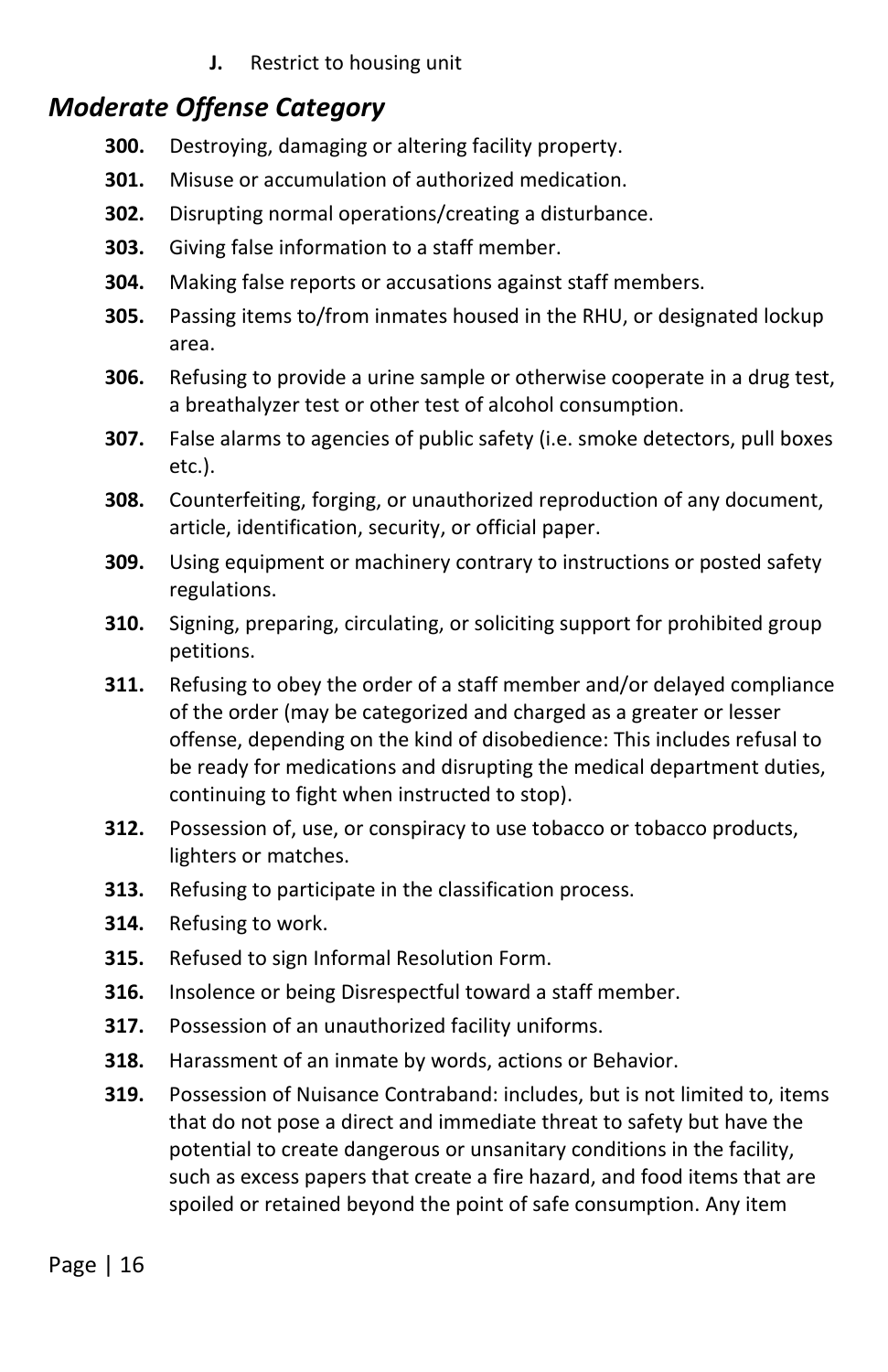**J.** Restrict to housing unit

## *Moderate Offense Category*

**300.** Destroying, damaging or altering facility property.

**301.** Misuse or accumulation of authorized medication.

**302.** Disrupting normal operations/creating a disturbance.

**303.** Giving false information to a staff member.

**304.** Making false reports or accusations against staff members.

**305.** Passing items to/from inmates housed in the RHU, or designated lockup area.

**306.** Refusing to provide a urine sample or otherwise cooperate in a drug test, a breathalyzer test or other test of alcohol consumption.

**307.** False alarms to agencies of public safety (i.e. smoke detectors, pull boxes etc.).

**308.** Counterfeiting, forging, or unauthorized reproduction of any document, article, identification, security, or official paper.

**309.** Using equipment or machinery contrary to instructions or posted safety regulations.

**310.** Signing, preparing, circulating, or soliciting support for prohibited group petitions.

**311.** Refusing to obey the order of a staff member and/or delayed compliance of the order (may be categorized and charged as a greater or lesser offense, depending on the kind of disobedience: This includes refusal to be ready for medications and disrupting the medical department duties, continuing to fight when instructed to stop).

**312.** Possession of, use, or conspiracy to use tobacco or tobacco products, lighters or matches.

**313.** Refusing to participate in the classification process.

**314.** Refusing to work.

**315.** Refused to sign Informal Resolution Form.

**316.** Insolence or being Disrespectful toward a staff member.

**317.** Possession of an unauthorized facility uniforms.

**318.** Harassment of an inmate by words, actions or Behavior.

**319.** Possession of Nuisance Contraband: includes, but is not limited to, items that do not pose a direct and immediate threat to safety but have the potential to create dangerous or unsanitary conditions in the facility, such as excess papers that create a fire hazard, and food items that are spoiled or retained beyond the point of safe consumption. Any item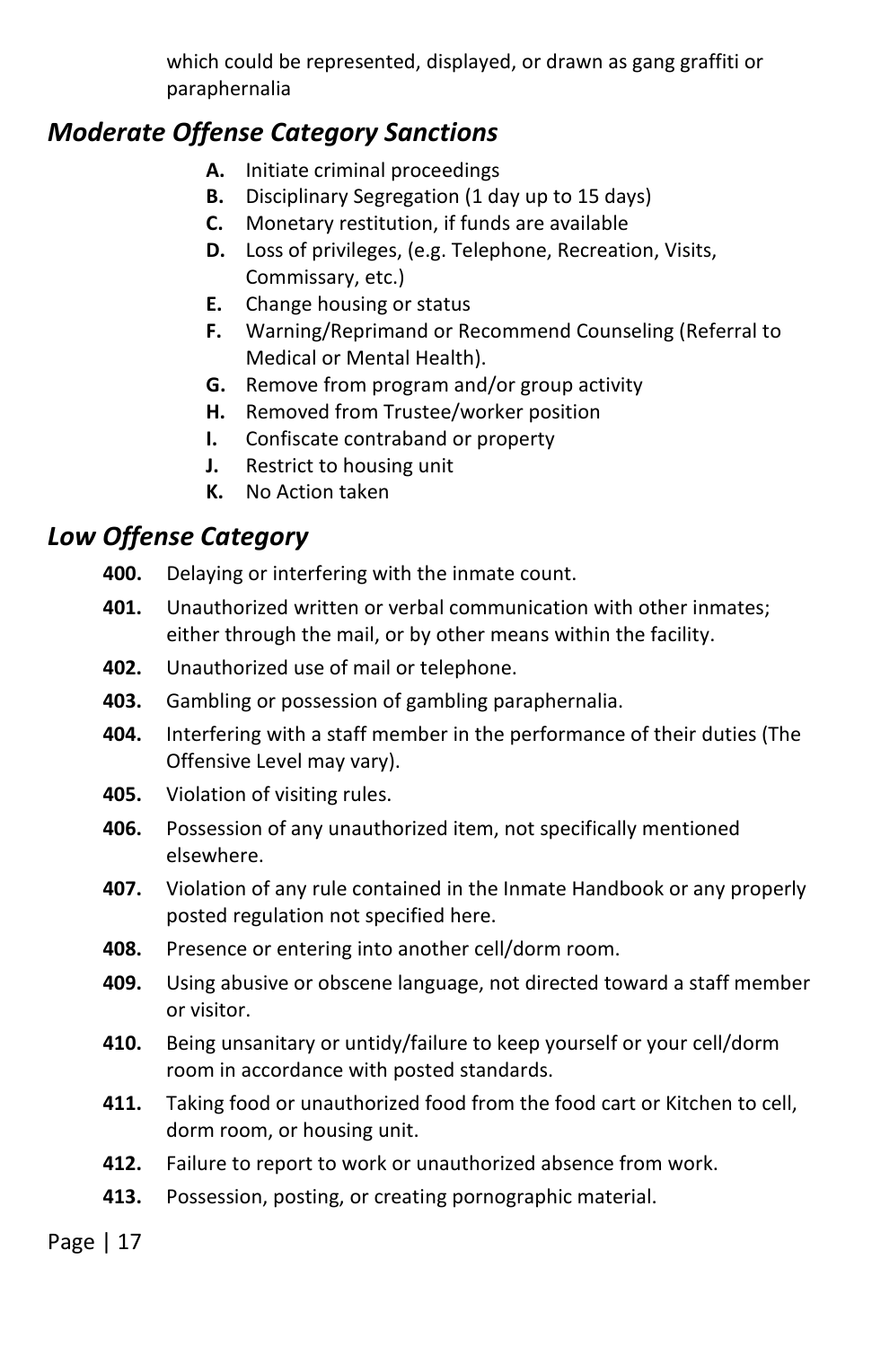which could be represented, displayed, or drawn as gang graffiti or paraphernalia

## *Moderate Offense Category Sanctions*

- **A.** Initiate criminal proceedings
- **B.** Disciplinary Segregation (1 day up to 15 days)
- **C.** Monetary restitution, if funds are available
- **D.** Loss of privileges, (e.g. Telephone, Recreation, Visits, Commissary, etc.)
- **E.** Change housing or status
- **F.** Warning/Reprimand or Recommend Counseling (Referral to Medical or Mental Health).
- **G.** Remove from program and/or group activity
- **H.** Removed from Trustee/worker position
- **I.** Confiscate contraband or property
- **J.** Restrict to housing unit
- **K.** No Action taken

## *Low Offense Category*

- **400.** Delaying or interfering with the inmate count.
- **401.** Unauthorized written or verbal communication with other inmates; either through the mail, or by other means within the facility.
- **402.** Unauthorized use of mail or telephone.
- **403.** Gambling or possession of gambling paraphernalia.
- **404.** Interfering with a staff member in the performance of their duties (The Offensive Level may vary).
- **405.** Violation of visiting rules.
- **406.** Possession of any unauthorized item, not specifically mentioned elsewhere.
- **407.** Violation of any rule contained in the Inmate Handbook or any properly posted regulation not specified here.
- **408.** Presence or entering into another cell/dorm room.
- **409.** Using abusive or obscene language, not directed toward a staff member or visitor.
- **410.** Being unsanitary or untidy/failure to keep yourself or your cell/dorm room in accordance with posted standards.
- **411.** Taking food or unauthorized food from the food cart or Kitchen to cell, dorm room, or housing unit.
- **412.** Failure to report to work or unauthorized absence from work.
- **413.** Possession, posting, or creating pornographic material.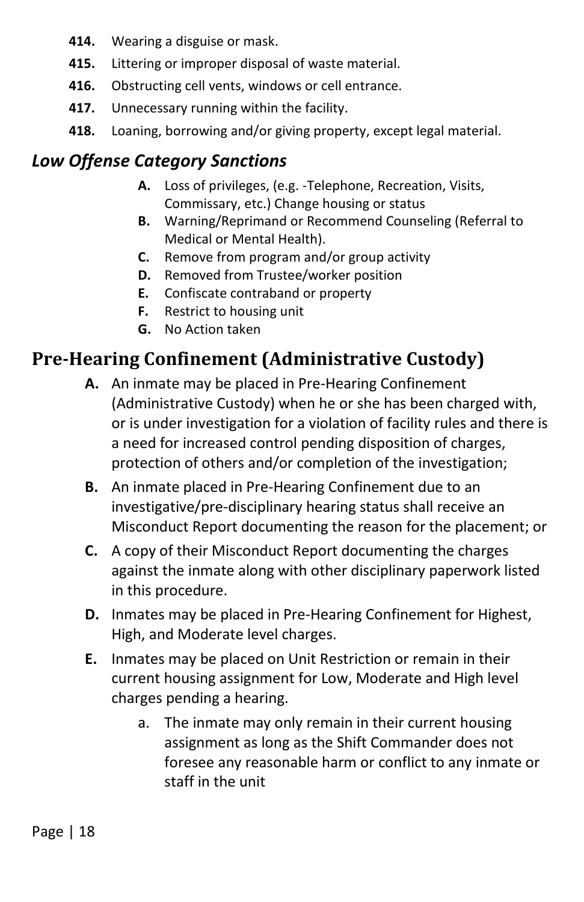**414.** Wearing a disguise or mask.

**415.** Littering or improper disposal of waste material.

**416.** Obstructing cell vents, windows or cell entrance.

**417.** Unnecessary running within the facility.

**418.** Loaning, borrowing and/or giving property, except legal material.

### *Low Offense Category Sanctions*

- **A.** Loss of privileges, (e.g. -Telephone, Recreation, Visits, Commissary, etc.) Change housing or status
- **B.** Warning/Reprimand or Recommend Counseling (Referral to Medical or Mental Health).
- **C.** Remove from program and/or group activity
- **D.** Removed from Trustee/worker position
- **E.** Confiscate contraband or property
- **F.** Restrict to housing unit
- **G.** No Action taken

## Pre-Hearing Confinement (Administrative Custody)

- **A.** An inmate may be placed in Pre-Hearing Confinement (Administrative Custody) when he or she has been charged with, or is under investigation for a violation of facility rules and there is a need for increased control pending disposition of charges, protection of others and/or completion of the investigation;
- **B.** An inmate placed in Pre-Hearing Confinement due to an investigative/pre-disciplinary hearing status shall receive an Misconduct Report documenting the reason for the placement; or
- **C.** A copy of their Misconduct Report documenting the charges against the inmate along with other disciplinary paperwork listed in this procedure.
- **D.** Inmates may be placed in Pre-Hearing Confinement for Highest, High, and Moderate level charges.
- **E.** Inmates may be placed on Unit Restriction or remain in their current housing assignment for Low, Moderate and High level charges pending a hearing.
  - a. The inmate may only remain in their current housing assignment as long as the Shift Commander does not foresee any reasonable harm or conflict to any inmate or staff in the unit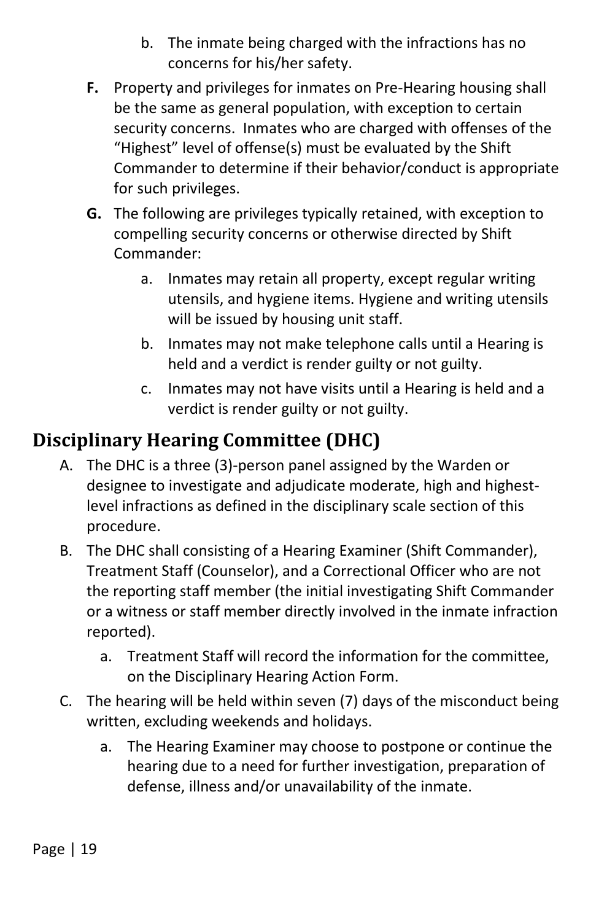b. The inmate being charged with the infractions has no concerns for his/her safety.

**F.** Property and privileges for inmates on Pre-Hearing housing shall be the same as general population, with exception to certain security concerns. Inmates who are charged with offenses of the "Highest" level of offense(s) must be evaluated by the Shift Commander to determine if their behavior/conduct is appropriate for such privileges.

**G.** The following are privileges typically retained, with exception to compelling security concerns or otherwise directed by Shift Commander:

a. Inmates may retain all property, except regular writing utensils, and hygiene items. Hygiene and writing utensils will be issued by housing unit staff.

b. Inmates may not make telephone calls until a Hearing is held and a verdict is render guilty or not guilty.

c. Inmates may not have visits until a Hearing is held and a verdict is render guilty or not guilty.

## Disciplinary Hearing Committee (DHC)

A. The DHC is a three (3)-person panel assigned by the Warden or designee to investigate and adjudicate moderate, high and highest-level infractions as defined in the disciplinary scale section of this procedure.

B. The DHC shall consisting of a Hearing Examiner (Shift Commander), Treatment Staff (Counselor), and a Correctional Officer who are not the reporting staff member (the initial investigating Shift Commander or a witness or staff member directly involved in the inmate infraction reported).

a. Treatment Staff will record the information for the committee, on the Disciplinary Hearing Action Form.

C. The hearing will be held within seven (7) days of the misconduct being written, excluding weekends and holidays.

a. The Hearing Examiner may choose to postpone or continue the hearing due to a need for further investigation, preparation of defense, illness and/or unavailability of the inmate.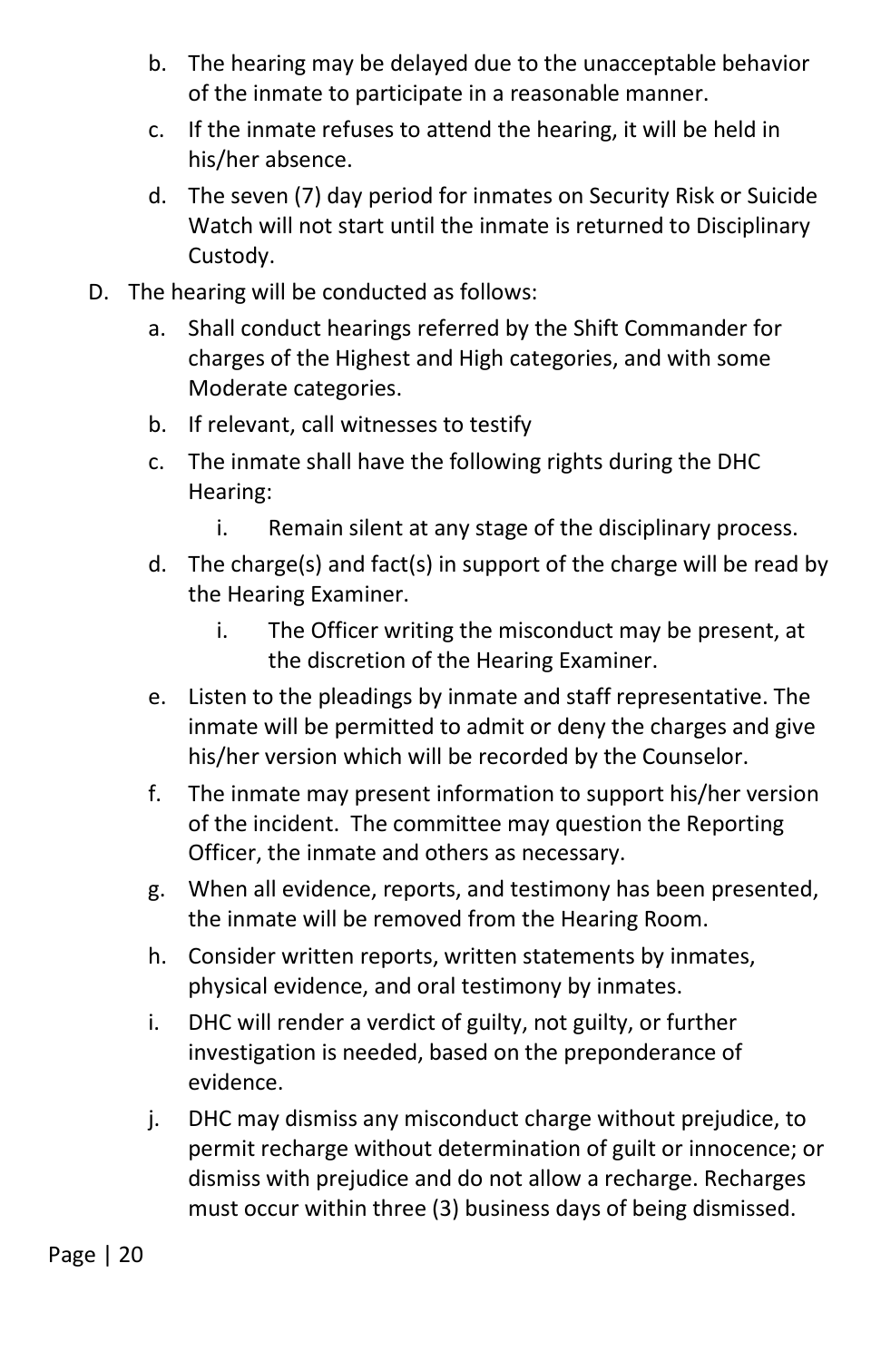b. The hearing may be delayed due to the unacceptable behavior of the inmate to participate in a reasonable manner.

c. If the inmate refuses to attend the hearing, it will be held in his/her absence.

d. The seven (7) day period for inmates on Security Risk or Suicide Watch will not start until the inmate is returned to Disciplinary Custody.

D. The hearing will be conducted as follows:

   a. Shall conduct hearings referred by the Shift Commander for charges of the Highest and High categories, and with some Moderate categories.

   b. If relevant, call witnesses to testify

   c. The inmate shall have the following rights during the DHC Hearing:

      i. Remain silent at any stage of the disciplinary process.

   d. The charge(s) and fact(s) in support of the charge will be read by the Hearing Examiner.

      i. The Officer writing the misconduct may be present, at the discretion of the Hearing Examiner.

   e. Listen to the pleadings by inmate and staff representative. The inmate will be permitted to admit or deny the charges and give his/her version which will be recorded by the Counselor.

   f. The inmate may present information to support his/her version of the incident. The committee may question the Reporting Officer, the inmate and others as necessary.

   g. When all evidence, reports, and testimony has been presented, the inmate will be removed from the Hearing Room.

   h. Consider written reports, written statements by inmates, physical evidence, and oral testimony by inmates.

   i. DHC will render a verdict of guilty, not guilty, or further investigation is needed, based on the preponderance of evidence.

   j. DHC may dismiss any misconduct charge without prejudice, to permit recharge without determination of guilt or innocence; or dismiss with prejudice and do not allow a recharge. Recharges must occur within three (3) business days of being dismissed.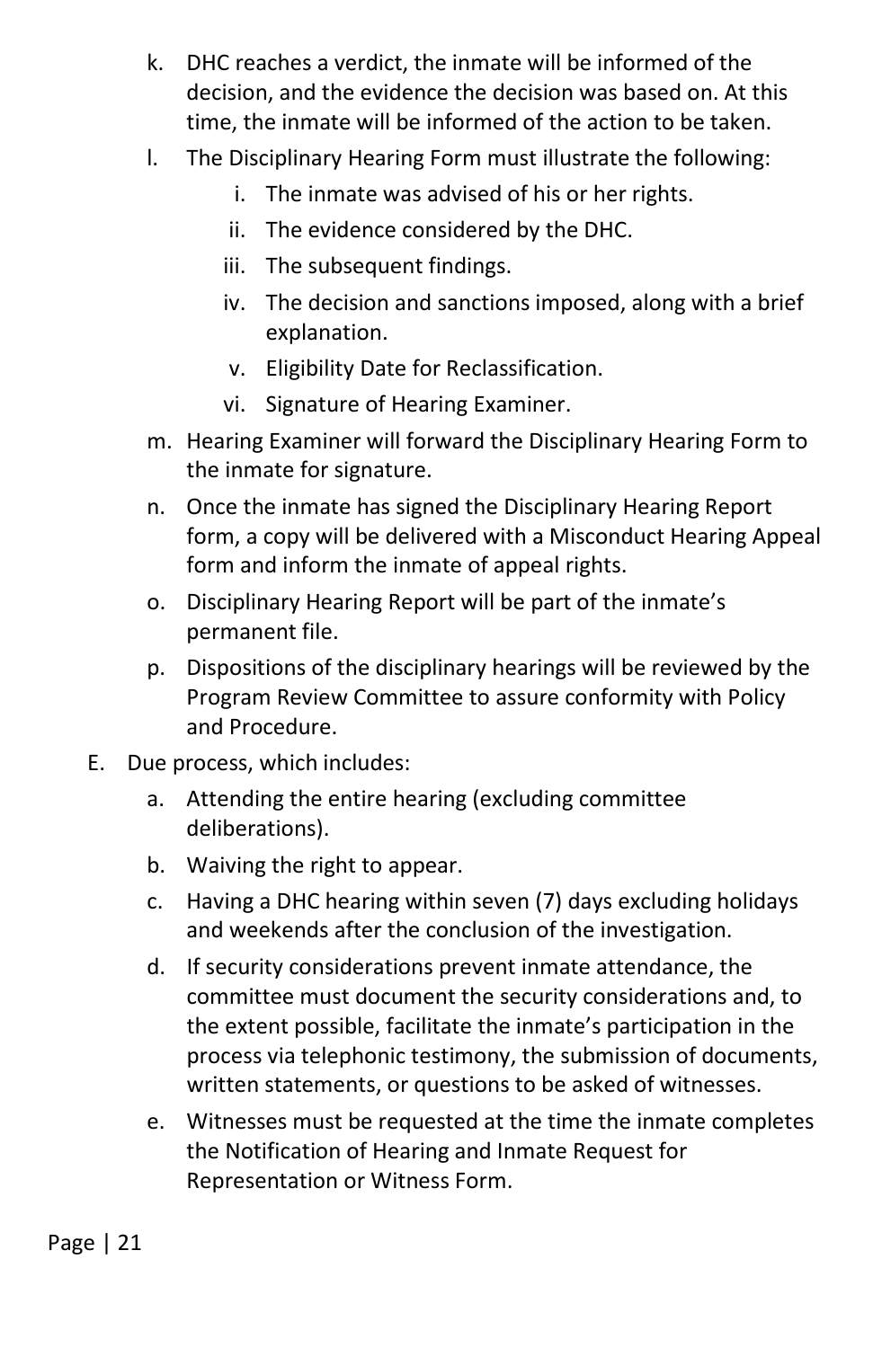k. DHC reaches a verdict, the inmate will be informed of the decision, and the evidence the decision was based on. At this time, the inmate will be informed of the action to be taken.

l. The Disciplinary Hearing Form must illustrate the following:
   i. The inmate was advised of his or her rights.
   ii. The evidence considered by the DHC.
   iii. The subsequent findings.
   iv. The decision and sanctions imposed, along with a brief explanation.
   v. Eligibility Date for Reclassification.
   vi. Signature of Hearing Examiner.

m. Hearing Examiner will forward the Disciplinary Hearing Form to the inmate for signature.

n. Once the inmate has signed the Disciplinary Hearing Report form, a copy will be delivered with a Misconduct Hearing Appeal form and inform the inmate of appeal rights.

o. Disciplinary Hearing Report will be part of the inmate's permanent file.

p. Dispositions of the disciplinary hearings will be reviewed by the Program Review Committee to assure conformity with Policy and Procedure.

E. Due process, which includes:

a. Attending the entire hearing (excluding committee deliberations).

b. Waiving the right to appear.

c. Having a DHC hearing within seven (7) days excluding holidays and weekends after the conclusion of the investigation.

d. If security considerations prevent inmate attendance, the committee must document the security considerations and, to the extent possible, facilitate the inmate's participation in the process via telephonic testimony, the submission of documents, written statements, or questions to be asked of witnesses.

e. Witnesses must be requested at the time the inmate completes the Notification of Hearing and Inmate Request for Representation or Witness Form.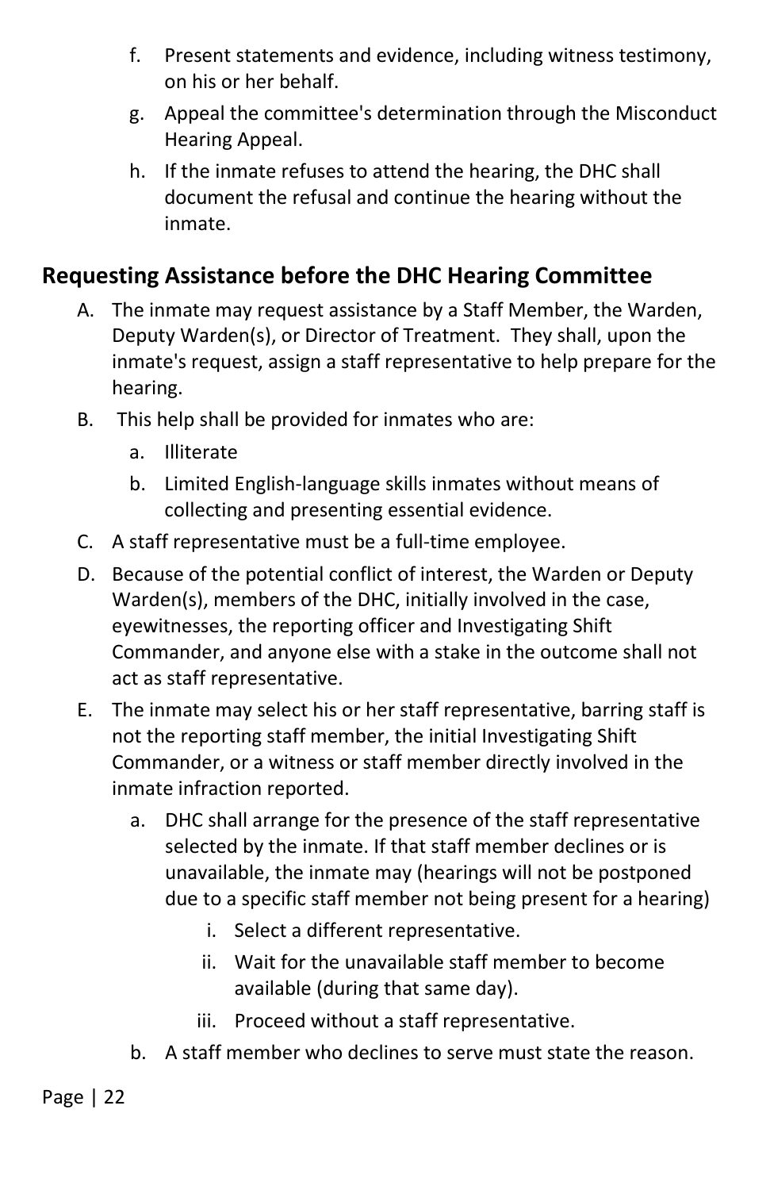f. Present statements and evidence, including witness testimony, on his or her behalf.

g. Appeal the committee's determination through the Misconduct Hearing Appeal.

h. If the inmate refuses to attend the hearing, the DHC shall document the refusal and continue the hearing without the inmate.

## Requesting Assistance before the DHC Hearing Committee

A. The inmate may request assistance by a Staff Member, the Warden, Deputy Warden(s), or Director of Treatment. They shall, upon the inmate's request, assign a staff representative to help prepare for the hearing.

B. This help shall be provided for inmates who are:

   a. Illiterate

   b. Limited English-language skills inmates without means of collecting and presenting essential evidence.

C. A staff representative must be a full-time employee.

D. Because of the potential conflict of interest, the Warden or Deputy Warden(s), members of the DHC, initially involved in the case, eyewitnesses, the reporting officer and Investigating Shift Commander, and anyone else with a stake in the outcome shall not act as staff representative.

E. The inmate may select his or her staff representative, barring staff is not the reporting staff member, the initial Investigating Shift Commander, or a witness or staff member directly involved in the inmate infraction reported.

   a. DHC shall arrange for the presence of the staff representative selected by the inmate. If that staff member declines or is unavailable, the inmate may (hearings will not be postponed due to a specific staff member not being present for a hearing)

      i. Select a different representative.

      ii. Wait for the unavailable staff member to become available (during that same day).

      iii. Proceed without a staff representative.

   b. A staff member who declines to serve must state the reason.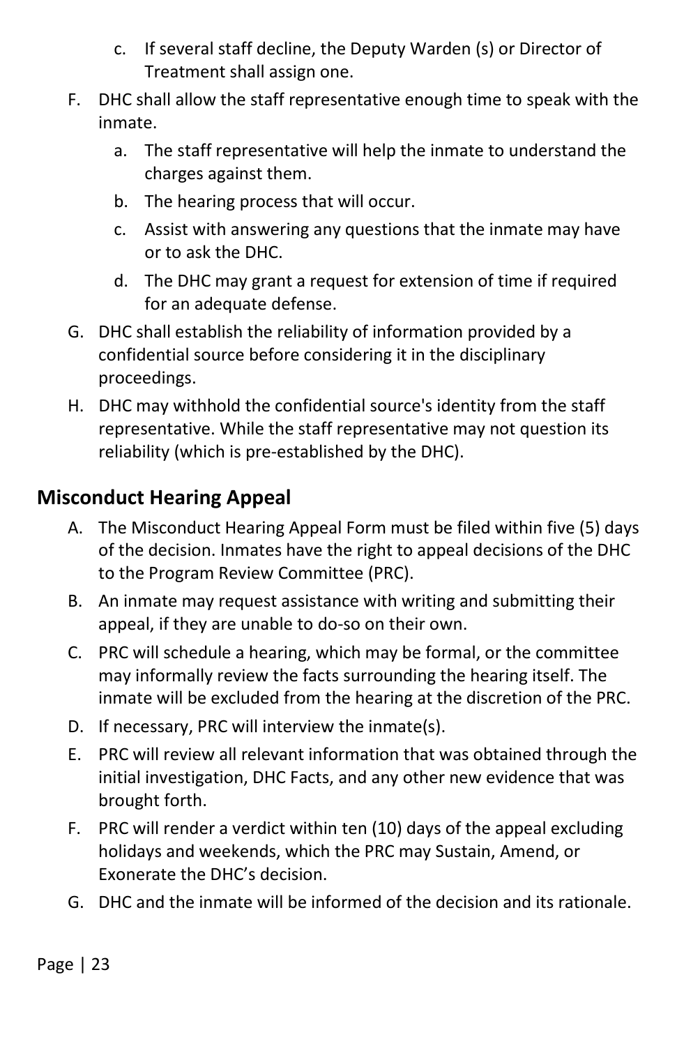c. If several staff decline, the Deputy Warden (s) or Director of Treatment shall assign one.

F. DHC shall allow the staff representative enough time to speak with the inmate.
   a. The staff representative will help the inmate to understand the charges against them.
   b. The hearing process that will occur.
   c. Assist with answering any questions that the inmate may have or to ask the DHC.
   d. The DHC may grant a request for extension of time if required for an adequate defense.

G. DHC shall establish the reliability of information provided by a confidential source before considering it in the disciplinary proceedings.

H. DHC may withhold the confidential source's identity from the staff representative. While the staff representative may not question its reliability (which is pre-established by the DHC).

## Misconduct Hearing Appeal

A. The Misconduct Hearing Appeal Form must be filed within five (5) days of the decision. Inmates have the right to appeal decisions of the DHC to the Program Review Committee (PRC).

B. An inmate may request assistance with writing and submitting their appeal, if they are unable to do-so on their own.

C. PRC will schedule a hearing, which may be formal, or the committee may informally review the facts surrounding the hearing itself. The inmate will be excluded from the hearing at the discretion of the PRC.

D. If necessary, PRC will interview the inmate(s).

E. PRC will review all relevant information that was obtained through the initial investigation, DHC Facts, and any other new evidence that was brought forth.

F. PRC will render a verdict within ten (10) days of the appeal excluding holidays and weekends, which the PRC may Sustain, Amend, or Exonerate the DHC's decision.

G. DHC and the inmate will be informed of the decision and its rationale.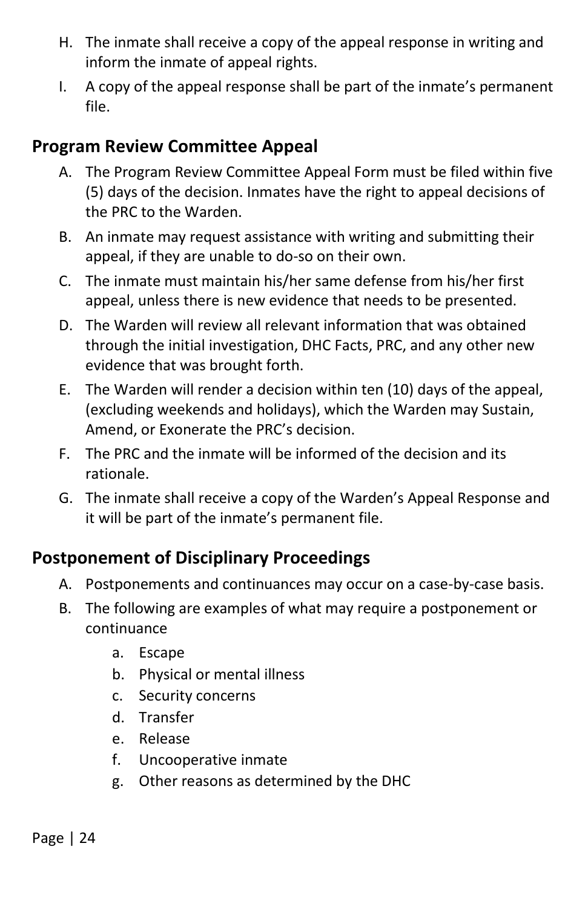H. The inmate shall receive a copy of the appeal response in writing and inform the inmate of appeal rights.
I. A copy of the appeal response shall be part of the inmate's permanent file.

## Program Review Committee Appeal

A. The Program Review Committee Appeal Form must be filed within five (5) days of the decision. Inmates have the right to appeal decisions of the PRC to the Warden.
B. An inmate may request assistance with writing and submitting their appeal, if they are unable to do-so on their own.
C. The inmate must maintain his/her same defense from his/her first appeal, unless there is new evidence that needs to be presented.
D. The Warden will review all relevant information that was obtained through the initial investigation, DHC Facts, PRC, and any other new evidence that was brought forth.
E. The Warden will render a decision within ten (10) days of the appeal, (excluding weekends and holidays), which the Warden may Sustain, Amend, or Exonerate the PRC's decision.
F. The PRC and the inmate will be informed of the decision and its rationale.
G. The inmate shall receive a copy of the Warden's Appeal Response and it will be part of the inmate's permanent file.

## Postponement of Disciplinary Proceedings

A. Postponements and continuances may occur on a case-by-case basis.
B. The following are examples of what may require a postponement or continuance
    a. Escape
    b. Physical or mental illness
    c. Security concerns
    d. Transfer
    e. Release
    f. Uncooperative inmate
    g. Other reasons as determined by the DHC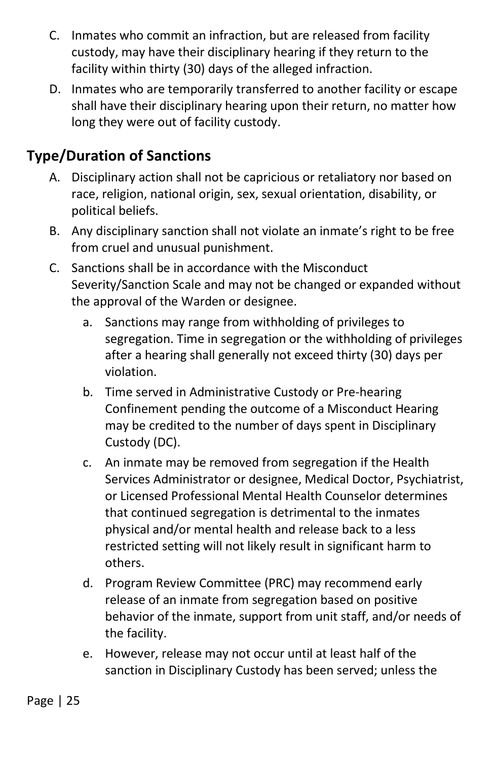C. Inmates who commit an infraction, but are released from facility custody, may have their disciplinary hearing if they return to the facility within thirty (30) days of the alleged infraction.

D. Inmates who are temporarily transferred to another facility or escape shall have their disciplinary hearing upon their return, no matter how long they were out of facility custody.

## Type/Duration of Sanctions

A. Disciplinary action shall not be capricious or retaliatory nor based on race, religion, national origin, sex, sexual orientation, disability, or political beliefs.

B. Any disciplinary sanction shall not violate an inmate's right to be free from cruel and unusual punishment.

C. Sanctions shall be in accordance with the Misconduct Severity/Sanction Scale and may not be changed or expanded without the approval of the Warden or designee.

   a. Sanctions may range from withholding of privileges to segregation. Time in segregation or the withholding of privileges after a hearing shall generally not exceed thirty (30) days per violation.

   b. Time served in Administrative Custody or Pre-hearing Confinement pending the outcome of a Misconduct Hearing may be credited to the number of days spent in Disciplinary Custody (DC).

   c. An inmate may be removed from segregation if the Health Services Administrator or designee, Medical Doctor, Psychiatrist, or Licensed Professional Mental Health Counselor determines that continued segregation is detrimental to the inmates physical and/or mental health and release back to a less restricted setting will not likely result in significant harm to others.

   d. Program Review Committee (PRC) may recommend early release of an inmate from segregation based on positive behavior of the inmate, support from unit staff, and/or needs of the facility.

   e. However, release may not occur until at least half of the sanction in Disciplinary Custody has been served; unless the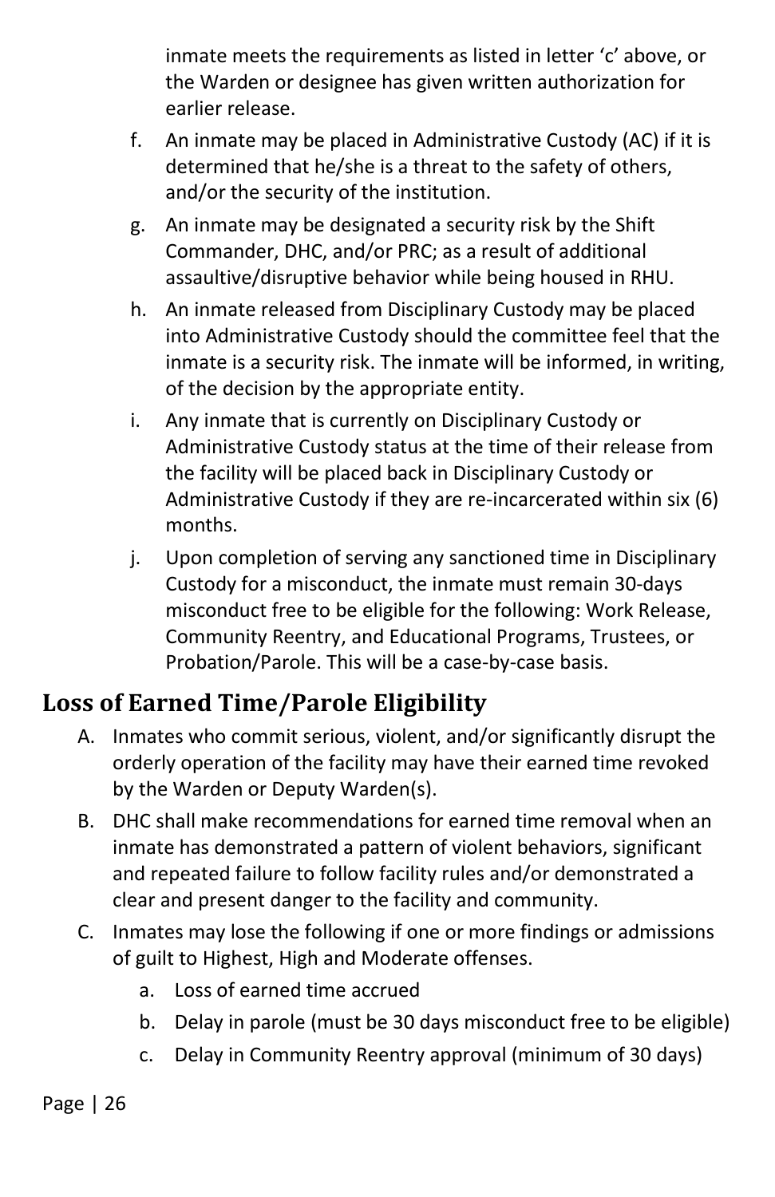inmate meets the requirements as listed in letter 'c' above, or the Warden or designee has given written authorization for earlier release.

f. An inmate may be placed in Administrative Custody (AC) if it is determined that he/she is a threat to the safety of others, and/or the security of the institution.

g. An inmate may be designated a security risk by the Shift Commander, DHC, and/or PRC; as a result of additional assaultive/disruptive behavior while being housed in RHU.

h. An inmate released from Disciplinary Custody may be placed into Administrative Custody should the committee feel that the inmate is a security risk. The inmate will be informed, in writing, of the decision by the appropriate entity.

i. Any inmate that is currently on Disciplinary Custody or Administrative Custody status at the time of their release from the facility will be placed back in Disciplinary Custody or Administrative Custody if they are re-incarcerated within six (6) months.

j. Upon completion of serving any sanctioned time in Disciplinary Custody for a misconduct, the inmate must remain 30-days misconduct free to be eligible for the following: Work Release, Community Reentry, and Educational Programs, Trustees, or Probation/Parole. This will be a case-by-case basis.

## Loss of Earned Time/Parole Eligibility

A. Inmates who commit serious, violent, and/or significantly disrupt the orderly operation of the facility may have their earned time revoked by the Warden or Deputy Warden(s).

B. DHC shall make recommendations for earned time removal when an inmate has demonstrated a pattern of violent behaviors, significant and repeated failure to follow facility rules and/or demonstrated a clear and present danger to the facility and community.

C. Inmates may lose the following if one or more findings or admissions of guilt to Highest, High and Moderate offenses.

   a. Loss of earned time accrued
   b. Delay in parole (must be 30 days misconduct free to be eligible)
   c. Delay in Community Reentry approval (minimum of 30 days)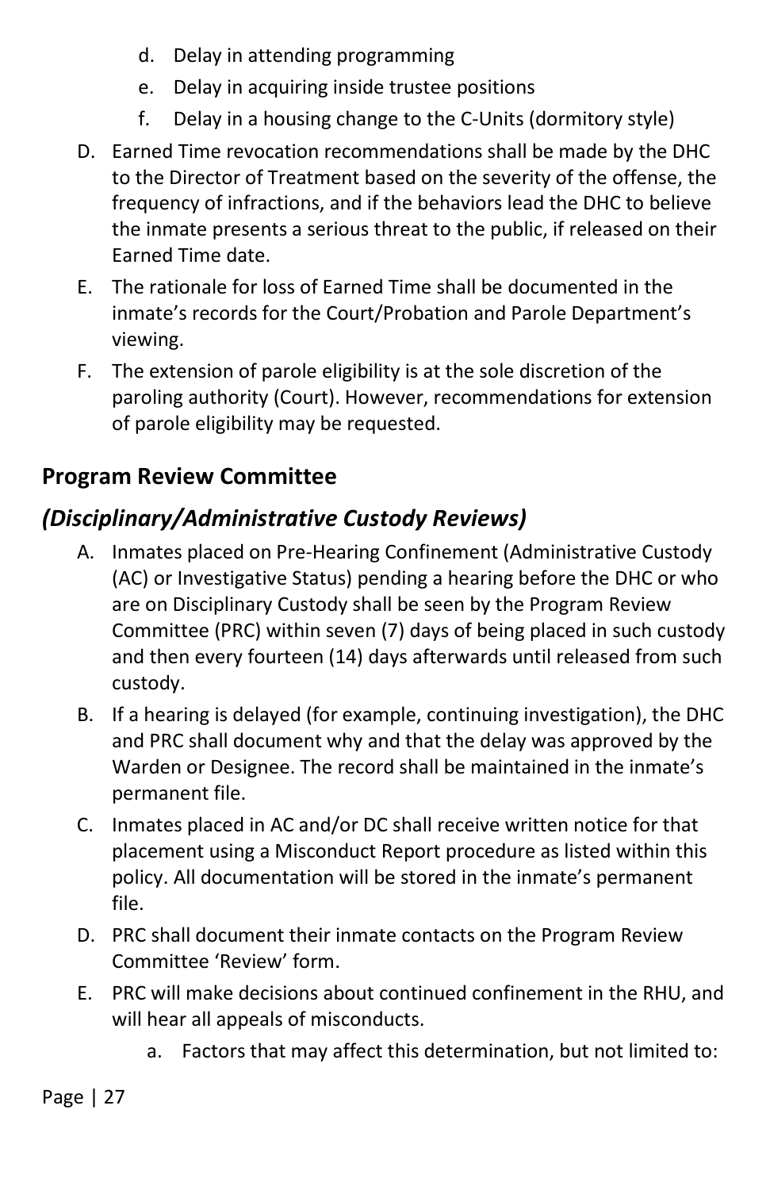d. Delay in attending programming
   e. Delay in acquiring inside trustee positions
   f. Delay in a housing change to the C-Units (dormitory style)

D. Earned Time revocation recommendations shall be made by the DHC to the Director of Treatment based on the severity of the offense, the frequency of infractions, and if the behaviors lead the DHC to believe the inmate presents a serious threat to the public, if released on their Earned Time date.

E. The rationale for loss of Earned Time shall be documented in the inmate's records for the Court/Probation and Parole Department's viewing.

F. The extension of parole eligibility is at the sole discretion of the paroling authority (Court). However, recommendations for extension of parole eligibility may be requested.

## Program Review Committee

## *(Disciplinary/Administrative Custody Reviews)*

A. Inmates placed on Pre-Hearing Confinement (Administrative Custody (AC) or Investigative Status) pending a hearing before the DHC or who are on Disciplinary Custody shall be seen by the Program Review Committee (PRC) within seven (7) days of being placed in such custody and then every fourteen (14) days afterwards until released from such custody.

B. If a hearing is delayed (for example, continuing investigation), the DHC and PRC shall document why and that the delay was approved by the Warden or Designee. The record shall be maintained in the inmate's permanent file.

C. Inmates placed in AC and/or DC shall receive written notice for that placement using a Misconduct Report procedure as listed within this policy. All documentation will be stored in the inmate's permanent file.

D. PRC shall document their inmate contacts on the Program Review Committee 'Review' form.

E. PRC will make decisions about continued confinement in the RHU, and will hear all appeals of misconducts.

   a. Factors that may affect this determination, but not limited to: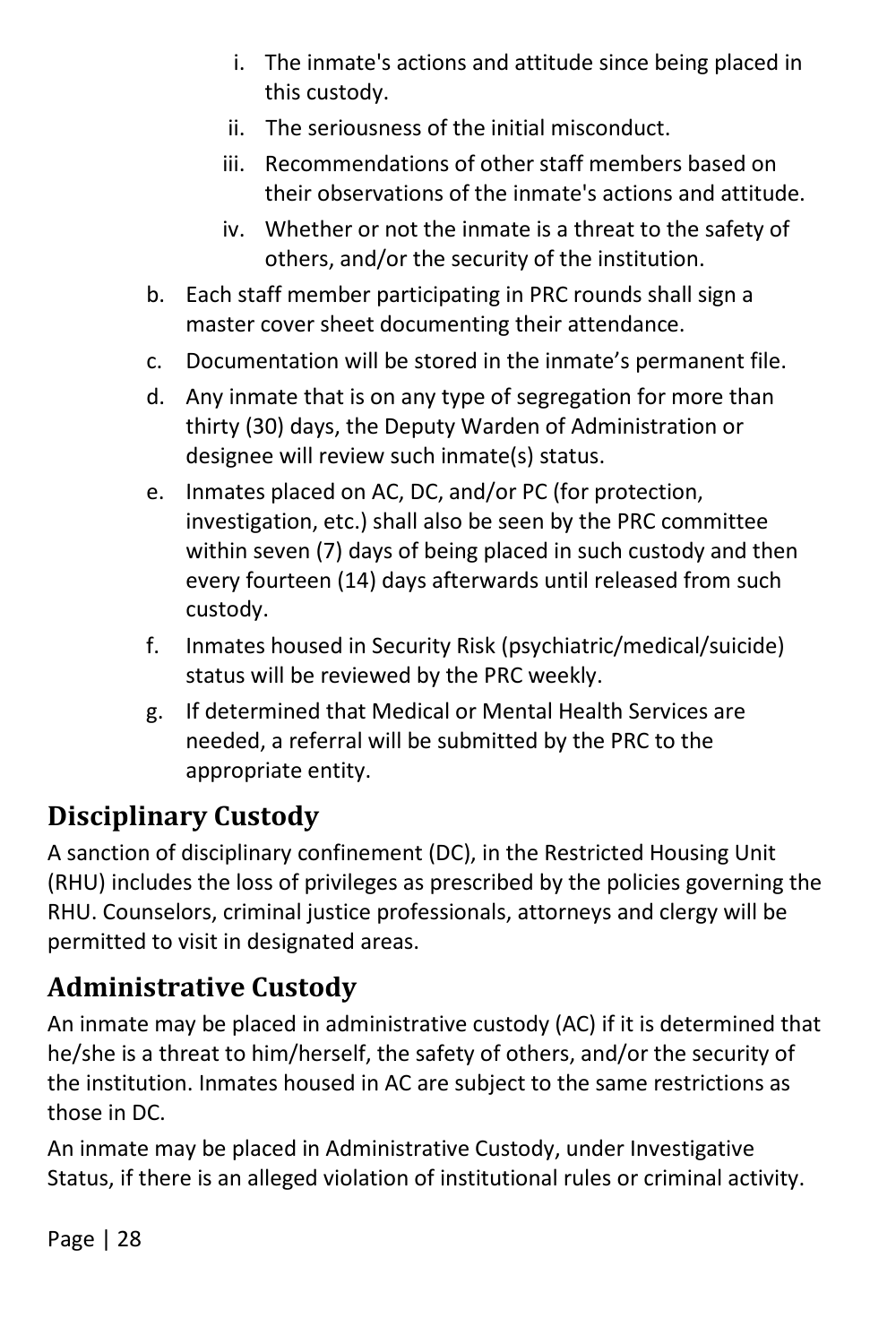i. The inmate's actions and attitude since being placed in this custody.
   ii. The seriousness of the initial misconduct.
   iii. Recommendations of other staff members based on their observations of the inmate's actions and attitude.
   iv. Whether or not the inmate is a threat to the safety of others, and/or the security of the institution.

b. Each staff member participating in PRC rounds shall sign a master cover sheet documenting their attendance.
c. Documentation will be stored in the inmate's permanent file.
d. Any inmate that is on any type of segregation for more than thirty (30) days, the Deputy Warden of Administration or designee will review such inmate(s) status.
e. Inmates placed on AC, DC, and/or PC (for protection, investigation, etc.) shall also be seen by the PRC committee within seven (7) days of being placed in such custody and then every fourteen (14) days afterwards until released from such custody.
f. Inmates housed in Security Risk (psychiatric/medical/suicide) status will be reviewed by the PRC weekly.
g. If determined that Medical or Mental Health Services are needed, a referral will be submitted by the PRC to the appropriate entity.

## Disciplinary Custody

A sanction of disciplinary confinement (DC), in the Restricted Housing Unit (RHU) includes the loss of privileges as prescribed by the policies governing the RHU. Counselors, criminal justice professionals, attorneys and clergy will be permitted to visit in designated areas.

## Administrative Custody

An inmate may be placed in administrative custody (AC) if it is determined that he/she is a threat to him/herself, the safety of others, and/or the security of the institution. Inmates housed in AC are subject to the same restrictions as those in DC.

An inmate may be placed in Administrative Custody, under Investigative Status, if there is an alleged violation of institutional rules or criminal activity.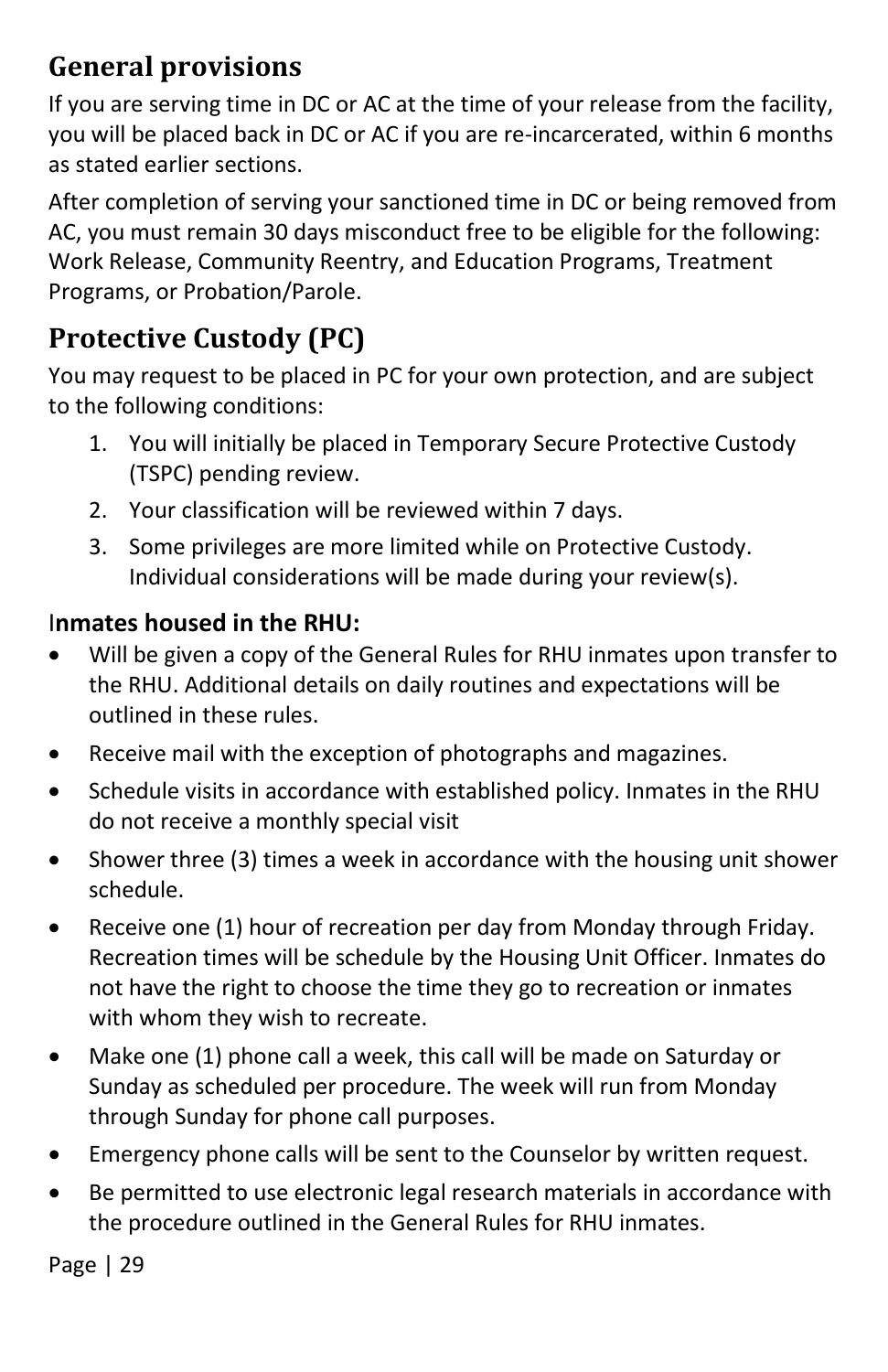## General provisions

If you are serving time in DC or AC at the time of your release from the facility, you will be placed back in DC or AC if you are re-incarcerated, within 6 months as stated earlier sections.

After completion of serving your sanctioned time in DC or being removed from AC, you must remain 30 days misconduct free to be eligible for the following: Work Release, Community Reentry, and Education Programs, Treatment Programs, or Probation/Parole.

## Protective Custody (PC)

You may request to be placed in PC for your own protection, and are subject to the following conditions:

1. You will initially be placed in Temporary Secure Protective Custody (TSPC) pending review.
2. Your classification will be reviewed within 7 days.
3. Some privileges are more limited while on Protective Custody. Individual considerations will be made during your review(s).

I**nmates housed in the RHU:**

- Will be given a copy of the General Rules for RHU inmates upon transfer to the RHU. Additional details on daily routines and expectations will be outlined in these rules.
- Receive mail with the exception of photographs and magazines.
- Schedule visits in accordance with established policy. Inmates in the RHU do not receive a monthly special visit
- Shower three (3) times a week in accordance with the housing unit shower schedule.
- Receive one (1) hour of recreation per day from Monday through Friday. Recreation times will be schedule by the Housing Unit Officer. Inmates do not have the right to choose the time they go to recreation or inmates with whom they wish to recreate.
- Make one (1) phone call a week, this call will be made on Saturday or Sunday as scheduled per procedure. The week will run from Monday through Sunday for phone call purposes.
- Emergency phone calls will be sent to the Counselor by written request.
- Be permitted to use electronic legal research materials in accordance with the procedure outlined in the General Rules for RHU inmates.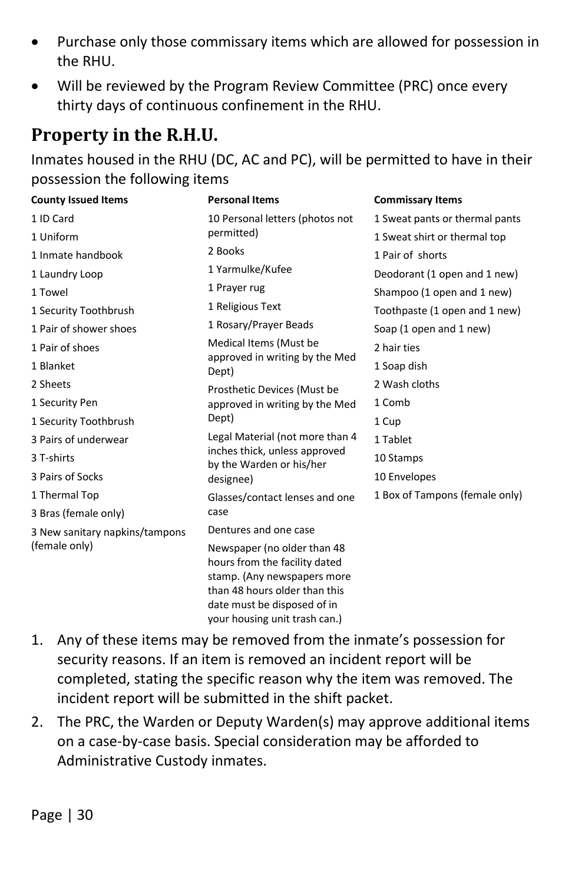- Purchase only those commissary items which are allowed for possession in the RHU.
- Will be reviewed by the Program Review Committee (PRC) once every thirty days of continuous confinement in the RHU.

## Property in the R.H.U.

Inmates housed in the RHU (DC, AC and PC), will be permitted to have in their possession the following items

| County Issued Items | Personal Items | Commissary Items |
|---|---|---|
| 1 ID Card | 10 Personal letters (photos not permitted) | 1 Sweat pants or thermal pants |
| 1 Uniform | 2 Books | 1 Sweat shirt or thermal top |
| 1 Inmate handbook | 1 Yarmulke/Kufee | 1 Pair of shorts |
| 1 Laundry Loop | 1 Prayer rug | Deodorant (1 open and 1 new) |
| 1 Towel | 1 Religious Text | Shampoo (1 open and 1 new) |
| 1 Security Toothbrush | 1 Rosary/Prayer Beads | Toothpaste (1 open and 1 new) |
| 1 Pair of shower shoes | Medical Items (Must be approved in writing by the Med Dept) | Soap (1 open and 1 new) |
| 1 Pair of shoes | Prosthetic Devices (Must be approved in writing by the Med Dept) | 2 hair ties |
| 1 Blanket | Legal Material (not more than 4 inches thick, unless approved by the Warden or his/her designee) | 1 Soap dish |
| 2 Sheets | Glasses/contact lenses and one case | 2 Wash cloths |
| 1 Security Pen | Dentures and one case | 1 Comb |
| 1 Security Toothbrush | Newspaper (no older than 48 hours from the facility dated stamp. (Any newspapers more than 48 hours older than this date must be disposed of in your housing unit trash can.) | 1 Cup |
| 3 Pairs of underwear | | 1 Tablet |
| 3 T-shirts | | 10 Stamps |
| 3 Pairs of Socks | | 10 Envelopes |
| 1 Thermal Top | | 1 Box of Tampons (female only) |
| 3 Bras (female only) | | |
| 3 New sanitary napkins/tampons (female only) | | |

1. Any of these items may be removed from the inmate's possession for security reasons. If an item is removed an incident report will be completed, stating the specific reason why the item was removed. The incident report will be submitted in the shift packet.
2. The PRC, the Warden or Deputy Warden(s) may approve additional items on a case-by-case basis. Special consideration may be afforded to Administrative Custody inmates.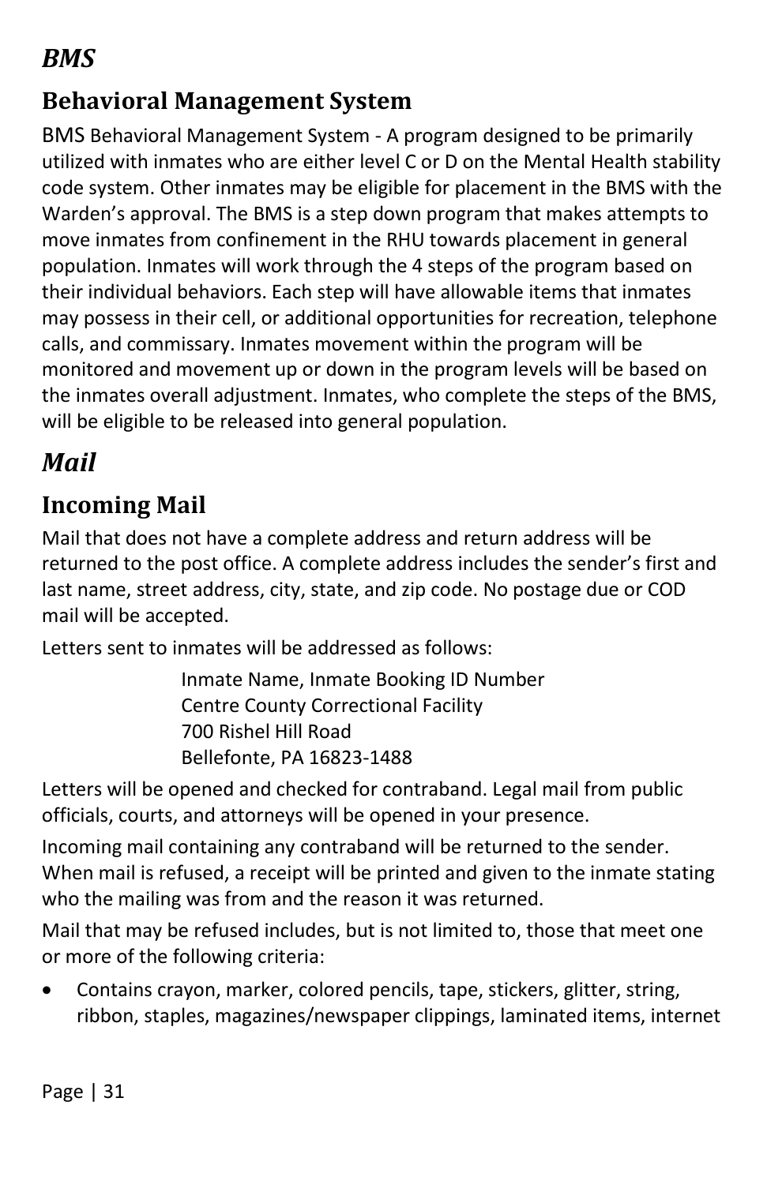## *BMS*

### Behavioral Management System

BMS Behavioral Management System - A program designed to be primarily utilized with inmates who are either level C or D on the Mental Health stability code system. Other inmates may be eligible for placement in the BMS with the Warden's approval. The BMS is a step down program that makes attempts to move inmates from confinement in the RHU towards placement in general population. Inmates will work through the 4 steps of the program based on their individual behaviors. Each step will have allowable items that inmates may possess in their cell, or additional opportunities for recreation, telephone calls, and commissary. Inmates movement within the program will be monitored and movement up or down in the program levels will be based on the inmates overall adjustment. Inmates, who complete the steps of the BMS, will be eligible to be released into general population.

## *Mail*

### Incoming Mail

Mail that does not have a complete address and return address will be returned to the post office. A complete address includes the sender's first and last name, street address, city, state, and zip code. No postage due or COD mail will be accepted.

Letters sent to inmates will be addressed as follows:

> Inmate Name, Inmate Booking ID Number
> Centre County Correctional Facility
> 700 Rishel Hill Road
> Bellefonte, PA 16823-1488

Letters will be opened and checked for contraband. Legal mail from public officials, courts, and attorneys will be opened in your presence.

Incoming mail containing any contraband will be returned to the sender. When mail is refused, a receipt will be printed and given to the inmate stating who the mailing was from and the reason it was returned.

Mail that may be refused includes, but is not limited to, those that meet one or more of the following criteria:

- Contains crayon, marker, colored pencils, tape, stickers, glitter, string, ribbon, staples, magazines/newspaper clippings, laminated items, internet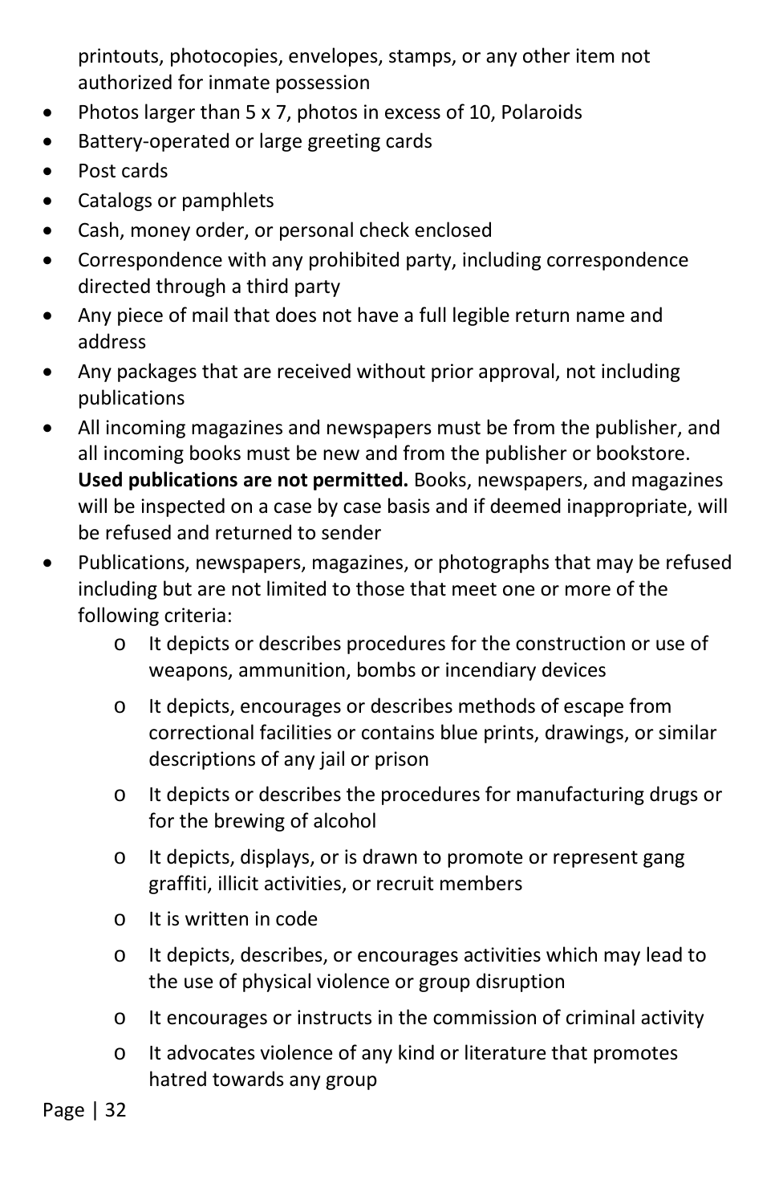printouts, photocopies, envelopes, stamps, or any other item not authorized for inmate possession

- Photos larger than 5 x 7, photos in excess of 10, Polaroids
- Battery-operated or large greeting cards
- Post cards
- Catalogs or pamphlets
- Cash, money order, or personal check enclosed
- Correspondence with any prohibited party, including correspondence directed through a third party
- Any piece of mail that does not have a full legible return name and address
- Any packages that are received without prior approval, not including publications
- All incoming magazines and newspapers must be from the publisher, and all incoming books must be new and from the publisher or bookstore. **Used publications are not permitted.** Books, newspapers, and magazines will be inspected on a case by case basis and if deemed inappropriate, will be refused and returned to sender
- Publications, newspapers, magazines, or photographs that may be refused including but are not limited to those that meet one or more of the following criteria:
  - It depicts or describes procedures for the construction or use of weapons, ammunition, bombs or incendiary devices
  - It depicts, encourages or describes methods of escape from correctional facilities or contains blue prints, drawings, or similar descriptions of any jail or prison
  - It depicts or describes the procedures for manufacturing drugs or for the brewing of alcohol
  - It depicts, displays, or is drawn to promote or represent gang graffiti, illicit activities, or recruit members
  - It is written in code
  - It depicts, describes, or encourages activities which may lead to the use of physical violence or group disruption
  - It encourages or instructs in the commission of criminal activity
  - It advocates violence of any kind or literature that promotes hatred towards any group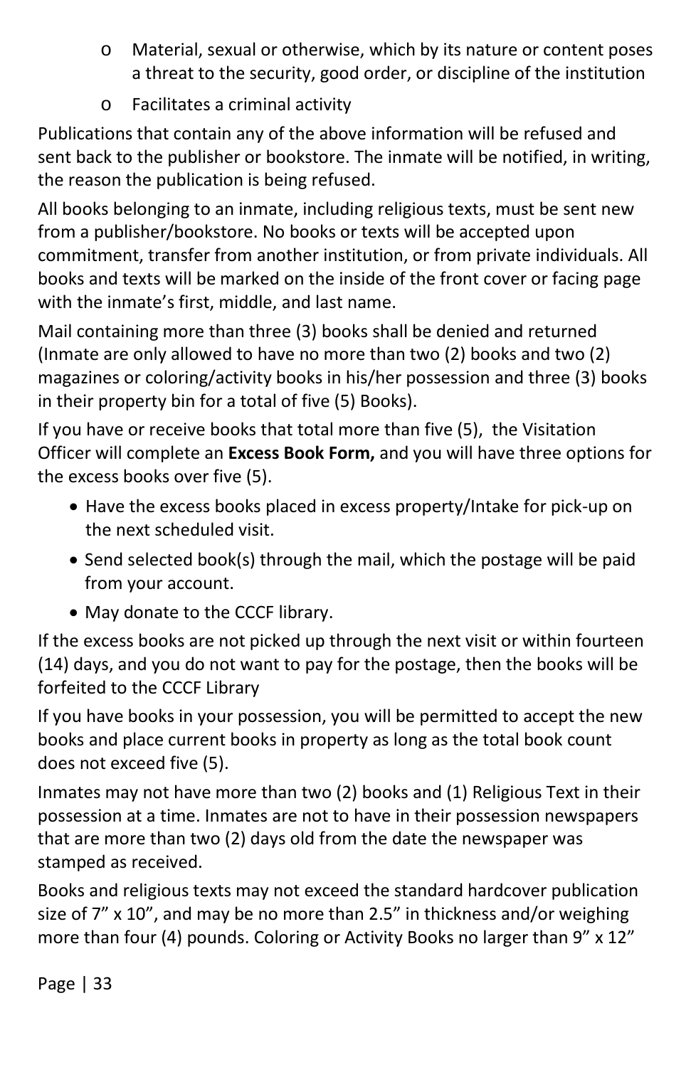- Material, sexual or otherwise, which by its nature or content poses a threat to the security, good order, or discipline of the institution
- Facilitates a criminal activity

Publications that contain any of the above information will be refused and sent back to the publisher or bookstore. The inmate will be notified, in writing, the reason the publication is being refused.

All books belonging to an inmate, including religious texts, must be sent new from a publisher/bookstore. No books or texts will be accepted upon commitment, transfer from another institution, or from private individuals. All books and texts will be marked on the inside of the front cover or facing page with the inmate's first, middle, and last name.

Mail containing more than three (3) books shall be denied and returned (Inmate are only allowed to have no more than two (2) books and two (2) magazines or coloring/activity books in his/her possession and three (3) books in their property bin for a total of five (5) Books).

If you have or receive books that total more than five (5), the Visitation Officer will complete an **Excess Book Form,** and you will have three options for the excess books over five (5).

- Have the excess books placed in excess property/Intake for pick-up on the next scheduled visit.
- Send selected book(s) through the mail, which the postage will be paid from your account.
- May donate to the CCCF library.

If the excess books are not picked up through the next visit or within fourteen (14) days, and you do not want to pay for the postage, then the books will be forfeited to the CCCF Library

If you have books in your possession, you will be permitted to accept the new books and place current books in property as long as the total book count does not exceed five (5).

Inmates may not have more than two (2) books and (1) Religious Text in their possession at a time. Inmates are not to have in their possession newspapers that are more than two (2) days old from the date the newspaper was stamped as received.

Books and religious texts may not exceed the standard hardcover publication size of 7" x 10", and may be no more than 2.5" in thickness and/or weighing more than four (4) pounds. Coloring or Activity Books no larger than 9" x 12"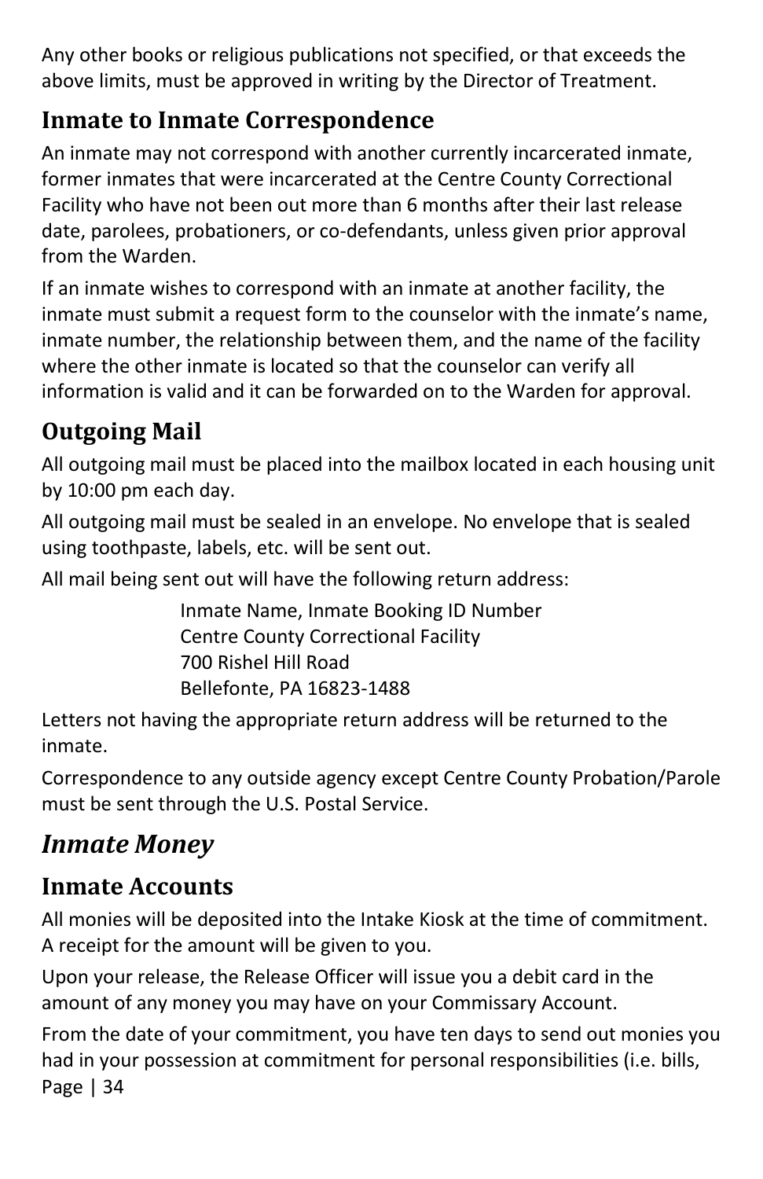Any other books or religious publications not specified, or that exceeds the above limits, must be approved in writing by the Director of Treatment.

### Inmate to Inmate Correspondence

An inmate may not correspond with another currently incarcerated inmate, former inmates that were incarcerated at the Centre County Correctional Facility who have not been out more than 6 months after their last release date, parolees, probationers, or co-defendants, unless given prior approval from the Warden.

If an inmate wishes to correspond with an inmate at another facility, the inmate must submit a request form to the counselor with the inmate's name, inmate number, the relationship between them, and the name of the facility where the other inmate is located so that the counselor can verify all information is valid and it can be forwarded on to the Warden for approval.

### Outgoing Mail

All outgoing mail must be placed into the mailbox located in each housing unit by 10:00 pm each day.

All outgoing mail must be sealed in an envelope. No envelope that is sealed using toothpaste, labels, etc. will be sent out.

All mail being sent out will have the following return address:

> Inmate Name, Inmate Booking ID Number
> Centre County Correctional Facility
> 700 Rishel Hill Road
> Bellefonte, PA 16823-1488

Letters not having the appropriate return address will be returned to the inmate.

Correspondence to any outside agency except Centre County Probation/Parole must be sent through the U.S. Postal Service.

## *Inmate Money*

### Inmate Accounts

All monies will be deposited into the Intake Kiosk at the time of commitment. A receipt for the amount will be given to you.

Upon your release, the Release Officer will issue you a debit card in the amount of any money you may have on your Commissary Account.

From the date of your commitment, you have ten days to send out monies you had in your possession at commitment for personal responsibilities (i.e. bills,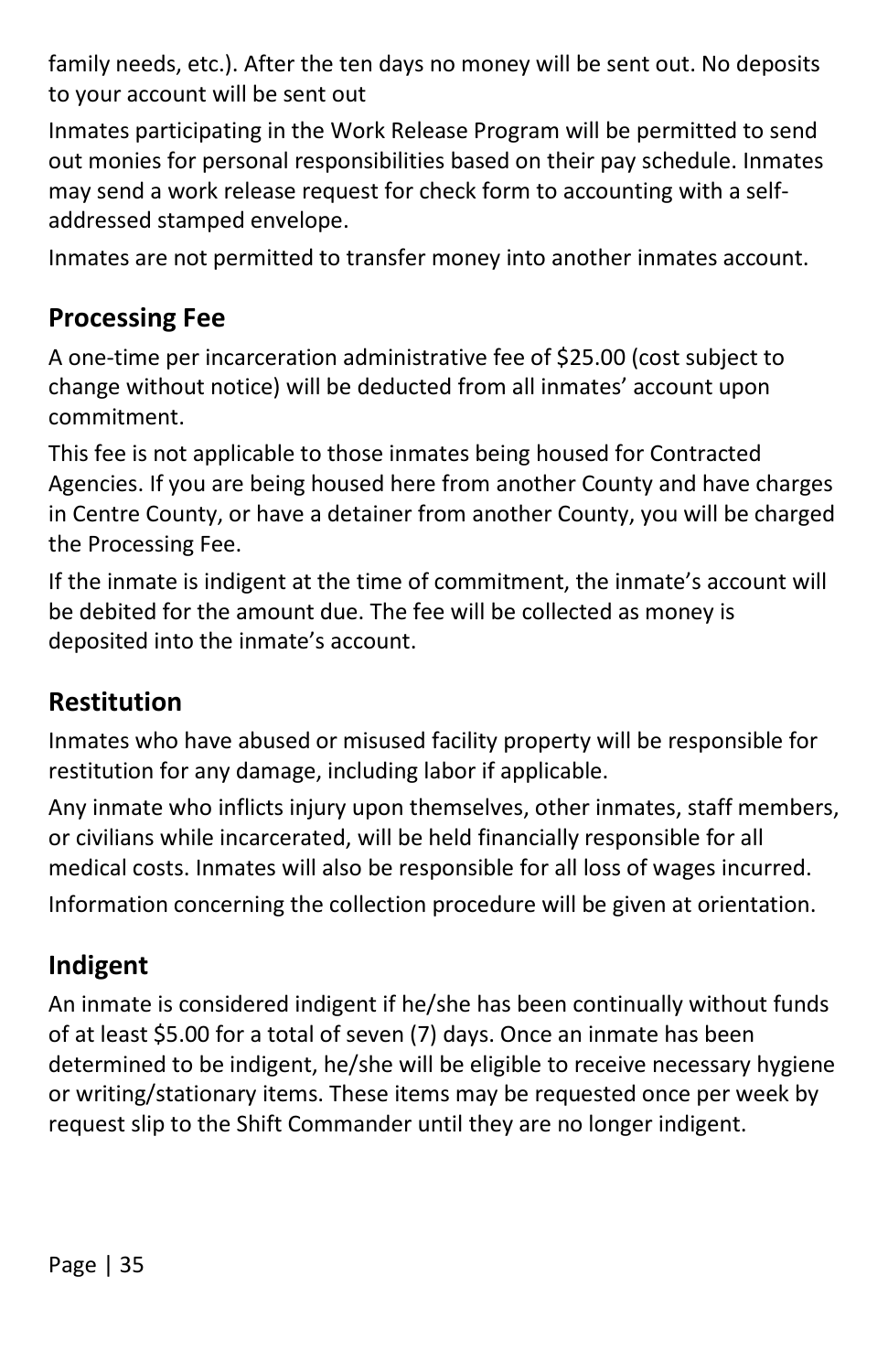family needs, etc.). After the ten days no money will be sent out. No deposits to your account will be sent out

Inmates participating in the Work Release Program will be permitted to send out monies for personal responsibilities based on their pay schedule. Inmates may send a work release request for check form to accounting with a self-addressed stamped envelope.

Inmates are not permitted to transfer money into another inmates account.

## Processing Fee

A one-time per incarceration administrative fee of $25.00 (cost subject to change without notice) will be deducted from all inmates' account upon commitment.

This fee is not applicable to those inmates being housed for Contracted Agencies. If you are being housed here from another County and have charges in Centre County, or have a detainer from another County, you will be charged the Processing Fee.

If the inmate is indigent at the time of commitment, the inmate's account will be debited for the amount due. The fee will be collected as money is deposited into the inmate's account.

## Restitution

Inmates who have abused or misused facility property will be responsible for restitution for any damage, including labor if applicable.

Any inmate who inflicts injury upon themselves, other inmates, staff members, or civilians while incarcerated, will be held financially responsible for all medical costs. Inmates will also be responsible for all loss of wages incurred.

Information concerning the collection procedure will be given at orientation.

## Indigent

An inmate is considered indigent if he/she has been continually without funds of at least $5.00 for a total of seven (7) days. Once an inmate has been determined to be indigent, he/she will be eligible to receive necessary hygiene or writing/stationary items. These items may be requested once per week by request slip to the Shift Commander until they are no longer indigent.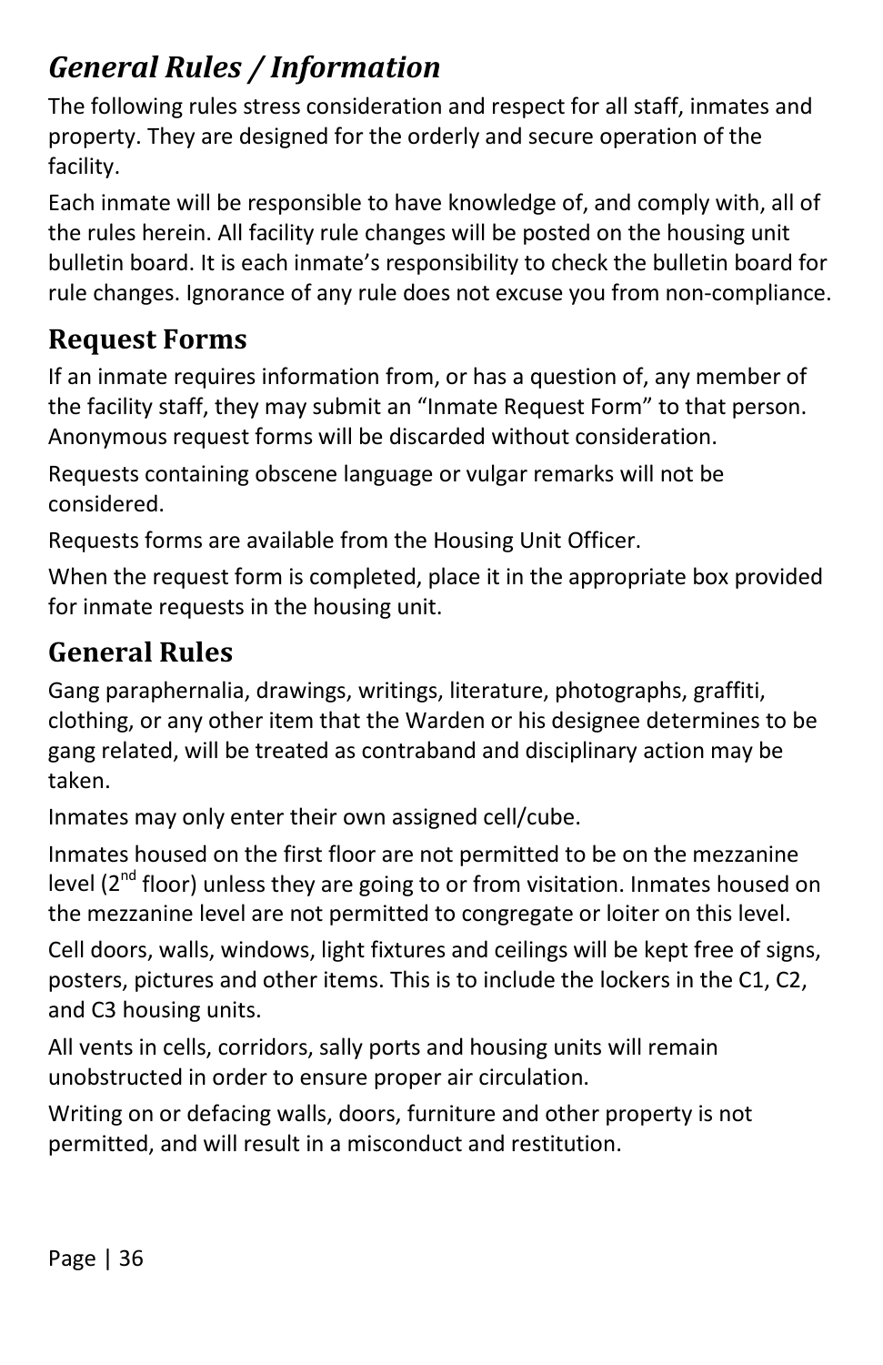## *General Rules / Information*

The following rules stress consideration and respect for all staff, inmates and property. They are designed for the orderly and secure operation of the facility.

Each inmate will be responsible to have knowledge of, and comply with, all of the rules herein. All facility rule changes will be posted on the housing unit bulletin board. It is each inmate's responsibility to check the bulletin board for rule changes. Ignorance of any rule does not excuse you from non-compliance.

### Request Forms

If an inmate requires information from, or has a question of, any member of the facility staff, they may submit an "Inmate Request Form" to that person. Anonymous request forms will be discarded without consideration.

Requests containing obscene language or vulgar remarks will not be considered.

Requests forms are available from the Housing Unit Officer.

When the request form is completed, place it in the appropriate box provided for inmate requests in the housing unit.

### General Rules

Gang paraphernalia, drawings, writings, literature, photographs, graffiti, clothing, or any other item that the Warden or his designee determines to be gang related, will be treated as contraband and disciplinary action may be taken.

Inmates may only enter their own assigned cell/cube.

Inmates housed on the first floor are not permitted to be on the mezzanine level (2nd floor) unless they are going to or from visitation. Inmates housed on the mezzanine level are not permitted to congregate or loiter on this level.

Cell doors, walls, windows, light fixtures and ceilings will be kept free of signs, posters, pictures and other items. This is to include the lockers in the C1, C2, and C3 housing units.

All vents in cells, corridors, sally ports and housing units will remain unobstructed in order to ensure proper air circulation.

Writing on or defacing walls, doors, furniture and other property is not permitted, and will result in a misconduct and restitution.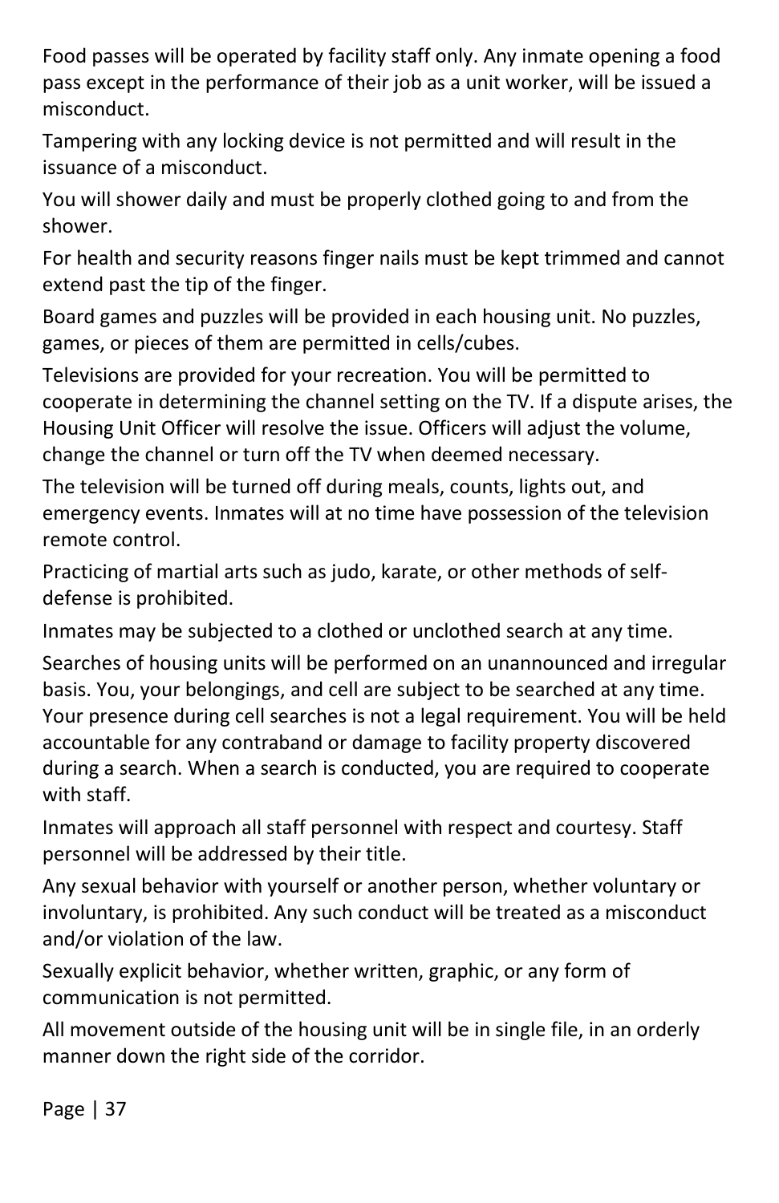Food passes will be operated by facility staff only. Any inmate opening a food pass except in the performance of their job as a unit worker, will be issued a misconduct.

Tampering with any locking device is not permitted and will result in the issuance of a misconduct.

You will shower daily and must be properly clothed going to and from the shower.

For health and security reasons finger nails must be kept trimmed and cannot extend past the tip of the finger.

Board games and puzzles will be provided in each housing unit. No puzzles, games, or pieces of them are permitted in cells/cubes.

Televisions are provided for your recreation. You will be permitted to cooperate in determining the channel setting on the TV. If a dispute arises, the Housing Unit Officer will resolve the issue. Officers will adjust the volume, change the channel or turn off the TV when deemed necessary.

The television will be turned off during meals, counts, lights out, and emergency events. Inmates will at no time have possession of the television remote control.

Practicing of martial arts such as judo, karate, or other methods of self-defense is prohibited.

Inmates may be subjected to a clothed or unclothed search at any time.

Searches of housing units will be performed on an unannounced and irregular basis. You, your belongings, and cell are subject to be searched at any time. Your presence during cell searches is not a legal requirement. You will be held accountable for any contraband or damage to facility property discovered during a search. When a search is conducted, you are required to cooperate with staff.

Inmates will approach all staff personnel with respect and courtesy. Staff personnel will be addressed by their title.

Any sexual behavior with yourself or another person, whether voluntary or involuntary, is prohibited. Any such conduct will be treated as a misconduct and/or violation of the law.

Sexually explicit behavior, whether written, graphic, or any form of communication is not permitted.

All movement outside of the housing unit will be in single file, in an orderly manner down the right side of the corridor.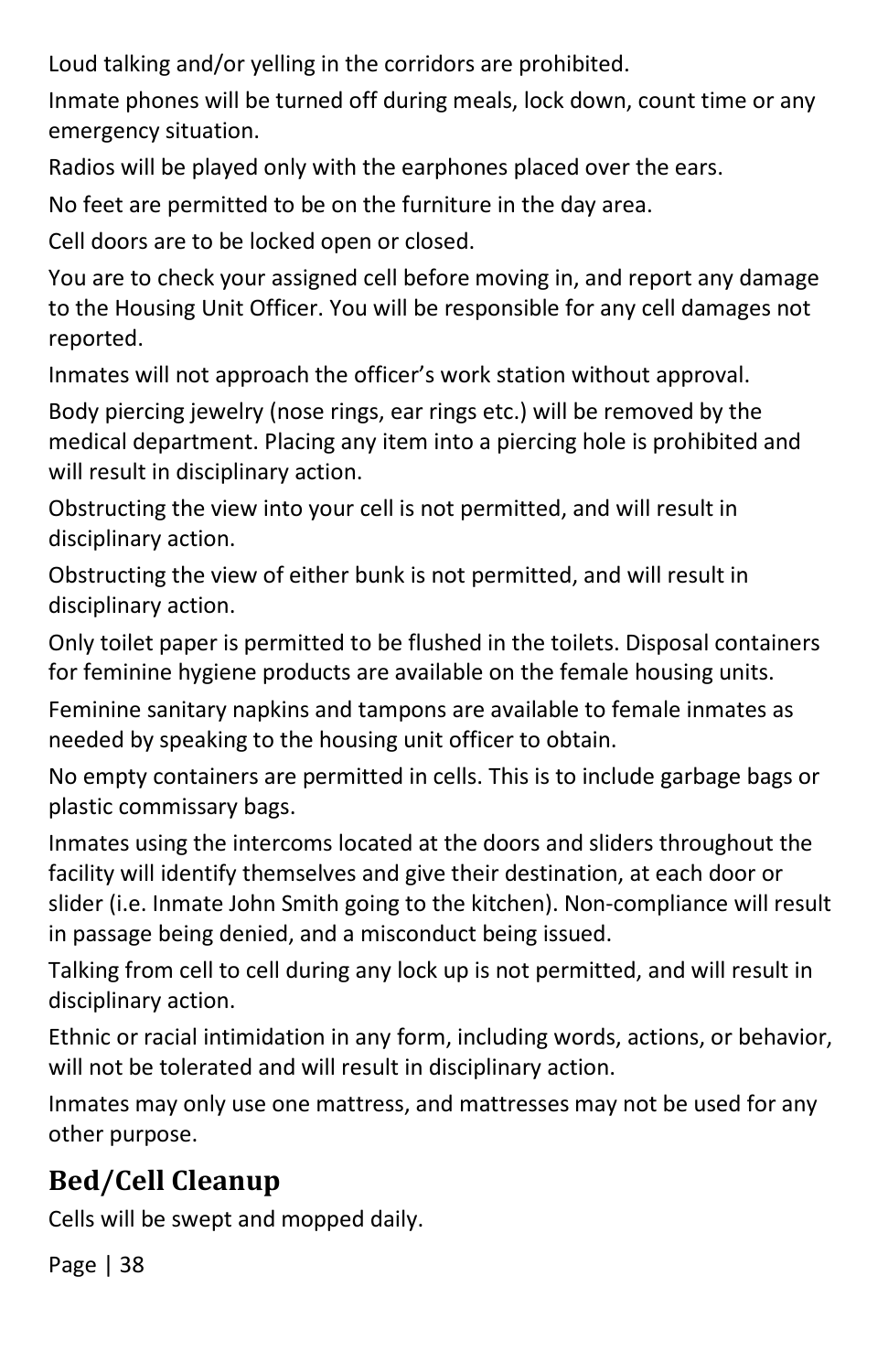Loud talking and/or yelling in the corridors are prohibited.

Inmate phones will be turned off during meals, lock down, count time or any emergency situation.

Radios will be played only with the earphones placed over the ears.

No feet are permitted to be on the furniture in the day area.

Cell doors are to be locked open or closed.

You are to check your assigned cell before moving in, and report any damage to the Housing Unit Officer. You will be responsible for any cell damages not reported.

Inmates will not approach the officer's work station without approval.

Body piercing jewelry (nose rings, ear rings etc.) will be removed by the medical department. Placing any item into a piercing hole is prohibited and will result in disciplinary action.

Obstructing the view into your cell is not permitted, and will result in disciplinary action.

Obstructing the view of either bunk is not permitted, and will result in disciplinary action.

Only toilet paper is permitted to be flushed in the toilets. Disposal containers for feminine hygiene products are available on the female housing units.

Feminine sanitary napkins and tampons are available to female inmates as needed by speaking to the housing unit officer to obtain.

No empty containers are permitted in cells. This is to include garbage bags or plastic commissary bags.

Inmates using the intercoms located at the doors and sliders throughout the facility will identify themselves and give their destination, at each door or slider (i.e. Inmate John Smith going to the kitchen). Non-compliance will result in passage being denied, and a misconduct being issued.

Talking from cell to cell during any lock up is not permitted, and will result in disciplinary action.

Ethnic or racial intimidation in any form, including words, actions, or behavior, will not be tolerated and will result in disciplinary action.

Inmates may only use one mattress, and mattresses may not be used for any other purpose.

## Bed/Cell Cleanup

Cells will be swept and mopped daily.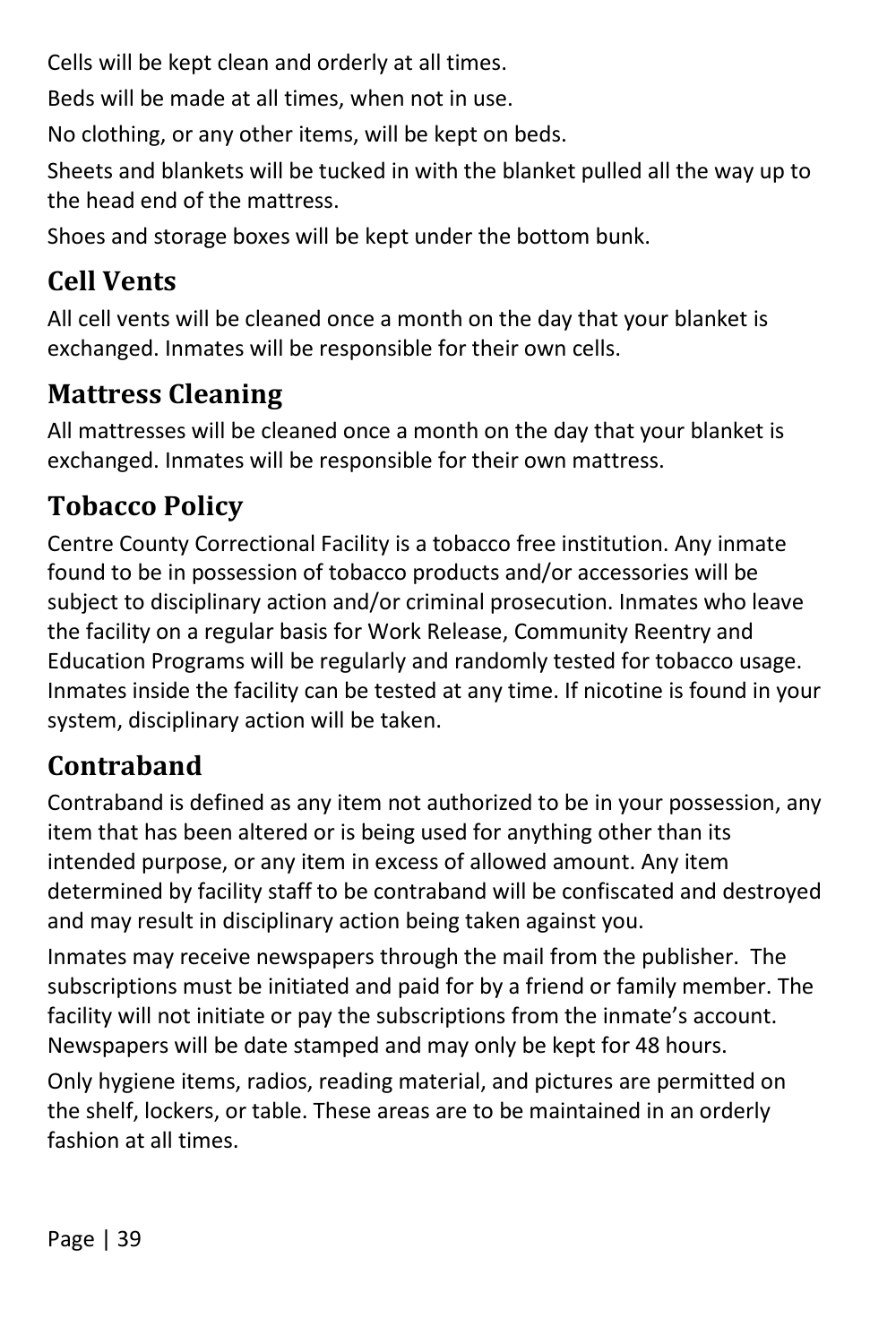Cells will be kept clean and orderly at all times.

Beds will be made at all times, when not in use.

No clothing, or any other items, will be kept on beds.

Sheets and blankets will be tucked in with the blanket pulled all the way up to the head end of the mattress.

Shoes and storage boxes will be kept under the bottom bunk.

## Cell Vents

All cell vents will be cleaned once a month on the day that your blanket is exchanged. Inmates will be responsible for their own cells.

## Mattress Cleaning

All mattresses will be cleaned once a month on the day that your blanket is exchanged. Inmates will be responsible for their own mattress.

## Tobacco Policy

Centre County Correctional Facility is a tobacco free institution. Any inmate found to be in possession of tobacco products and/or accessories will be subject to disciplinary action and/or criminal prosecution. Inmates who leave the facility on a regular basis for Work Release, Community Reentry and Education Programs will be regularly and randomly tested for tobacco usage. Inmates inside the facility can be tested at any time. If nicotine is found in your system, disciplinary action will be taken.

## Contraband

Contraband is defined as any item not authorized to be in your possession, any item that has been altered or is being used for anything other than its intended purpose, or any item in excess of allowed amount. Any item determined by facility staff to be contraband will be confiscated and destroyed and may result in disciplinary action being taken against you.

Inmates may receive newspapers through the mail from the publisher. The subscriptions must be initiated and paid for by a friend or family member. The facility will not initiate or pay the subscriptions from the inmate's account. Newspapers will be date stamped and may only be kept for 48 hours.

Only hygiene items, radios, reading material, and pictures are permitted on the shelf, lockers, or table. These areas are to be maintained in an orderly fashion at all times.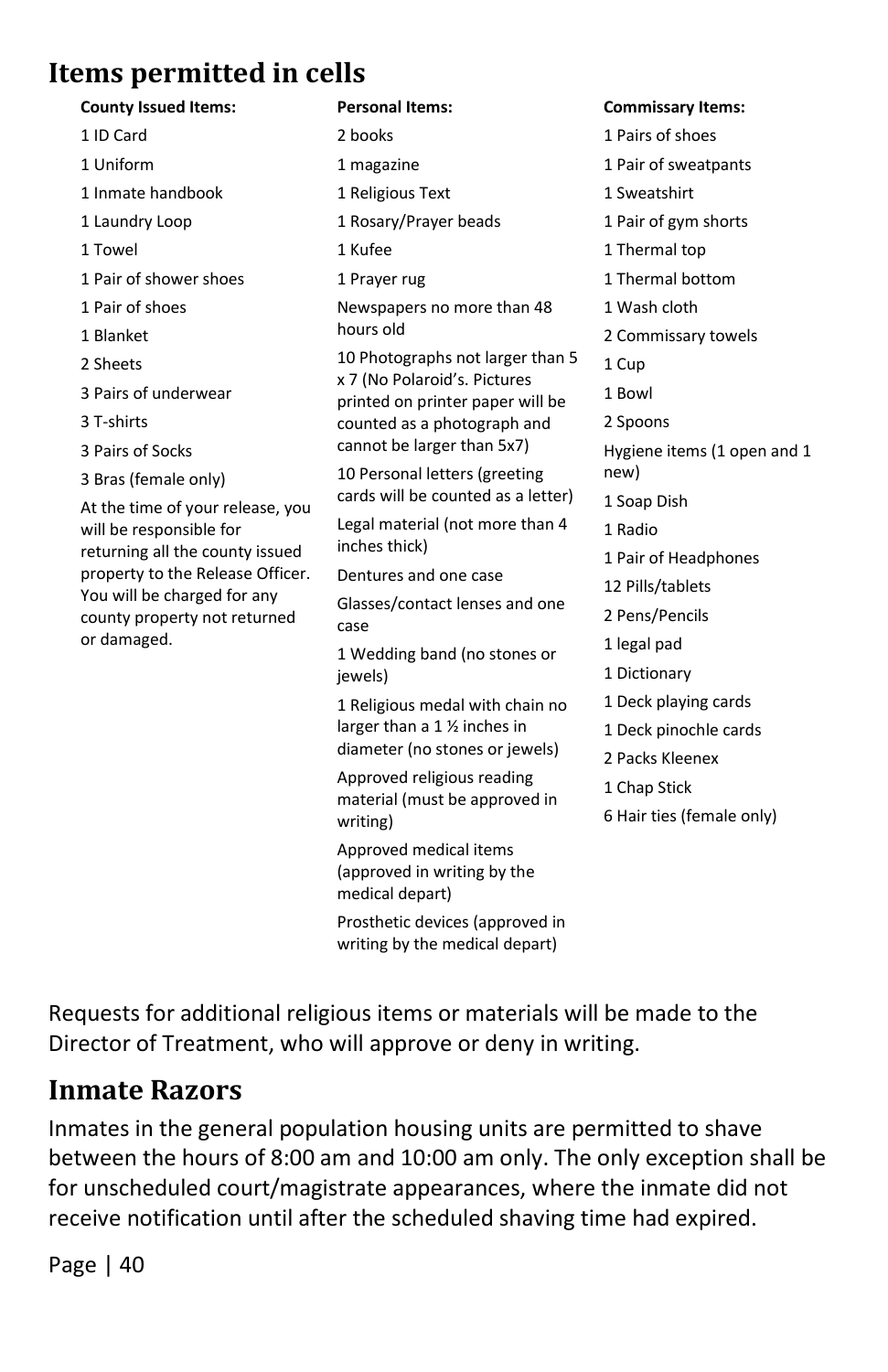## Items permitted in cells

**County Issued Items:**

1 ID Card

1 Uniform

1 Inmate handbook

1 Laundry Loop

1 Towel

1 Pair of shower shoes

1 Pair of shoes

1 Blanket

2 Sheets

3 Pairs of underwear

3 T-shirts

3 Pairs of Socks

3 Bras (female only)

At the time of your release, you will be responsible for returning all the county issued property to the Release Officer. You will be charged for any county property not returned or damaged.

**Personal Items:**

2 books

1 magazine

1 Religious Text

1 Rosary/Prayer beads

1 Kufee

1 Prayer rug

Newspapers no more than 48 hours old

10 Photographs not larger than 5 x 7 (No Polaroid's. Pictures printed on printer paper will be counted as a photograph and cannot be larger than 5x7)

10 Personal letters (greeting cards will be counted as a letter)

Legal material (not more than 4 inches thick)

Dentures and one case

Glasses/contact lenses and one case

1 Wedding band (no stones or jewels)

1 Religious medal with chain no larger than a 1 ½ inches in diameter (no stones or jewels)

Approved religious reading material (must be approved in writing)

Approved medical items (approved in writing by the medical depart)

Prosthetic devices (approved in writing by the medical depart)

**Commissary Items:**

1 Pairs of shoes

1 Pair of sweatpants

1 Sweatshirt

1 Pair of gym shorts

1 Thermal top

1 Thermal bottom

1 Wash cloth

2 Commissary towels

1 Cup

1 Bowl

2 Spoons

Hygiene items (1 open and 1 new)

1 Soap Dish

1 Radio

1 Pair of Headphones

12 Pills/tablets

2 Pens/Pencils

1 legal pad

1 Dictionary

1 Deck playing cards

1 Deck pinochle cards

2 Packs Kleenex

1 Chap Stick

6 Hair ties (female only)

Requests for additional religious items or materials will be made to the Director of Treatment, who will approve or deny in writing.

## Inmate Razors

Inmates in the general population housing units are permitted to shave between the hours of 8:00 am and 10:00 am only. The only exception shall be for unscheduled court/magistrate appearances, where the inmate did not receive notification until after the scheduled shaving time had expired.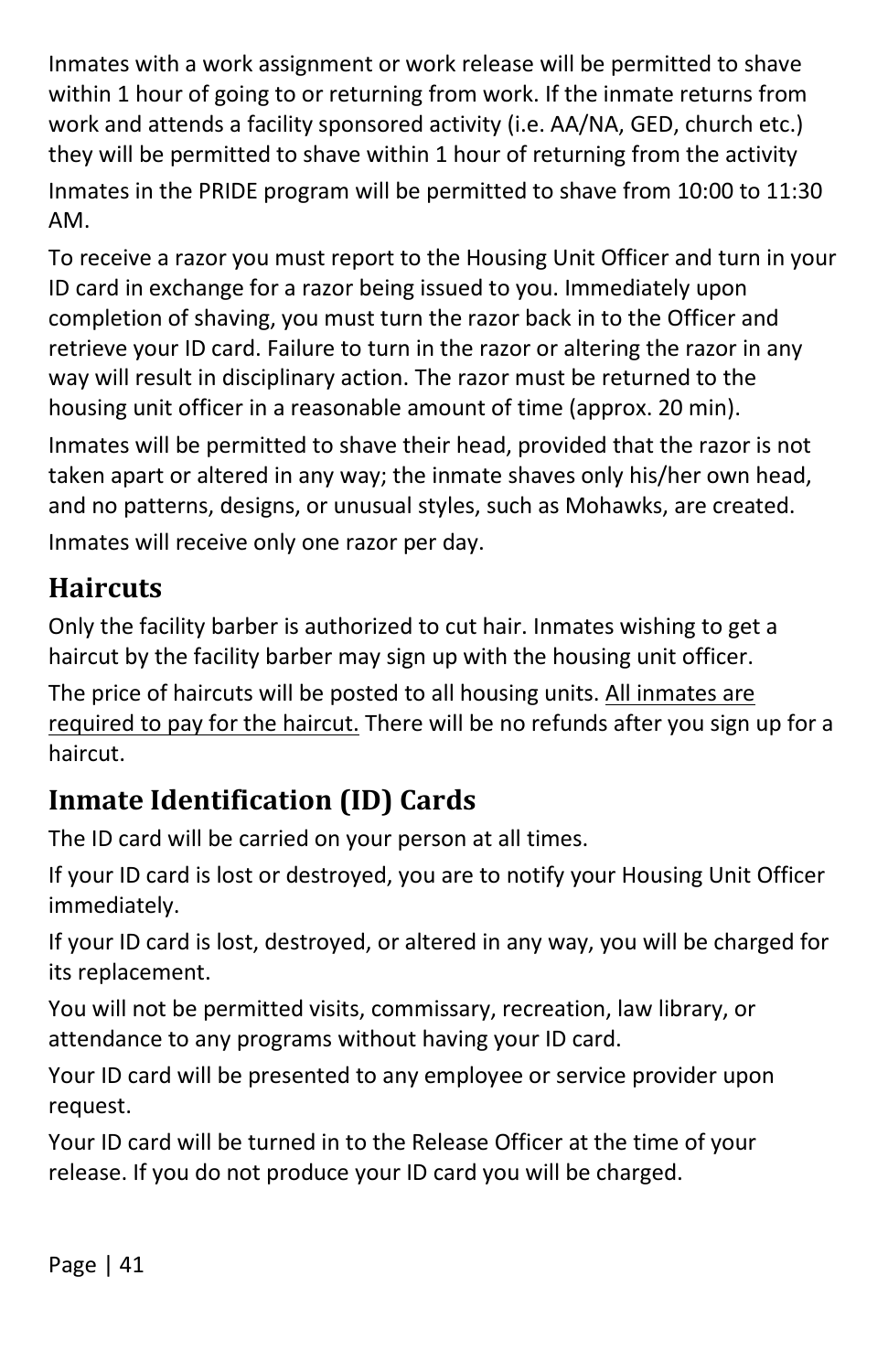Inmates with a work assignment or work release will be permitted to shave within 1 hour of going to or returning from work. If the inmate returns from work and attends a facility sponsored activity (i.e. AA/NA, GED, church etc.) they will be permitted to shave within 1 hour of returning from the activity

Inmates in the PRIDE program will be permitted to shave from 10:00 to 11:30 AM.

To receive a razor you must report to the Housing Unit Officer and turn in your ID card in exchange for a razor being issued to you. Immediately upon completion of shaving, you must turn the razor back in to the Officer and retrieve your ID card. Failure to turn in the razor or altering the razor in any way will result in disciplinary action. The razor must be returned to the housing unit officer in a reasonable amount of time (approx. 20 min).

Inmates will be permitted to shave their head, provided that the razor is not taken apart or altered in any way; the inmate shaves only his/her own head, and no patterns, designs, or unusual styles, such as Mohawks, are created.

Inmates will receive only one razor per day.

## Haircuts

Only the facility barber is authorized to cut hair. Inmates wishing to get a haircut by the facility barber may sign up with the housing unit officer.

The price of haircuts will be posted to all housing units. <u>All inmates are required to pay for the haircut.</u> There will be no refunds after you sign up for a haircut.

## Inmate Identification (ID) Cards

The ID card will be carried on your person at all times.

If your ID card is lost or destroyed, you are to notify your Housing Unit Officer immediately.

If your ID card is lost, destroyed, or altered in any way, you will be charged for its replacement.

You will not be permitted visits, commissary, recreation, law library, or attendance to any programs without having your ID card.

Your ID card will be presented to any employee or service provider upon request.

Your ID card will be turned in to the Release Officer at the time of your release. If you do not produce your ID card you will be charged.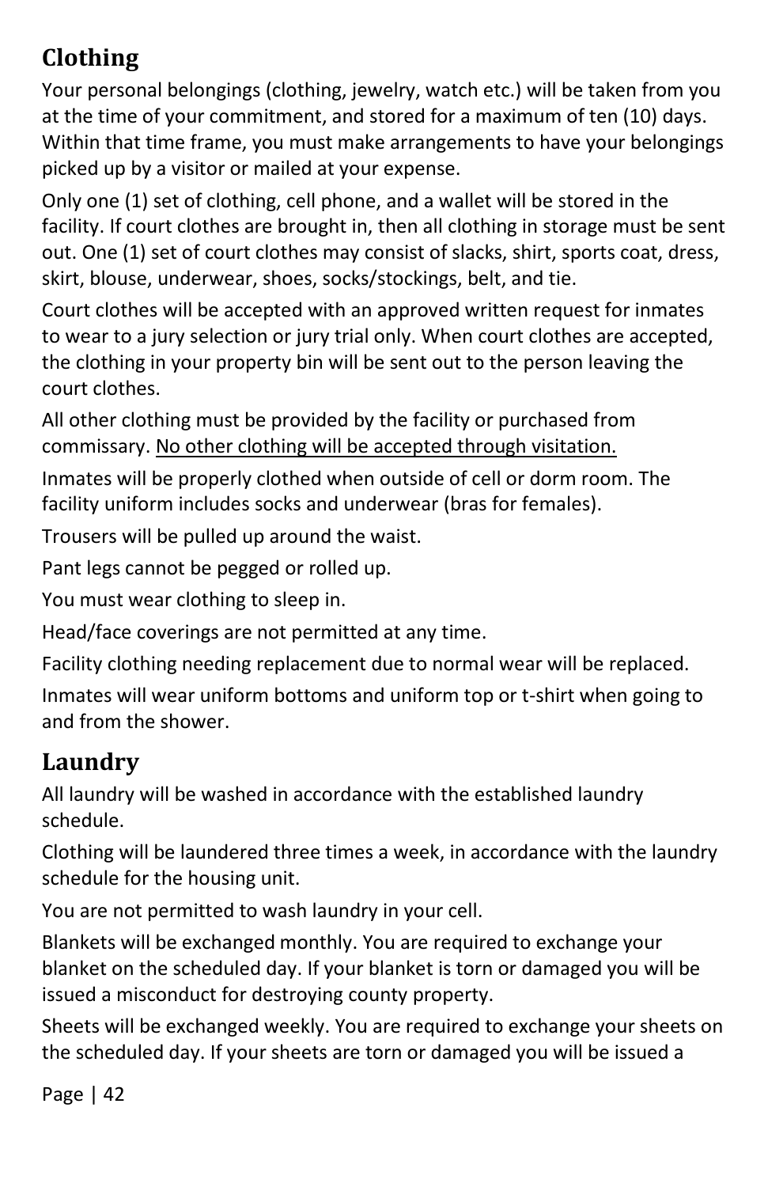## Clothing

Your personal belongings (clothing, jewelry, watch etc.) will be taken from you at the time of your commitment, and stored for a maximum of ten (10) days. Within that time frame, you must make arrangements to have your belongings picked up by a visitor or mailed at your expense.

Only one (1) set of clothing, cell phone, and a wallet will be stored in the facility. If court clothes are brought in, then all clothing in storage must be sent out. One (1) set of court clothes may consist of slacks, shirt, sports coat, dress, skirt, blouse, underwear, shoes, socks/stockings, belt, and tie.

Court clothes will be accepted with an approved written request for inmates to wear to a jury selection or jury trial only. When court clothes are accepted, the clothing in your property bin will be sent out to the person leaving the court clothes.

All other clothing must be provided by the facility or purchased from commissary. <u>No other clothing will be accepted through visitation.</u>

Inmates will be properly clothed when outside of cell or dorm room. The facility uniform includes socks and underwear (bras for females).

Trousers will be pulled up around the waist.

Pant legs cannot be pegged or rolled up.

You must wear clothing to sleep in.

Head/face coverings are not permitted at any time.

Facility clothing needing replacement due to normal wear will be replaced.

Inmates will wear uniform bottoms and uniform top or t-shirt when going to and from the shower.

## Laundry

All laundry will be washed in accordance with the established laundry schedule.

Clothing will be laundered three times a week, in accordance with the laundry schedule for the housing unit.

You are not permitted to wash laundry in your cell.

Blankets will be exchanged monthly. You are required to exchange your blanket on the scheduled day. If your blanket is torn or damaged you will be issued a misconduct for destroying county property.

Sheets will be exchanged weekly. You are required to exchange your sheets on the scheduled day. If your sheets are torn or damaged you will be issued a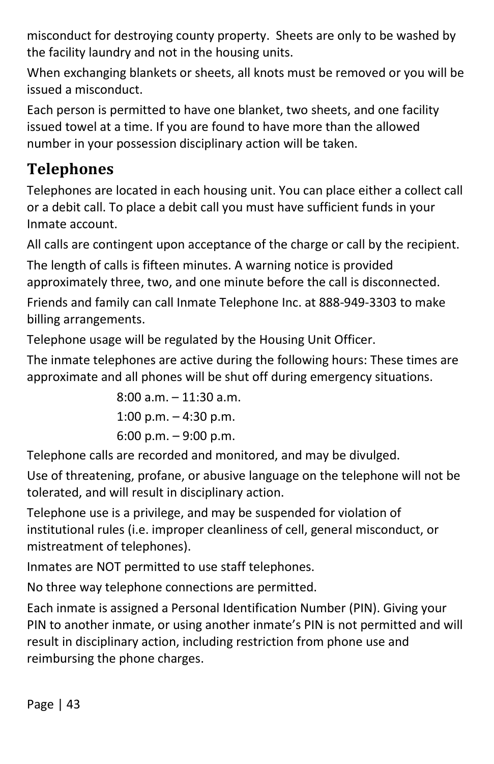misconduct for destroying county property. Sheets are only to be washed by the facility laundry and not in the housing units.

When exchanging blankets or sheets, all knots must be removed or you will be issued a misconduct.

Each person is permitted to have one blanket, two sheets, and one facility issued towel at a time. If you are found to have more than the allowed number in your possession disciplinary action will be taken.

## Telephones

Telephones are located in each housing unit. You can place either a collect call or a debit call. To place a debit call you must have sufficient funds in your Inmate account.

All calls are contingent upon acceptance of the charge or call by the recipient.

The length of calls is fifteen minutes. A warning notice is provided approximately three, two, and one minute before the call is disconnected.

Friends and family can call Inmate Telephone Inc. at 888-949-3303 to make billing arrangements.

Telephone usage will be regulated by the Housing Unit Officer.

The inmate telephones are active during the following hours: These times are approximate and all phones will be shut off during emergency situations.

8:00 a.m. – 11:30 a.m.

1:00 p.m. – 4:30 p.m.

6:00 p.m. – 9:00 p.m.

Telephone calls are recorded and monitored, and may be divulged.

Use of threatening, profane, or abusive language on the telephone will not be tolerated, and will result in disciplinary action.

Telephone use is a privilege, and may be suspended for violation of institutional rules (i.e. improper cleanliness of cell, general misconduct, or mistreatment of telephones).

Inmates are NOT permitted to use staff telephones.

No three way telephone connections are permitted.

Each inmate is assigned a Personal Identification Number (PIN). Giving your PIN to another inmate, or using another inmate's PIN is not permitted and will result in disciplinary action, including restriction from phone use and reimbursing the phone charges.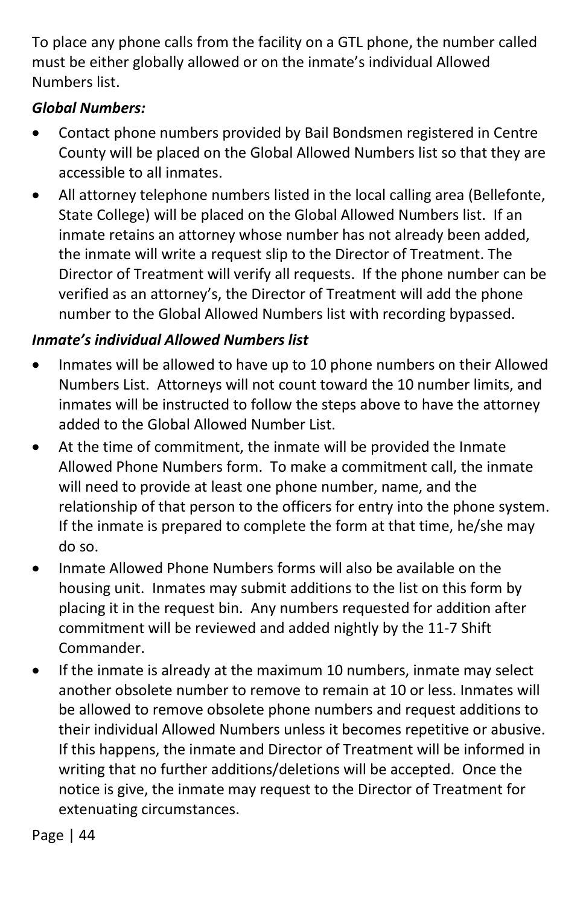To place any phone calls from the facility on a GTL phone, the number called must be either globally allowed or on the inmate's individual Allowed Numbers list.

***Global Numbers:***

- Contact phone numbers provided by Bail Bondsmen registered in Centre County will be placed on the Global Allowed Numbers list so that they are accessible to all inmates.
- All attorney telephone numbers listed in the local calling area (Bellefonte, State College) will be placed on the Global Allowed Numbers list. If an inmate retains an attorney whose number has not already been added, the inmate will write a request slip to the Director of Treatment. The Director of Treatment will verify all requests. If the phone number can be verified as an attorney's, the Director of Treatment will add the phone number to the Global Allowed Numbers list with recording bypassed.

***Inmate's individual Allowed Numbers list***

- Inmates will be allowed to have up to 10 phone numbers on their Allowed Numbers List. Attorneys will not count toward the 10 number limits, and inmates will be instructed to follow the steps above to have the attorney added to the Global Allowed Number List.
- At the time of commitment, the inmate will be provided the Inmate Allowed Phone Numbers form. To make a commitment call, the inmate will need to provide at least one phone number, name, and the relationship of that person to the officers for entry into the phone system. If the inmate is prepared to complete the form at that time, he/she may do so.
- Inmate Allowed Phone Numbers forms will also be available on the housing unit. Inmates may submit additions to the list on this form by placing it in the request bin. Any numbers requested for addition after commitment will be reviewed and added nightly by the 11-7 Shift Commander.
- If the inmate is already at the maximum 10 numbers, inmate may select another obsolete number to remove to remain at 10 or less. Inmates will be allowed to remove obsolete phone numbers and request additions to their individual Allowed Numbers unless it becomes repetitive or abusive. If this happens, the inmate and Director of Treatment will be informed in writing that no further additions/deletions will be accepted. Once the notice is give, the inmate may request to the Director of Treatment for extenuating circumstances.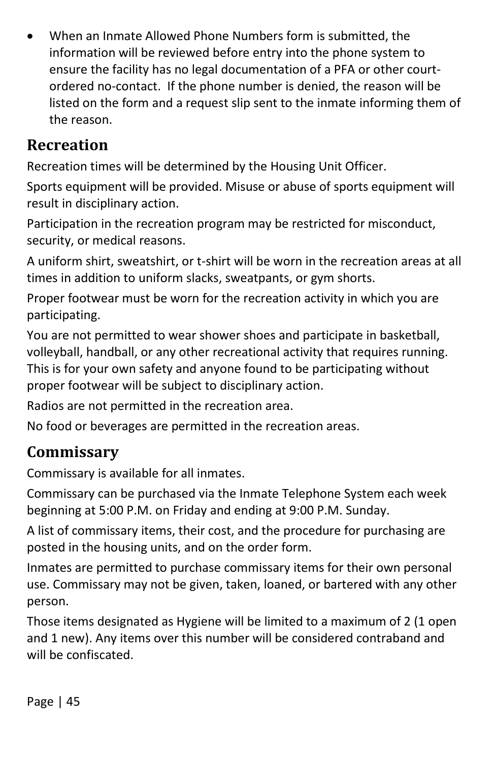- When an Inmate Allowed Phone Numbers form is submitted, the information will be reviewed before entry into the phone system to ensure the facility has no legal documentation of a PFA or other court-ordered no-contact. If the phone number is denied, the reason will be listed on the form and a request slip sent to the inmate informing them of the reason.

## Recreation

Recreation times will be determined by the Housing Unit Officer.

Sports equipment will be provided. Misuse or abuse of sports equipment will result in disciplinary action.

Participation in the recreation program may be restricted for misconduct, security, or medical reasons.

A uniform shirt, sweatshirt, or t-shirt will be worn in the recreation areas at all times in addition to uniform slacks, sweatpants, or gym shorts.

Proper footwear must be worn for the recreation activity in which you are participating.

You are not permitted to wear shower shoes and participate in basketball, volleyball, handball, or any other recreational activity that requires running. This is for your own safety and anyone found to be participating without proper footwear will be subject to disciplinary action.

Radios are not permitted in the recreation area.

No food or beverages are permitted in the recreation areas.

## Commissary

Commissary is available for all inmates.

Commissary can be purchased via the Inmate Telephone System each week beginning at 5:00 P.M. on Friday and ending at 9:00 P.M. Sunday.

A list of commissary items, their cost, and the procedure for purchasing are posted in the housing units, and on the order form.

Inmates are permitted to purchase commissary items for their own personal use. Commissary may not be given, taken, loaned, or bartered with any other person.

Those items designated as Hygiene will be limited to a maximum of 2 (1 open and 1 new). Any items over this number will be considered contraband and will be confiscated.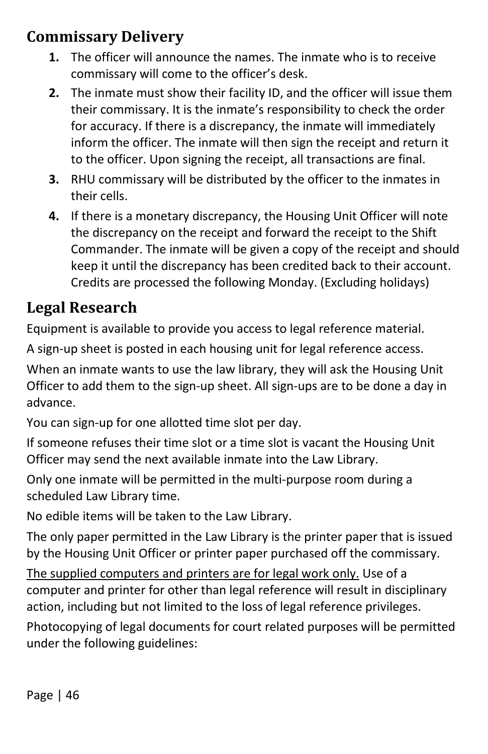## Commissary Delivery

1. The officer will announce the names. The inmate who is to receive commissary will come to the officer's desk.
2. The inmate must show their facility ID, and the officer will issue them their commissary. It is the inmate's responsibility to check the order for accuracy. If there is a discrepancy, the inmate will immediately inform the officer. The inmate will then sign the receipt and return it to the officer. Upon signing the receipt, all transactions are final.
3. RHU commissary will be distributed by the officer to the inmates in their cells.
4. If there is a monetary discrepancy, the Housing Unit Officer will note the discrepancy on the receipt and forward the receipt to the Shift Commander. The inmate will be given a copy of the receipt and should keep it until the discrepancy has been credited back to their account. Credits are processed the following Monday. (Excluding holidays)

## Legal Research

Equipment is available to provide you access to legal reference material.

A sign-up sheet is posted in each housing unit for legal reference access.

When an inmate wants to use the law library, they will ask the Housing Unit Officer to add them to the sign-up sheet. All sign-ups are to be done a day in advance.

You can sign-up for one allotted time slot per day.

If someone refuses their time slot or a time slot is vacant the Housing Unit Officer may send the next available inmate into the Law Library.

Only one inmate will be permitted in the multi-purpose room during a scheduled Law Library time.

No edible items will be taken to the Law Library.

The only paper permitted in the Law Library is the printer paper that is issued by the Housing Unit Officer or printer paper purchased off the commissary.

<u>The supplied computers and printers are for legal work only.</u> Use of a computer and printer for other than legal reference will result in disciplinary action, including but not limited to the loss of legal reference privileges.

Photocopying of legal documents for court related purposes will be permitted under the following guidelines: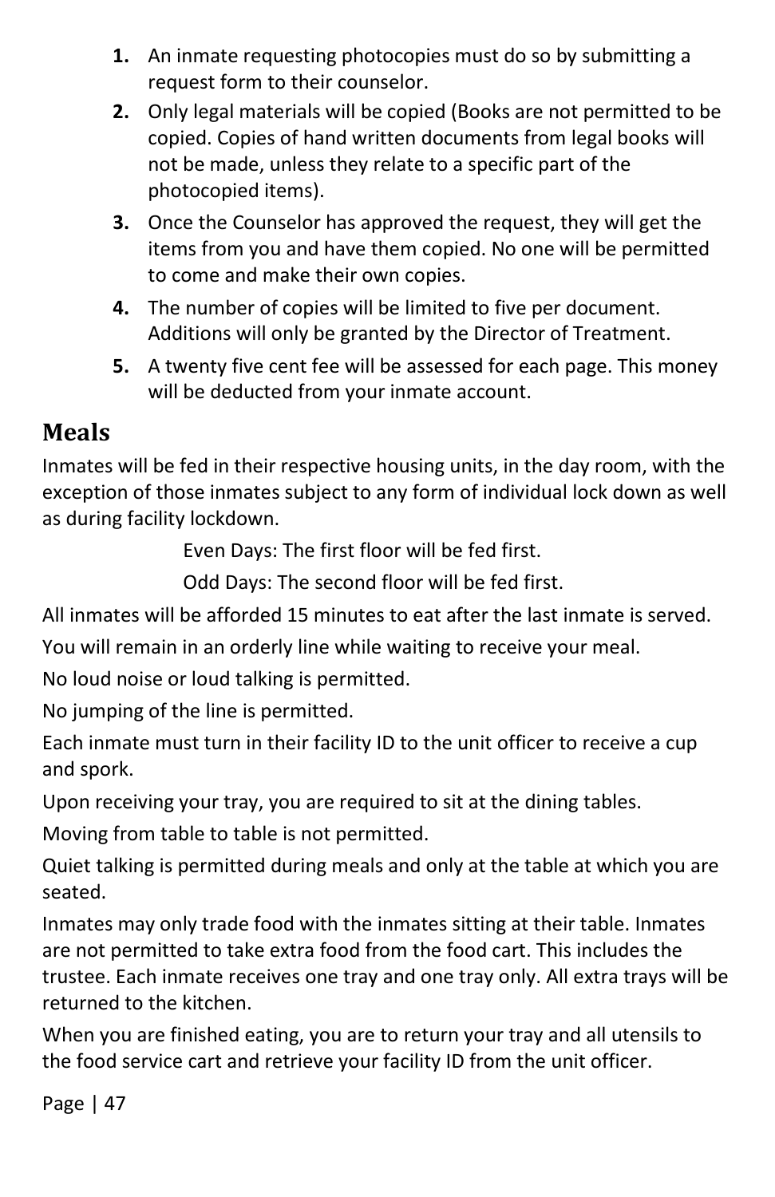1. An inmate requesting photocopies must do so by submitting a request form to their counselor.
2. Only legal materials will be copied (Books are not permitted to be copied. Copies of hand written documents from legal books will not be made, unless they relate to a specific part of the photocopied items).
3. Once the Counselor has approved the request, they will get the items from you and have them copied. No one will be permitted to come and make their own copies.
4. The number of copies will be limited to five per document. Additions will only be granted by the Director of Treatment.
5. A twenty five cent fee will be assessed for each page. This money will be deducted from your inmate account.

## Meals

Inmates will be fed in their respective housing units, in the day room, with the exception of those inmates subject to any form of individual lock down as well as during facility lockdown.

Even Days: The first floor will be fed first.

Odd Days: The second floor will be fed first.

All inmates will be afforded 15 minutes to eat after the last inmate is served.

You will remain in an orderly line while waiting to receive your meal.

No loud noise or loud talking is permitted.

No jumping of the line is permitted.

Each inmate must turn in their facility ID to the unit officer to receive a cup and spork.

Upon receiving your tray, you are required to sit at the dining tables.

Moving from table to table is not permitted.

Quiet talking is permitted during meals and only at the table at which you are seated.

Inmates may only trade food with the inmates sitting at their table. Inmates are not permitted to take extra food from the food cart. This includes the trustee. Each inmate receives one tray and one tray only. All extra trays will be returned to the kitchen.

When you are finished eating, you are to return your tray and all utensils to the food service cart and retrieve your facility ID from the unit officer.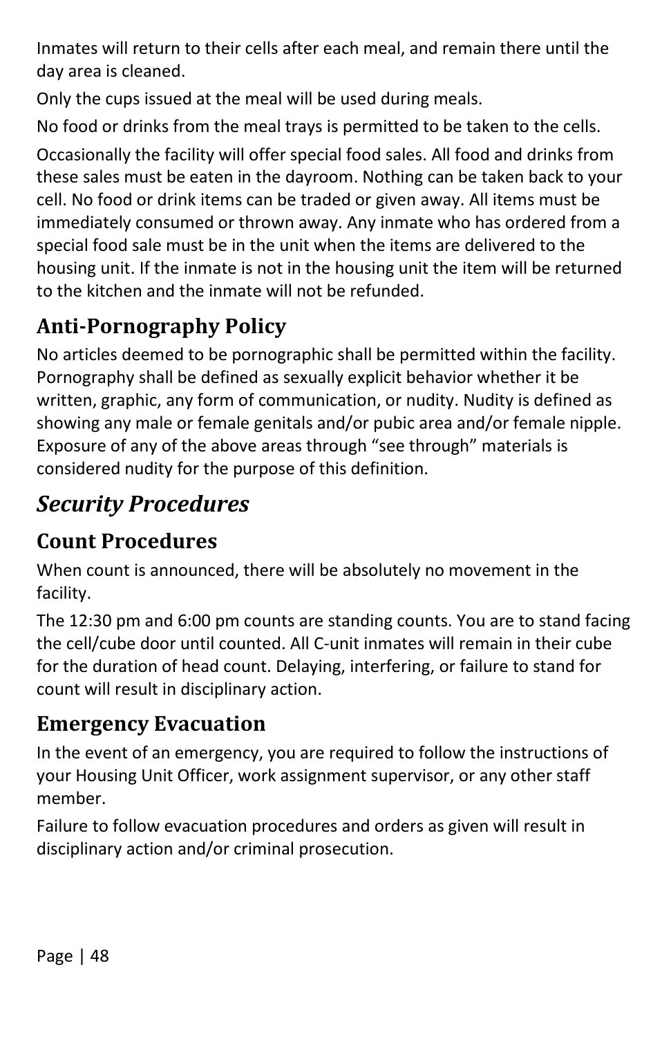Inmates will return to their cells after each meal, and remain there until the day area is cleaned.

Only the cups issued at the meal will be used during meals.

No food or drinks from the meal trays is permitted to be taken to the cells.

Occasionally the facility will offer special food sales. All food and drinks from these sales must be eaten in the dayroom. Nothing can be taken back to your cell. No food or drink items can be traded or given away. All items must be immediately consumed or thrown away. Any inmate who has ordered from a special food sale must be in the unit when the items are delivered to the housing unit. If the inmate is not in the housing unit the item will be returned to the kitchen and the inmate will not be refunded.

## Anti-Pornography Policy

No articles deemed to be pornographic shall be permitted within the facility. Pornography shall be defined as sexually explicit behavior whether it be written, graphic, any form of communication, or nudity. Nudity is defined as showing any male or female genitals and/or pubic area and/or female nipple. Exposure of any of the above areas through "see through" materials is considered nudity for the purpose of this definition.

# *Security Procedures*

## Count Procedures

When count is announced, there will be absolutely no movement in the facility.

The 12:30 pm and 6:00 pm counts are standing counts. You are to stand facing the cell/cube door until counted. All C-unit inmates will remain in their cube for the duration of head count. Delaying, interfering, or failure to stand for count will result in disciplinary action.

## Emergency Evacuation

In the event of an emergency, you are required to follow the instructions of your Housing Unit Officer, work assignment supervisor, or any other staff member.

Failure to follow evacuation procedures and orders as given will result in disciplinary action and/or criminal prosecution.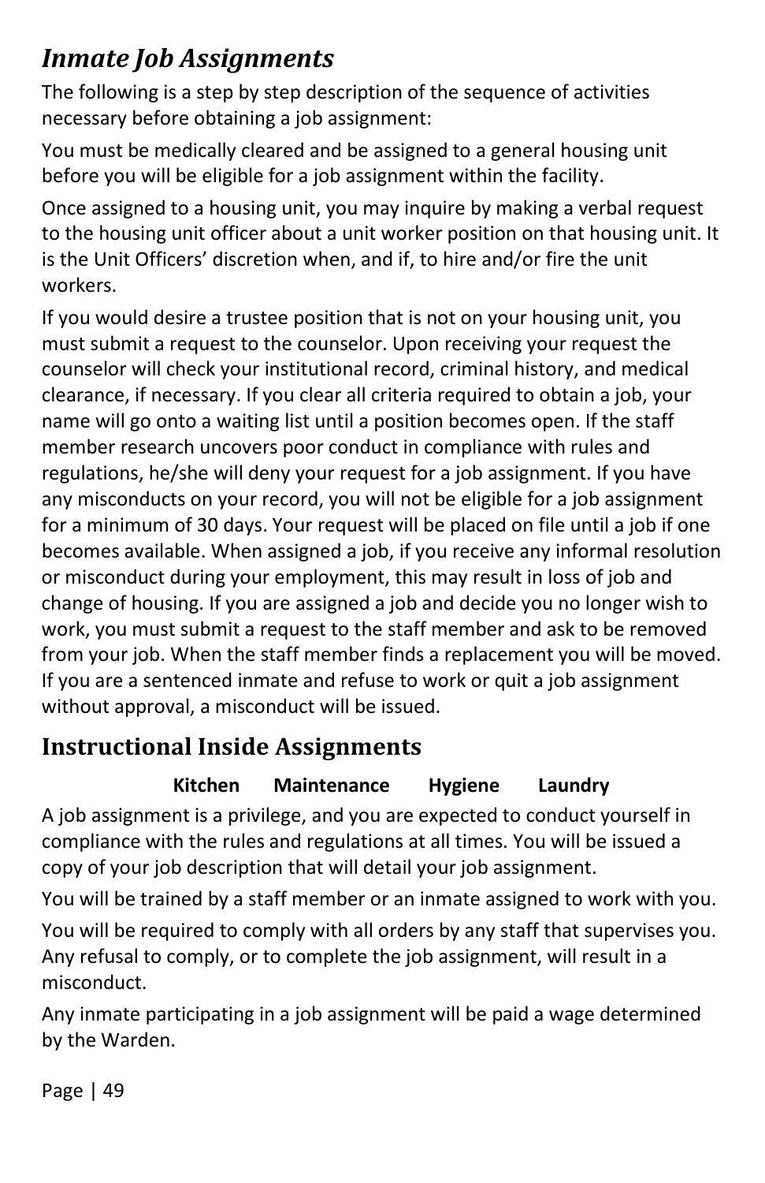## *Inmate Job Assignments*

The following is a step by step description of the sequence of activities necessary before obtaining a job assignment:

You must be medically cleared and be assigned to a general housing unit before you will be eligible for a job assignment within the facility.

Once assigned to a housing unit, you may inquire by making a verbal request to the housing unit officer about a unit worker position on that housing unit. It is the Unit Officers' discretion when, and if, to hire and/or fire the unit workers.

If you would desire a trustee position that is not on your housing unit, you must submit a request to the counselor. Upon receiving your request the counselor will check your institutional record, criminal history, and medical clearance, if necessary. If you clear all criteria required to obtain a job, your name will go onto a waiting list until a position becomes open. If the staff member research uncovers poor conduct in compliance with rules and regulations, he/she will deny your request for a job assignment. If you have any misconducts on your record, you will not be eligible for a job assignment for a minimum of 30 days. Your request will be placed on file until a job if one becomes available. When assigned a job, if you receive any informal resolution or misconduct during your employment, this may result in loss of job and change of housing. If you are assigned a job and decide you no longer wish to work, you must submit a request to the staff member and ask to be removed from your job. When the staff member finds a replacement you will be moved. If you are a sentenced inmate and refuse to work or quit a job assignment without approval, a misconduct will be issued.

## Instructional Inside Assignments

**Kitchen      Maintenance      Hygiene      Laundry**

A job assignment is a privilege, and you are expected to conduct yourself in compliance with the rules and regulations at all times. You will be issued a copy of your job description that will detail your job assignment.

You will be trained by a staff member or an inmate assigned to work with you.

You will be required to comply with all orders by any staff that supervises you. Any refusal to comply, or to complete the job assignment, will result in a misconduct.

Any inmate participating in a job assignment will be paid a wage determined by the Warden.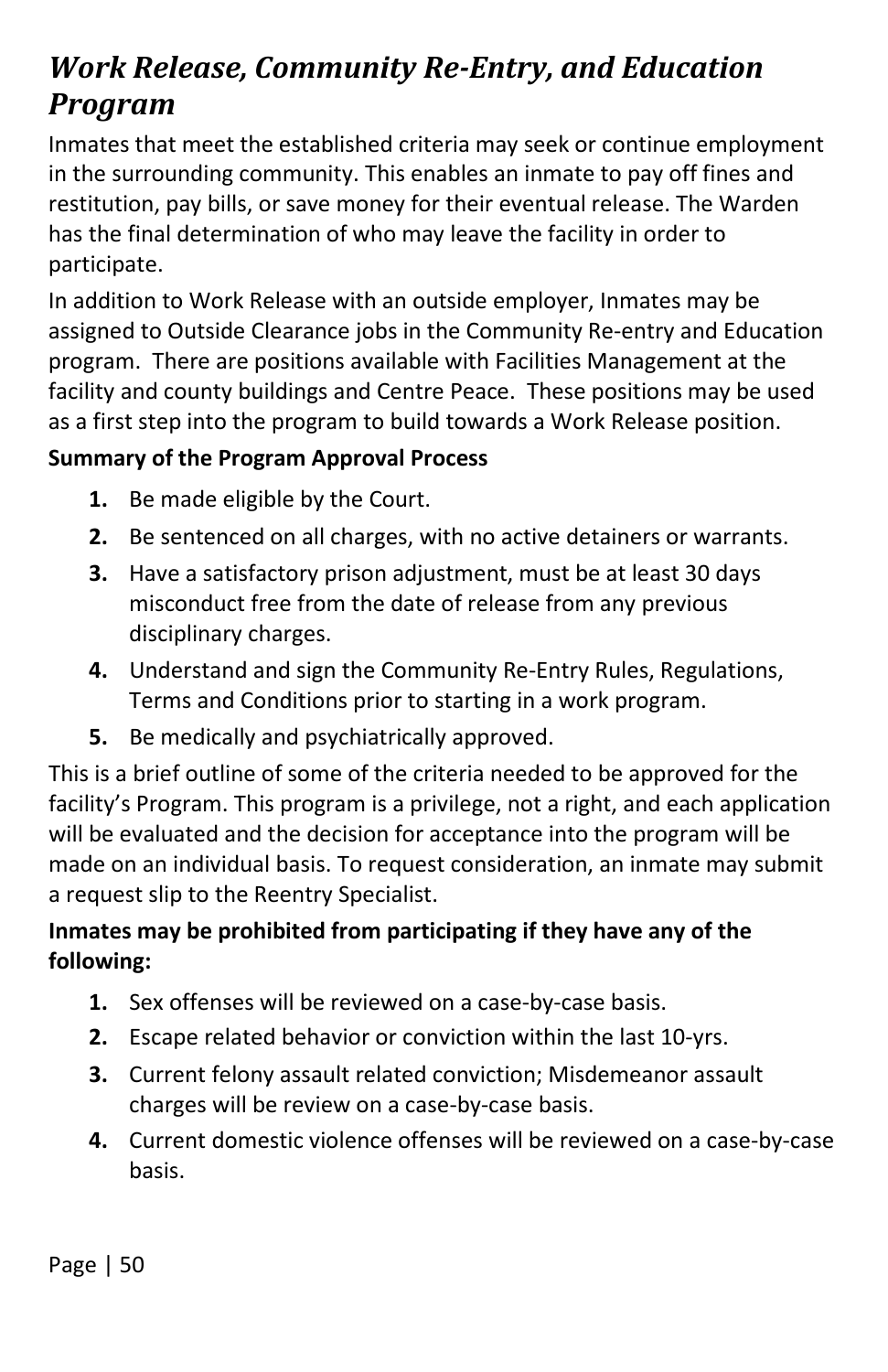## *Work Release, Community Re-Entry, and Education Program*

Inmates that meet the established criteria may seek or continue employment in the surrounding community. This enables an inmate to pay off fines and restitution, pay bills, or save money for their eventual release. The Warden has the final determination of who may leave the facility in order to participate.

In addition to Work Release with an outside employer, Inmates may be assigned to Outside Clearance jobs in the Community Re-entry and Education program. There are positions available with Facilities Management at the facility and county buildings and Centre Peace. These positions may be used as a first step into the program to build towards a Work Release position.

**Summary of the Program Approval Process**

1. Be made eligible by the Court.
2. Be sentenced on all charges, with no active detainers or warrants.
3. Have a satisfactory prison adjustment, must be at least 30 days misconduct free from the date of release from any previous disciplinary charges.
4. Understand and sign the Community Re-Entry Rules, Regulations, Terms and Conditions prior to starting in a work program.
5. Be medically and psychiatrically approved.

This is a brief outline of some of the criteria needed to be approved for the facility's Program. This program is a privilege, not a right, and each application will be evaluated and the decision for acceptance into the program will be made on an individual basis. To request consideration, an inmate may submit a request slip to the Reentry Specialist.

**Inmates may be prohibited from participating if they have any of the following:**

1. Sex offenses will be reviewed on a case-by-case basis.
2. Escape related behavior or conviction within the last 10-yrs.
3. Current felony assault related conviction; Misdemeanor assault charges will be review on a case-by-case basis.
4. Current domestic violence offenses will be reviewed on a case-by-case basis.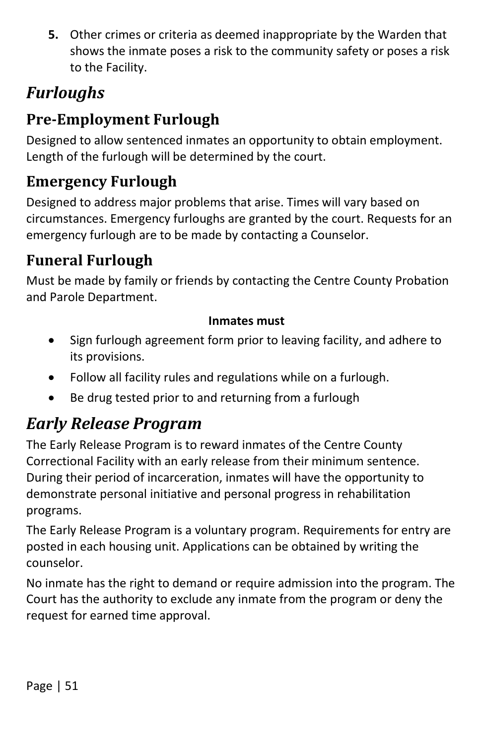5. Other crimes or criteria as deemed inappropriate by the Warden that shows the inmate poses a risk to the community safety or poses a risk to the Facility.

# *Furloughs*

## Pre-Employment Furlough

Designed to allow sentenced inmates an opportunity to obtain employment. Length of the furlough will be determined by the court.

## Emergency Furlough

Designed to address major problems that arise. Times will vary based on circumstances. Emergency furloughs are granted by the court. Requests for an emergency furlough are to be made by contacting a Counselor.

## Funeral Furlough

Must be made by family or friends by contacting the Centre County Probation and Parole Department.

**Inmates must**

- Sign furlough agreement form prior to leaving facility, and adhere to its provisions.
- Follow all facility rules and regulations while on a furlough.
- Be drug tested prior to and returning from a furlough

# *Early Release Program*

The Early Release Program is to reward inmates of the Centre County Correctional Facility with an early release from their minimum sentence. During their period of incarceration, inmates will have the opportunity to demonstrate personal initiative and personal progress in rehabilitation programs.

The Early Release Program is a voluntary program. Requirements for entry are posted in each housing unit. Applications can be obtained by writing the counselor.

No inmate has the right to demand or require admission into the program. The Court has the authority to exclude any inmate from the program or deny the request for earned time approval.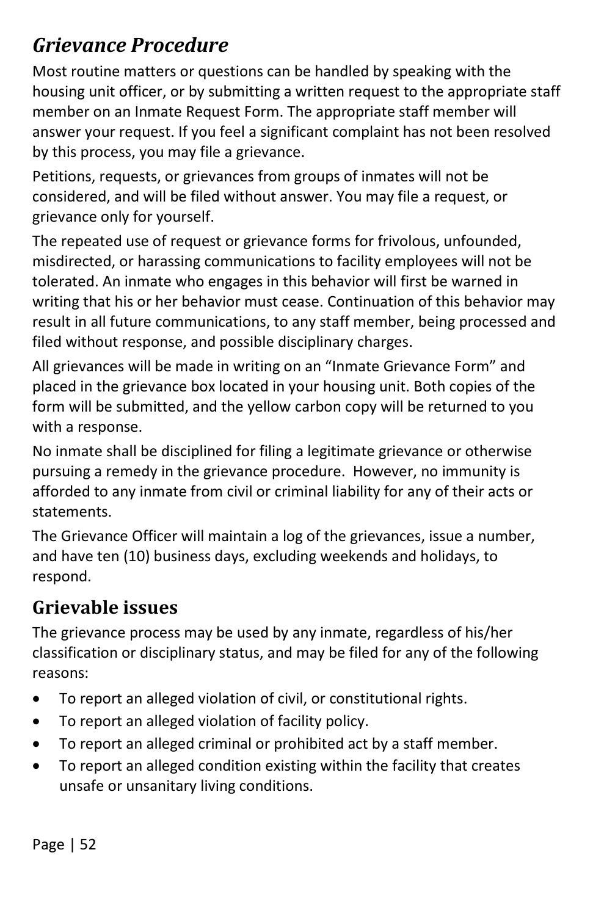## *Grievance Procedure*

Most routine matters or questions can be handled by speaking with the housing unit officer, or by submitting a written request to the appropriate staff member on an Inmate Request Form. The appropriate staff member will answer your request. If you feel a significant complaint has not been resolved by this process, you may file a grievance.

Petitions, requests, or grievances from groups of inmates will not be considered, and will be filed without answer. You may file a request, or grievance only for yourself.

The repeated use of request or grievance forms for frivolous, unfounded, misdirected, or harassing communications to facility employees will not be tolerated. An inmate who engages in this behavior will first be warned in writing that his or her behavior must cease. Continuation of this behavior may result in all future communications, to any staff member, being processed and filed without response, and possible disciplinary charges.

All grievances will be made in writing on an "Inmate Grievance Form" and placed in the grievance box located in your housing unit. Both copies of the form will be submitted, and the yellow carbon copy will be returned to you with a response.

No inmate shall be disciplined for filing a legitimate grievance or otherwise pursuing a remedy in the grievance procedure. However, no immunity is afforded to any inmate from civil or criminal liability for any of their acts or statements.

The Grievance Officer will maintain a log of the grievances, issue a number, and have ten (10) business days, excluding weekends and holidays, to respond.

## Grievable issues

The grievance process may be used by any inmate, regardless of his/her classification or disciplinary status, and may be filed for any of the following reasons:

- To report an alleged violation of civil, or constitutional rights.
- To report an alleged violation of facility policy.
- To report an alleged criminal or prohibited act by a staff member.
- To report an alleged condition existing within the facility that creates unsafe or unsanitary living conditions.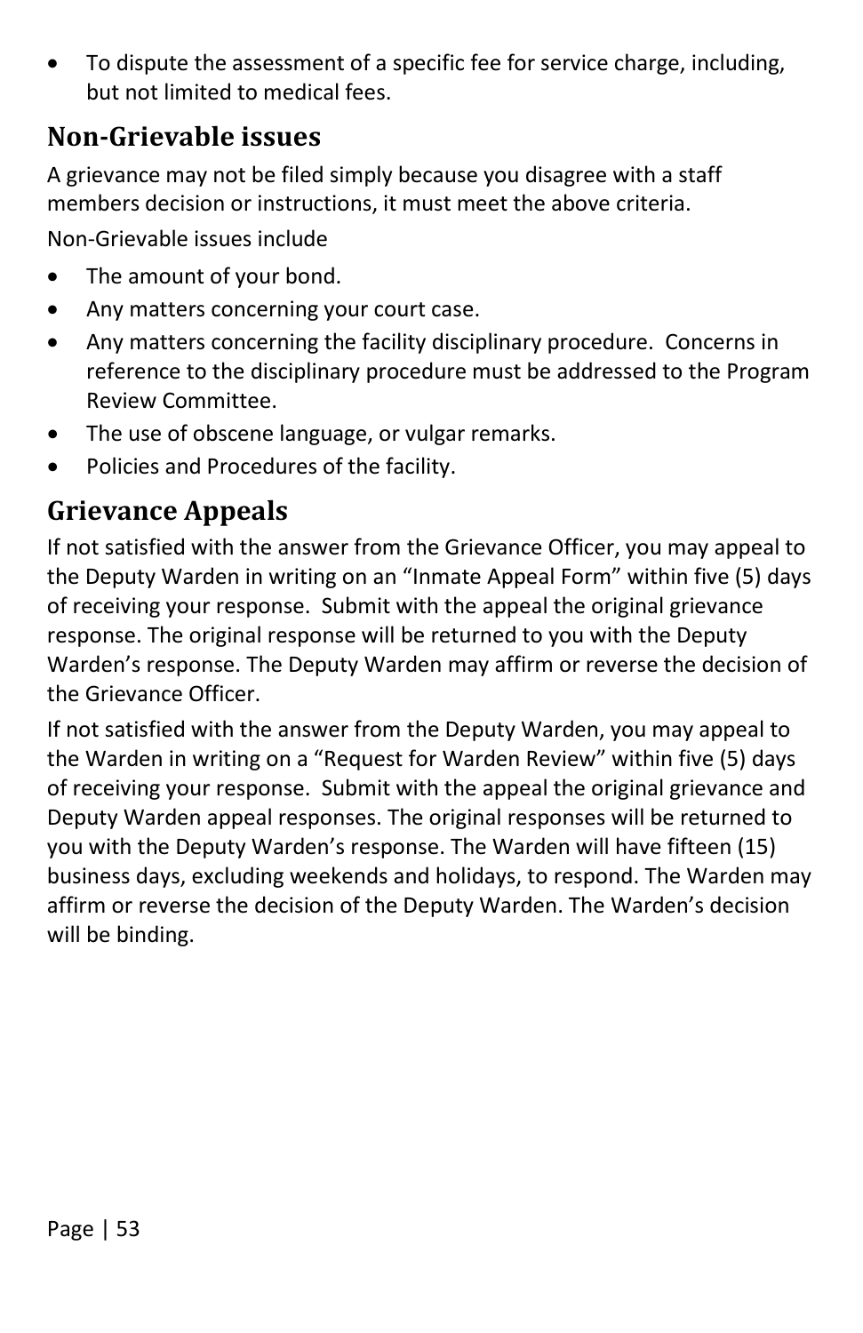- To dispute the assessment of a specific fee for service charge, including, but not limited to medical fees.

## Non-Grievable issues

A grievance may not be filed simply because you disagree with a staff members decision or instructions, it must meet the above criteria.

Non-Grievable issues include

- The amount of your bond.
- Any matters concerning your court case.
- Any matters concerning the facility disciplinary procedure. Concerns in reference to the disciplinary procedure must be addressed to the Program Review Committee.
- The use of obscene language, or vulgar remarks.
- Policies and Procedures of the facility.

## Grievance Appeals

If not satisfied with the answer from the Grievance Officer, you may appeal to the Deputy Warden in writing on an "Inmate Appeal Form" within five (5) days of receiving your response. Submit with the appeal the original grievance response. The original response will be returned to you with the Deputy Warden's response. The Deputy Warden may affirm or reverse the decision of the Grievance Officer.

If not satisfied with the answer from the Deputy Warden, you may appeal to the Warden in writing on a "Request for Warden Review" within five (5) days of receiving your response. Submit with the appeal the original grievance and Deputy Warden appeal responses. The original responses will be returned to you with the Deputy Warden's response. The Warden will have fifteen (15) business days, excluding weekends and holidays, to respond. The Warden may affirm or reverse the decision of the Deputy Warden. The Warden's decision will be binding.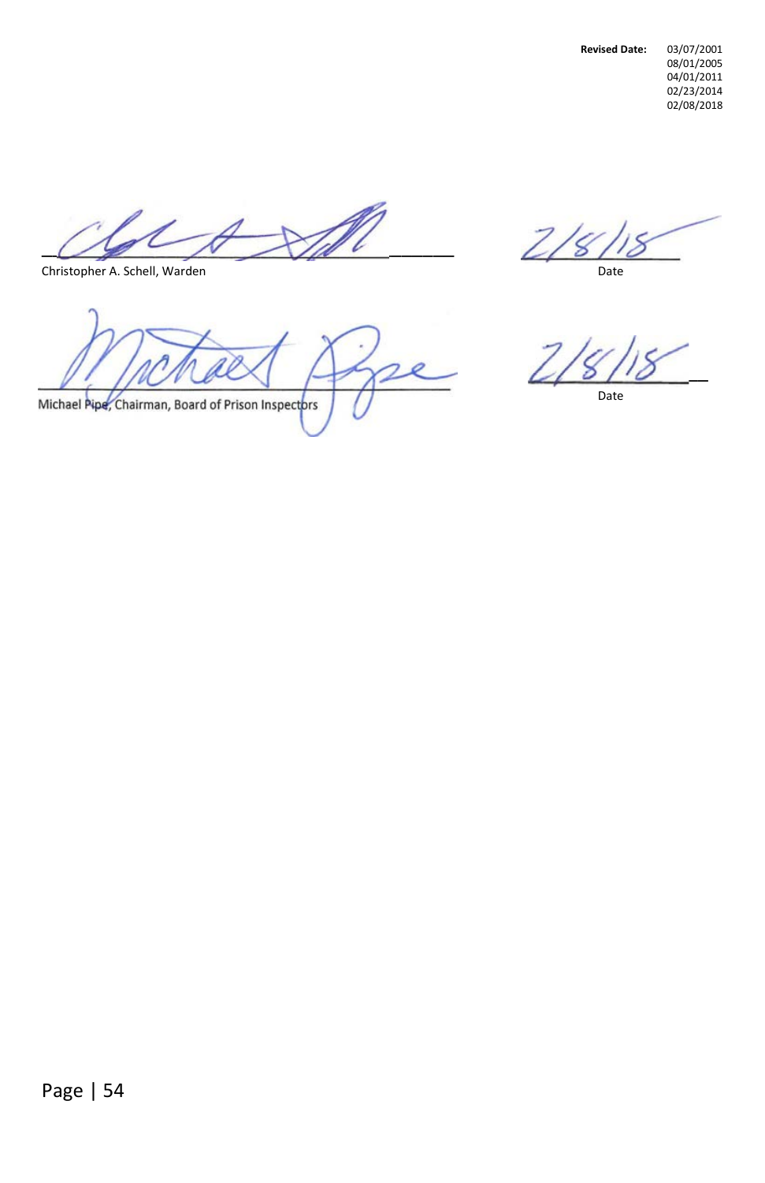**Revised Date:** 03/07/2001
08/01/2005
04/01/2011
02/23/2014
02/08/2018

______________________________ 2/8/18

Christopher A. Schell, Warden — Date

______________________________ 2/8/18

Michael Pipe, Chairman, Board of Prison Inspectors — Date